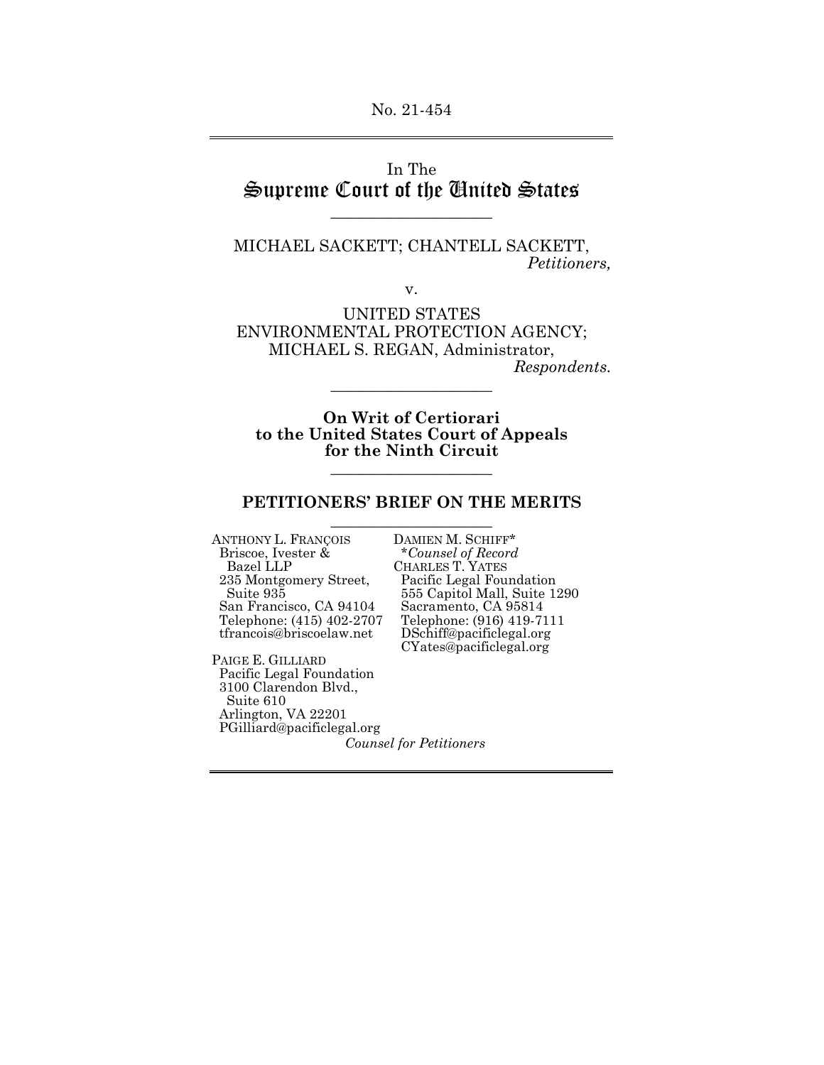No. 21-454

In The
# Supreme Court of the United States

---

MICHAEL SACKETT; CHANTELL SACKETT,
*Petitioners,*

v.

UNITED STATES ENVIRONMENTAL PROTECTION AGENCY; MICHAEL S. REGAN, Administrator,
*Respondents.*

---

**On Writ of Certiorari to the United States Court of Appeals for the Ninth Circuit**

---

## PETITIONERS' BRIEF ON THE MERITS

---

ANTHONY L. FRANÇOIS
Briscoe, Ivester & Bazel LLP
235 Montgomery Street, Suite 935
San Francisco, CA 94104
Telephone: (415) 402-2707
tfrancois@briscoelaw.net

PAIGE E. GILLIARD
Pacific Legal Foundation
3100 Clarendon Blvd., Suite 610
Arlington, VA 22201
PGilliard@pacificlegal.org

DAMIEN M. SCHIFF*
*Counsel of Record
CHARLES T. YATES
Pacific Legal Foundation
555 Capitol Mall, Suite 1290
Sacramento, CA 95814
Telephone: (916) 419-7111
DSchiff@pacificlegal.org
CYates@pacificlegal.org

*Counsel for Petitioners*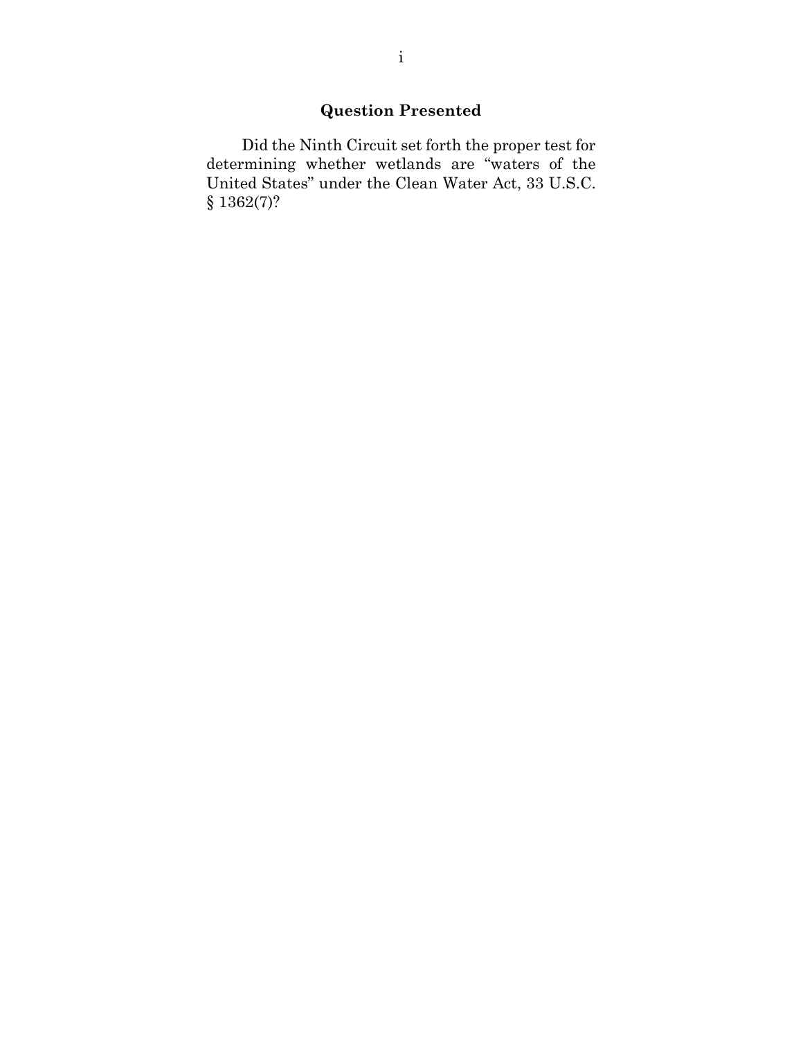## Question Presented

Did the Ninth Circuit set forth the proper test for determining whether wetlands are "waters of the United States" under the Clean Water Act, 33 U.S.C. § 1362(7)?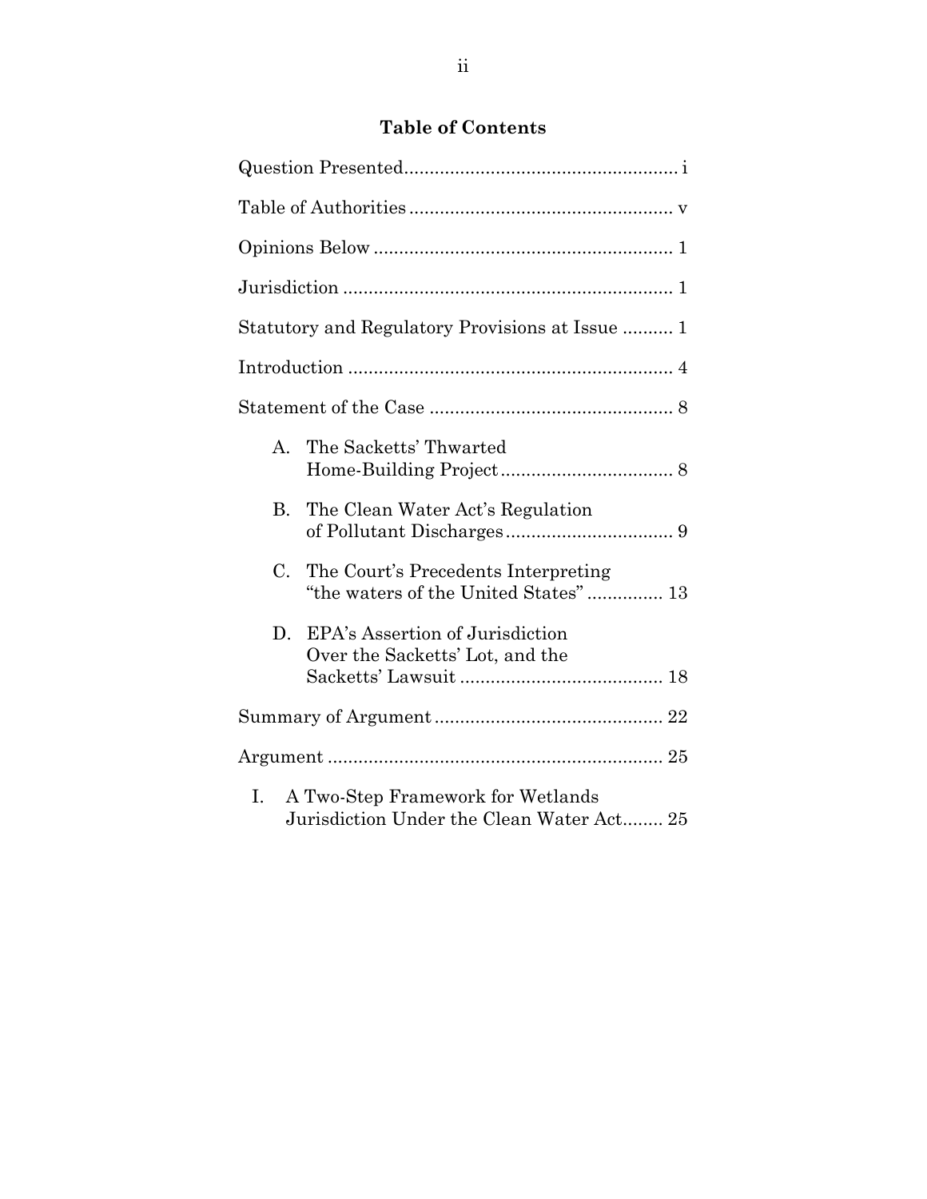## Table of Contents

Question Presented ...................................................... i

Table of Authorities .................................................... v

Opinions Below ........................................................... 1

Jurisdiction ................................................................. 1

Statutory and Regulatory Provisions at Issue .......... 1

Introduction ................................................................ 4

Statement of the Case ................................................ 8

A. The Sacketts' Thwarted Home-Building Project .................................. 8

B. The Clean Water Act's Regulation of Pollutant Discharges ................................. 9

C. The Court's Precedents Interpreting "the waters of the United States" .............. 13

D. EPA's Assertion of Jurisdiction Over the Sacketts' Lot, and the Sacketts' Lawsuit ........................................ 18

Summary of Argument ............................................. 22

Argument .................................................................. 25

I. A Two-Step Framework for Wetlands Jurisdiction Under the Clean Water Act........ 25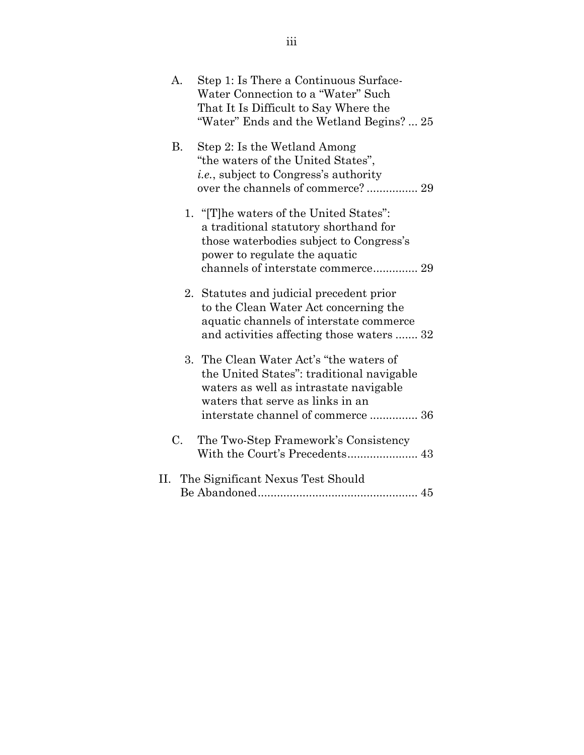A. Step 1: Is There a Continuous Surface-Water Connection to a "Water" Such That It Is Difficult to Say Where the "Water" Ends and the Wetland Begins? ... 25

B. Step 2: Is the Wetland Among "the waters of the United States", *i.e.*, subject to Congress's authority over the channels of commerce? ................ 29

1. "[T]he waters of the United States": a traditional statutory shorthand for those waterbodies subject to Congress's power to regulate the aquatic channels of interstate commerce.............. 29

2. Statutes and judicial precedent prior to the Clean Water Act concerning the aquatic channels of interstate commerce and activities affecting those waters ....... 32

3. The Clean Water Act's "the waters of the United States": traditional navigable waters as well as intrastate navigable waters that serve as links in an interstate channel of commerce ............... 36

C. The Two-Step Framework's Consistency With the Court's Precedents...................... 43

II. The Significant Nexus Test Should Be Abandoned.................................................. 45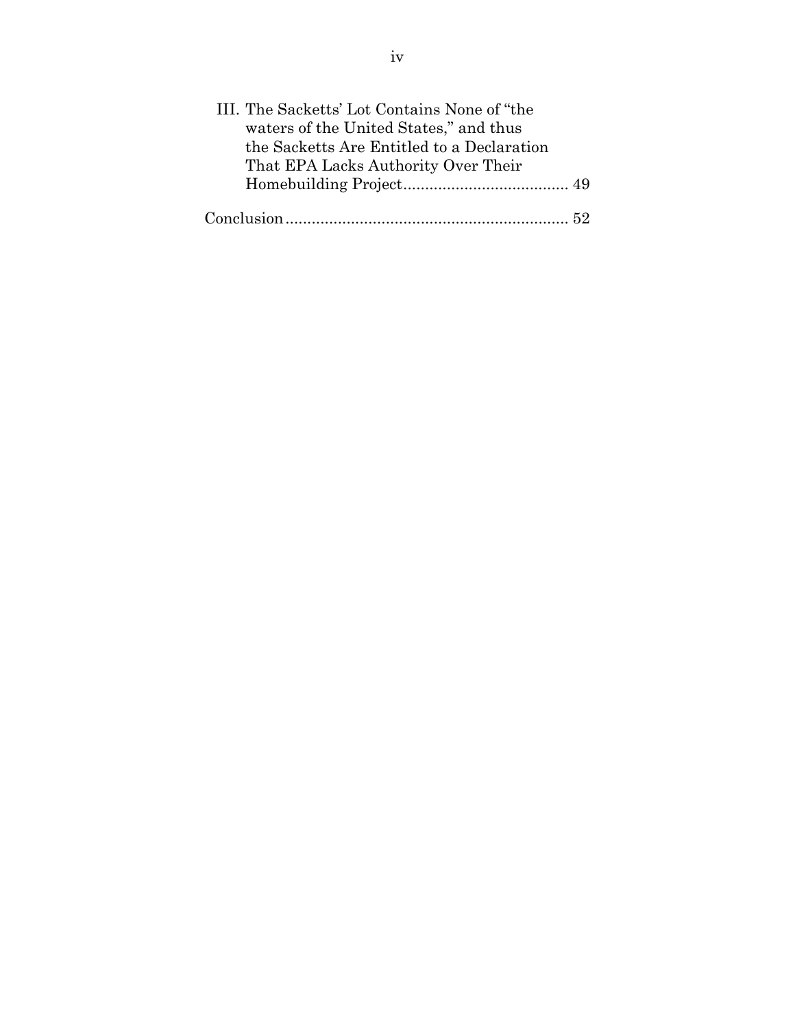III. The Sacketts' Lot Contains None of "the waters of the United States," and thus the Sacketts Are Entitled to a Declaration That EPA Lacks Authority Over Their Homebuilding Project...................................... 49

Conclusion................................................................. 52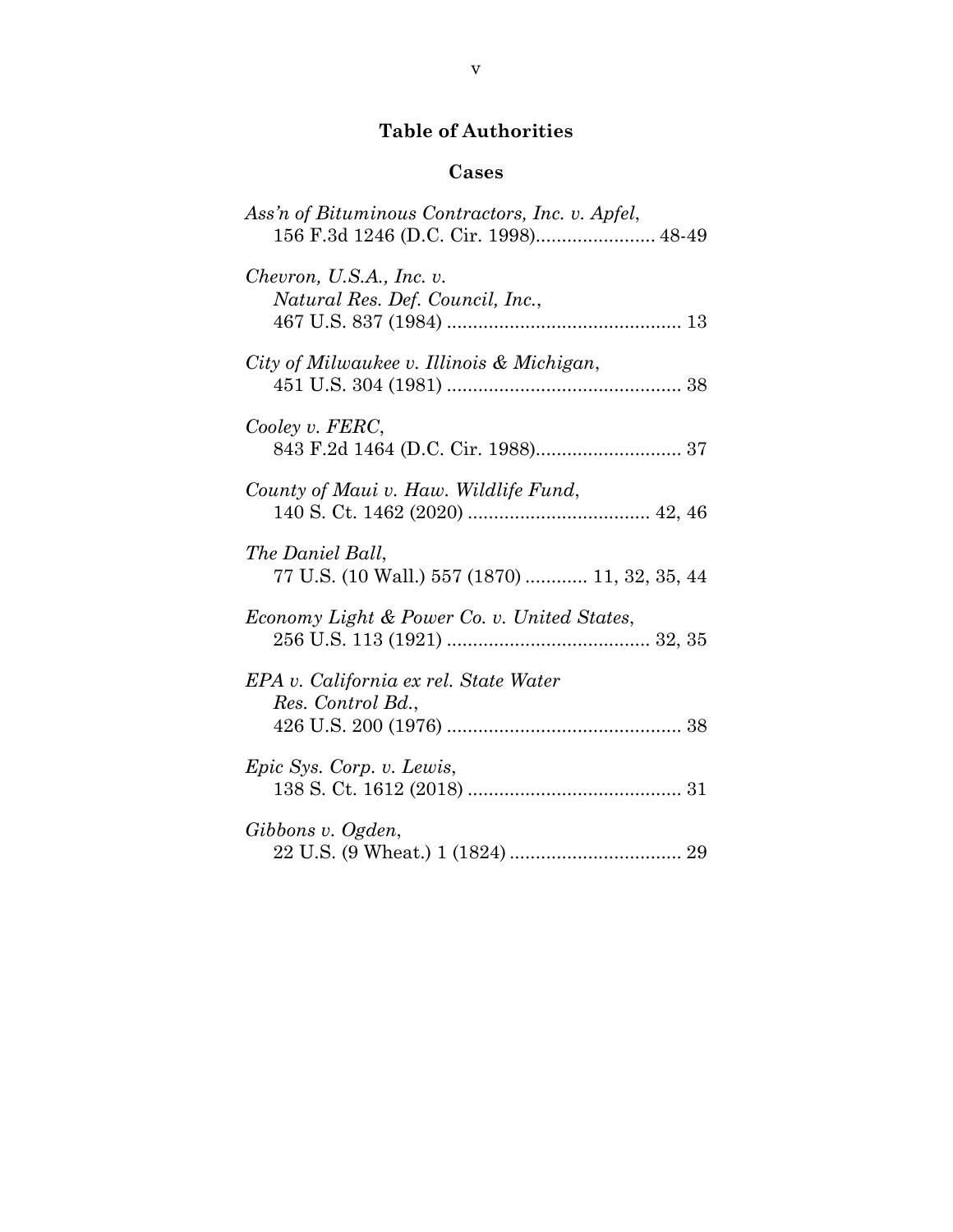## Table of Authorities

### Cases

*Ass'n of Bituminous Contractors, Inc. v. Apfel*,
156 F.3d 1246 (D.C. Cir. 1998)....................... 48-49

*Chevron, U.S.A., Inc. v. Natural Res. Def. Council, Inc.*,
467 U.S. 837 (1984) ............................................ 13

*City of Milwaukee v. Illinois & Michigan*,
451 U.S. 304 (1981) ............................................ 38

*Cooley v. FERC*,
843 F.2d 1464 (D.C. Cir. 1988)............................ 37

*County of Maui v. Haw. Wildlife Fund*,
140 S. Ct. 1462 (2020) ................................... 42, 46

*The Daniel Ball*,
77 U.S. (10 Wall.) 557 (1870) ............ 11, 32, 35, 44

*Economy Light & Power Co. v. United States*,
256 U.S. 113 (1921) ....................................... 32, 35

*EPA v. California ex rel. State Water Res. Control Bd.*,
426 U.S. 200 (1976) ............................................ 38

*Epic Sys. Corp. v. Lewis*,
138 S. Ct. 1612 (2018) ......................................... 31

*Gibbons v. Ogden*,
22 U.S. (9 Wheat.) 1 (1824) ................................. 29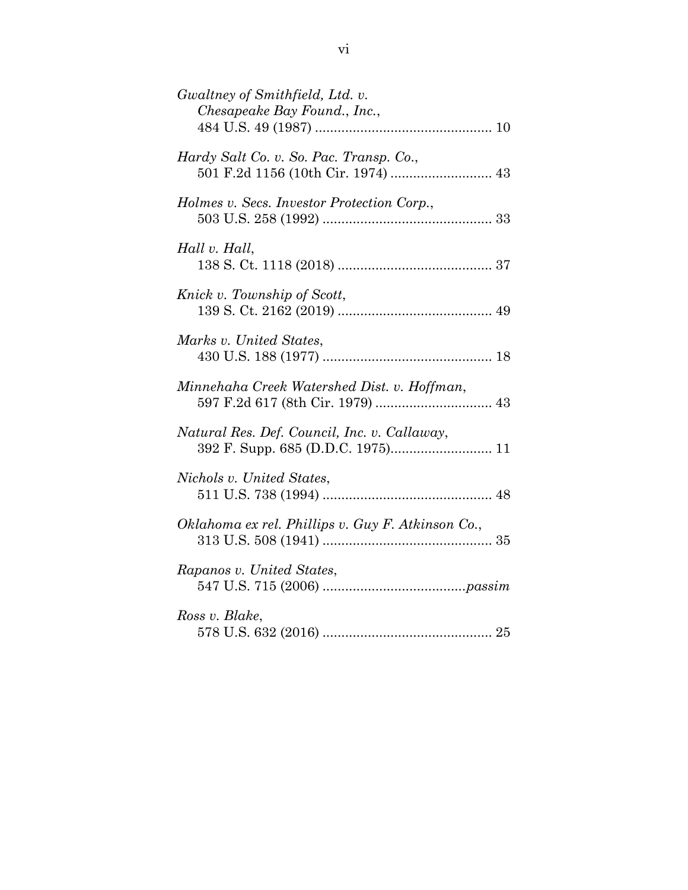*Gwaltney of Smithfield, Ltd. v. Chesapeake Bay Found., Inc.*,
484 U.S. 49 (1987) .............................................. 10

*Hardy Salt Co. v. So. Pac. Transp. Co.*,
501 F.2d 1156 (10th Cir. 1974) .......................... 43

*Holmes v. Secs. Investor Protection Corp.*,
503 U.S. 258 (1992) ............................................ 33

*Hall v. Hall*,
138 S. Ct. 1118 (2018) ........................................ 37

*Knick v. Township of Scott*,
139 S. Ct. 2162 (2019) ........................................ 49

*Marks v. United States*,
430 U.S. 188 (1977) ............................................ 18

*Minnehaha Creek Watershed Dist. v. Hoffman*,
597 F.2d 617 (8th Cir. 1979) .............................. 43

*Natural Res. Def. Council, Inc. v. Callaway*,
392 F. Supp. 685 (D.D.C. 1975).......................... 11

*Nichols v. United States*,
511 U.S. 738 (1994) ............................................ 48

*Oklahoma ex rel. Phillips v. Guy F. Atkinson Co.*,
313 U.S. 508 (1941) ............................................ 35

*Rapanos v. United States*,
547 U.S. 715 (2006) ......................................*passim*

*Ross v. Blake*,
578 U.S. 632 (2016) ............................................ 25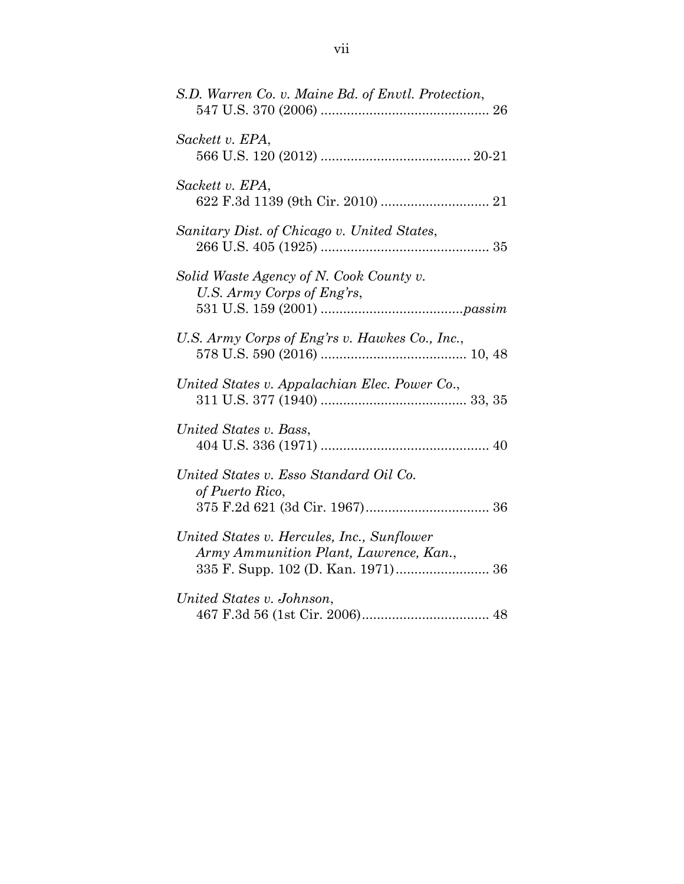*S.D. Warren Co. v. Maine Bd. of Envtl. Protection*,
547 U.S. 370 (2006) ............................................ 26

*Sackett v. EPA*,
566 U.S. 120 (2012) ....................................... 20-21

*Sackett v. EPA*,
622 F.3d 1139 (9th Cir. 2010) ............................ 21

*Sanitary Dist. of Chicago v. United States*,
266 U.S. 405 (1925) ............................................ 35

*Solid Waste Agency of N. Cook County v. U.S. Army Corps of Eng'rs*,
531 U.S. 159 (2001) ......................................*passim*

*U.S. Army Corps of Eng'rs v. Hawkes Co., Inc.*,
578 U.S. 590 (2016) ...................................... 10, 48

*United States v. Appalachian Elec. Power Co.*,
311 U.S. 377 (1940) ...................................... 33, 35

*United States v. Bass*,
404 U.S. 336 (1971) ............................................ 40

*United States v. Esso Standard Oil Co. of Puerto Rico*,
375 F.2d 621 (3d Cir. 1967)................................ 36

*United States v. Hercules, Inc., Sunflower Army Ammunition Plant, Lawrence, Kan.*,
335 F. Supp. 102 (D. Kan. 1971)........................ 36

*United States v. Johnson*,
467 F.3d 56 (1st Cir. 2006)................................. 48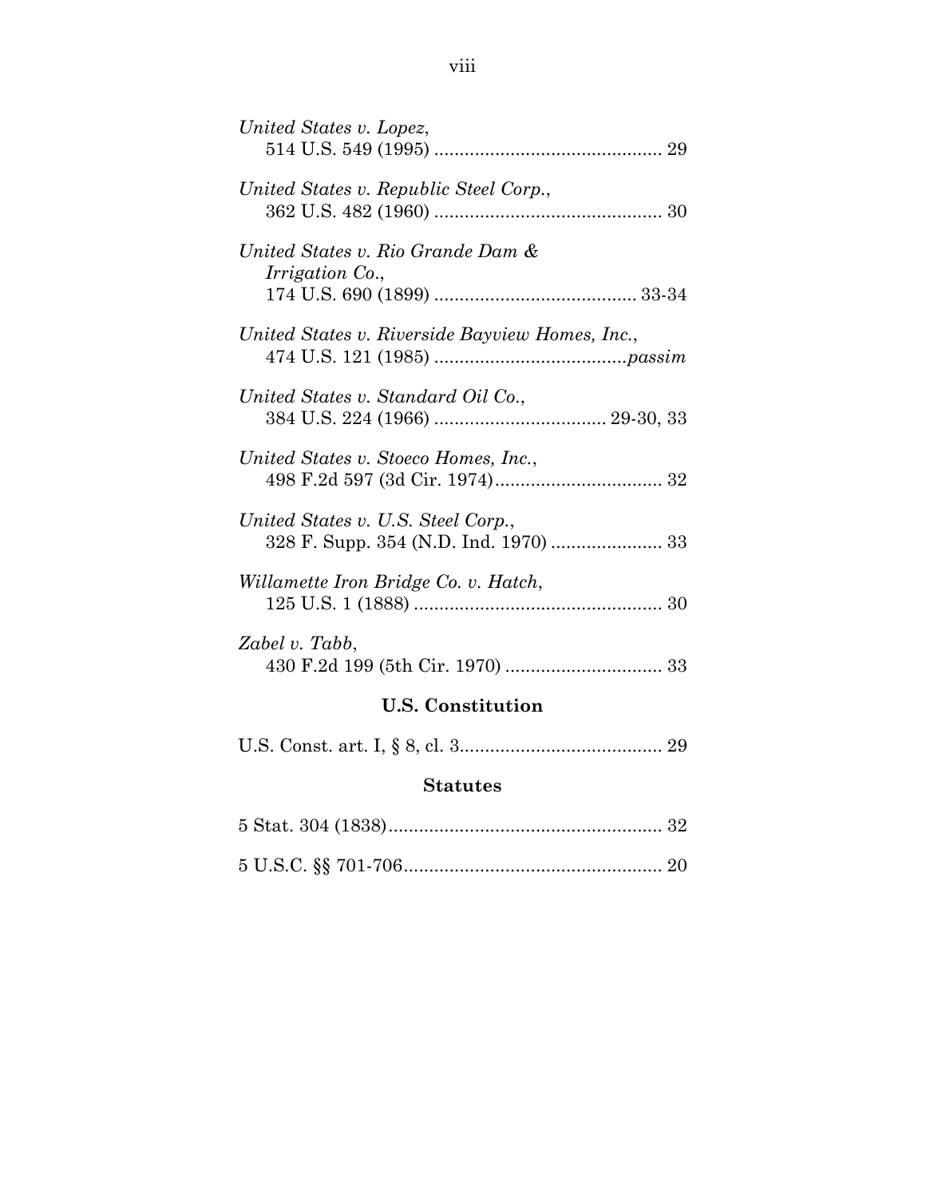*United States v. Lopez*,
514 U.S. 549 (1995) ............................................ 29

*United States v. Republic Steel Corp.*,
362 U.S. 482 (1960) ............................................ 30

*United States v. Rio Grande Dam & Irrigation Co.*,
174 U.S. 690 (1899) ....................................... 33-34

*United States v. Riverside Bayview Homes, Inc.*,
474 U.S. 121 (1985) ......................................*passim*

*United States v. Standard Oil Co.*,
384 U.S. 224 (1966) ................................. 29-30, 33

*United States v. Stoeco Homes, Inc.*,
498 F.2d 597 (3d Cir. 1974)................................. 32

*United States v. U.S. Steel Corp.*,
328 F. Supp. 354 (N.D. Ind. 1970) ...................... 33

*Willamette Iron Bridge Co. v. Hatch*,
125 U.S. 1 (1888) ................................................ 30

*Zabel v. Tabb*,
430 F.2d 199 (5th Cir. 1970) ............................... 33

## U.S. Constitution

U.S. Const. art. I, § 8, cl. 3........................................ 29

## Statutes

5 Stat. 304 (1838)...................................................... 32

5 U.S.C. §§ 701-706.................................................. 20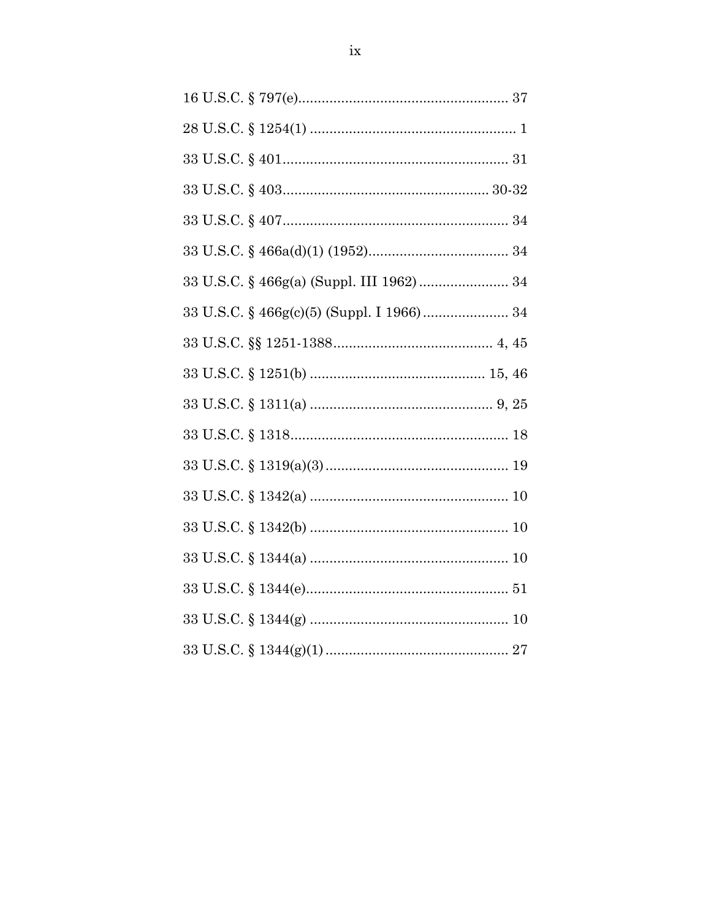16 U.S.C. § 797(e)...................................................... 37

28 U.S.C. § 1254(1) ..................................................... 1

33 U.S.C. § 401........................................................... 31

33 U.S.C. § 403..................................................... 30-32

33 U.S.C. § 407........................................................... 34

33 U.S.C. § 466a(d)(1) (1952).................................... 34

33 U.S.C. § 466g(a) (Suppl. III 1962) ........................ 34

33 U.S.C. § 466g(c)(5) (Suppl. I 1966)....................... 34

33 U.S.C. §§ 1251-1388.......................................... 4, 45

33 U.S.C. § 1251(b) ............................................. 15, 46

33 U.S.C. § 1311(a) ............................................... 9, 25

33 U.S.C. § 1318......................................................... 18

33 U.S.C. § 1319(a)(3)................................................ 19

33 U.S.C. § 1342(a) ................................................... 10

33 U.S.C. § 1342(b) ................................................... 10

33 U.S.C. § 1344(a) ................................................... 10

33 U.S.C. § 1344(e)..................................................... 51

33 U.S.C. § 1344(g) ................................................... 10

33 U.S.C. § 1344(g)(1)................................................ 27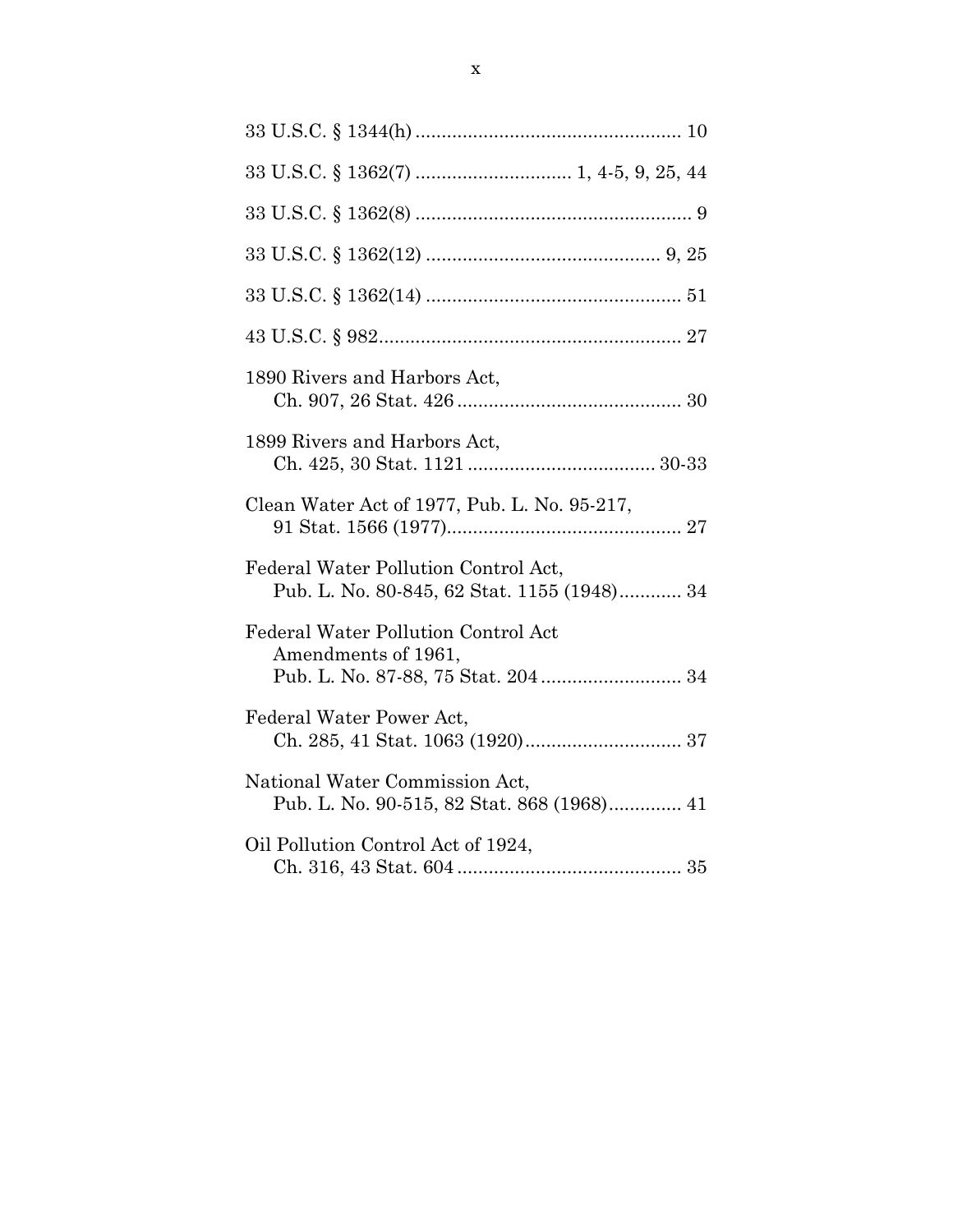33 U.S.C. § 1344(h) .................................................. 10

33 U.S.C. § 1362(7) ............................ 1, 4-5, 9, 25, 44

33 U.S.C. § 1362(8) .................................................... 9

33 U.S.C. § 1362(12) ........................................... 9, 25

33 U.S.C. § 1362(14) ................................................ 51

43 U.S.C. § 982......................................................... 27

1890 Rivers and Harbors Act,
Ch. 907, 26 Stat. 426 ........................................... 30

1899 Rivers and Harbors Act,
Ch. 425, 30 Stat. 1121 .................................... 30-33

Clean Water Act of 1977, Pub. L. No. 95-217,
91 Stat. 1566 (1977)............................................. 27

Federal Water Pollution Control Act,
Pub. L. No. 80-845, 62 Stat. 1155 (1948)............ 34

Federal Water Pollution Control Act
Amendments of 1961,
Pub. L. No. 87-88, 75 Stat. 204 ........................... 34

Federal Water Power Act,
Ch. 285, 41 Stat. 1063 (1920).............................. 37

National Water Commission Act,
Pub. L. No. 90-515, 82 Stat. 868 (1968).............. 41

Oil Pollution Control Act of 1924,
Ch. 316, 43 Stat. 604 ........................................... 35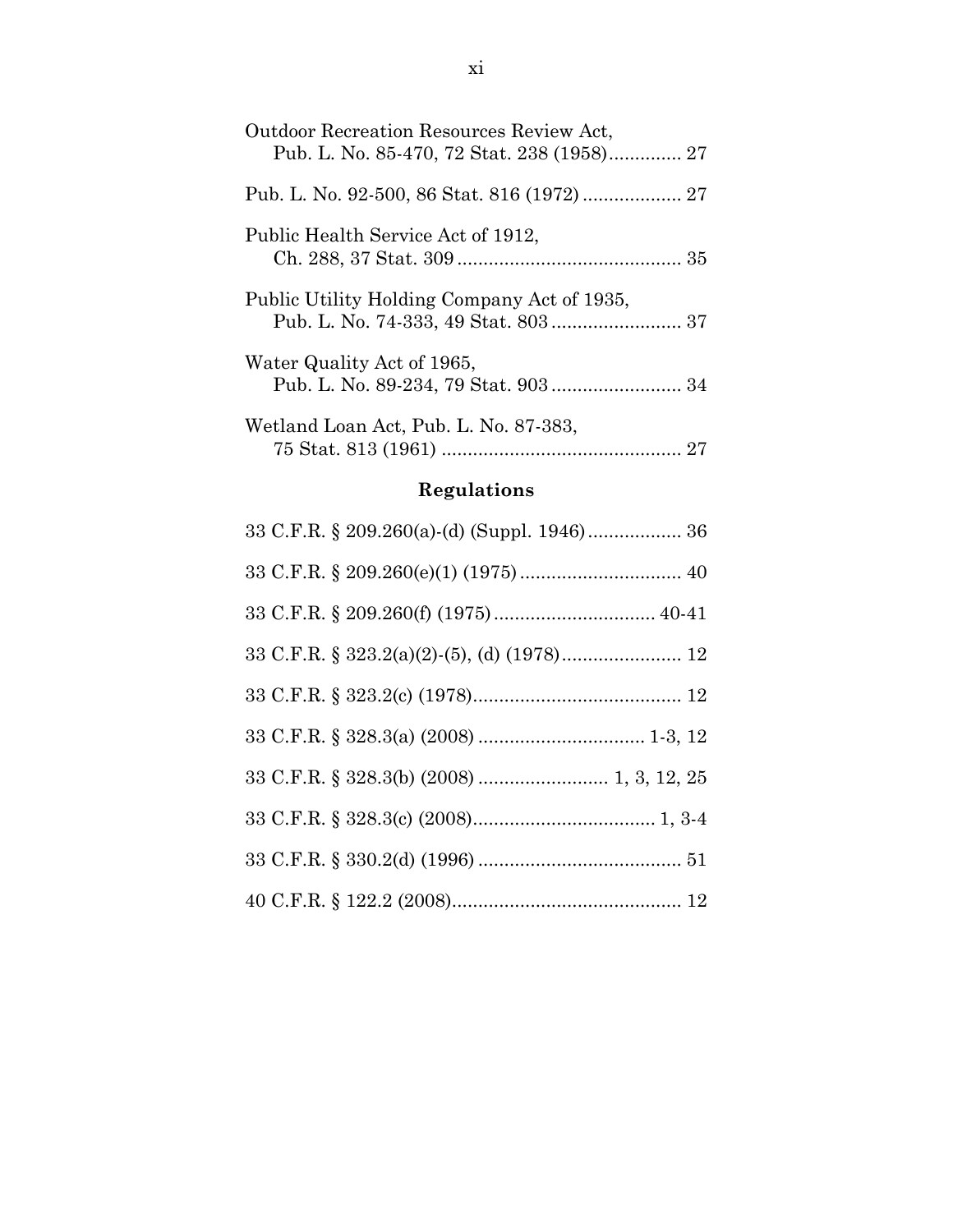Outdoor Recreation Resources Review Act,
Pub. L. No. 85-470, 72 Stat. 238 (1958)............. 27

Pub. L. No. 92-500, 86 Stat. 816 (1972) .................. 27

Public Health Service Act of 1912,
Ch. 288, 37 Stat. 309 .......................................... 35

Public Utility Holding Company Act of 1935,
Pub. L. No. 74-333, 49 Stat. 803 ........................ 37

Water Quality Act of 1965,
Pub. L. No. 89-234, 79 Stat. 903 ........................ 34

Wetland Loan Act, Pub. L. No. 87-383,
75 Stat. 813 (1961) ............................................. 27

## Regulations

33 C.F.R. § 209.260(a)-(d) (Suppl. 1946) ................. 36

33 C.F.R. § 209.260(e)(1) (1975) .............................. 40

33 C.F.R. § 209.260(f) (1975) .............................. 40-41

33 C.F.R. § 323.2(a)(2)-(5), (d) (1978) ...................... 12

33 C.F.R. § 323.2(c) (1978) ....................................... 12

33 C.F.R. § 328.3(a) (2008) ............................... 1-3, 12

33 C.F.R. § 328.3(b) (2008) ........................ 1, 3, 12, 25

33 C.F.R. § 328.3(c) (2008) .................................. 1, 3-4

33 C.F.R. § 330.2(d) (1996) ...................................... 51

40 C.F.R. § 122.2 (2008) ........................................... 12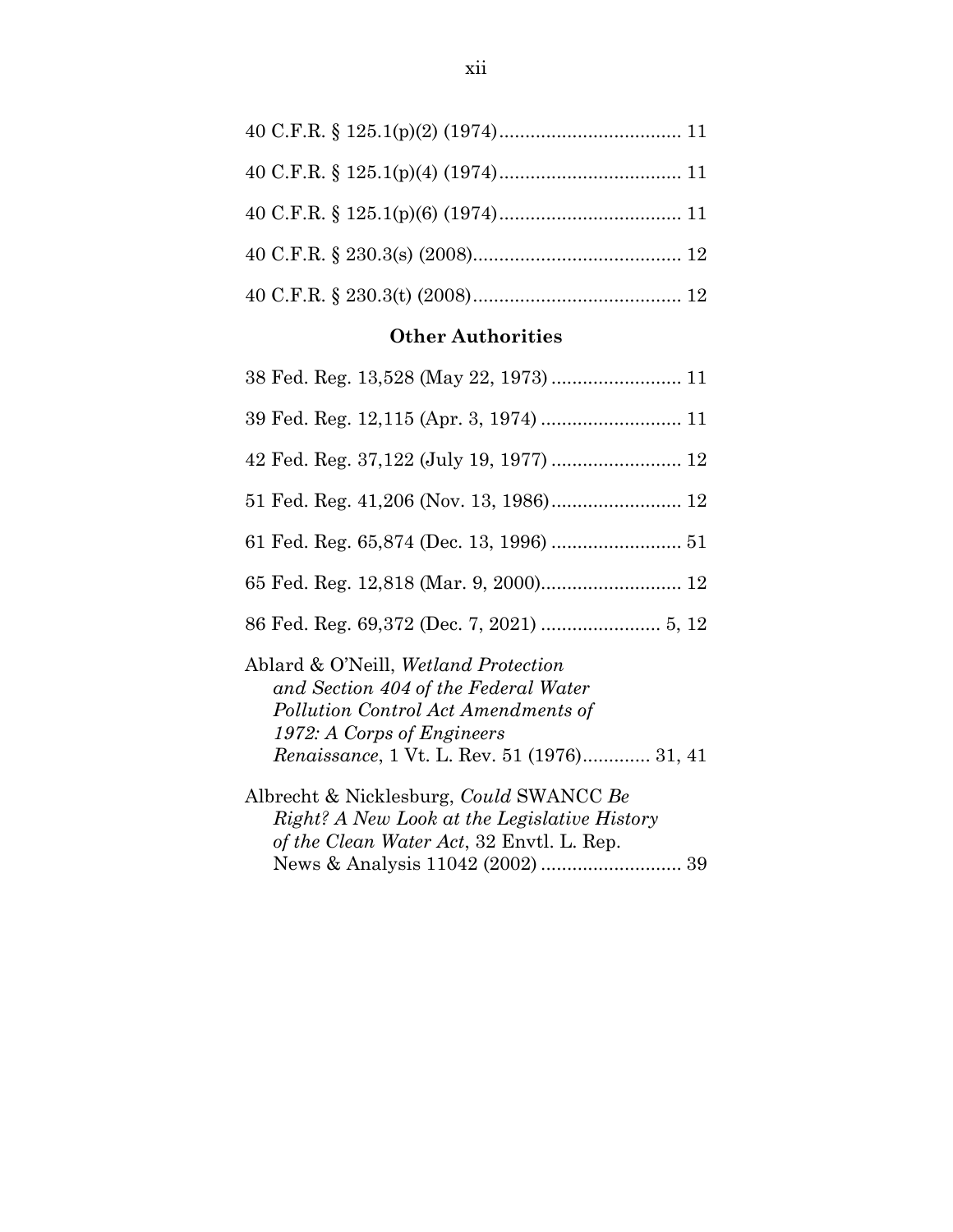40 C.F.R. § 125.1(p)(2) (1974)................................... 11

40 C.F.R. § 125.1(p)(4) (1974)................................... 11

40 C.F.R. § 125.1(p)(6) (1974)................................... 11

40 C.F.R. § 230.3(s) (2008)........................................ 12

40 C.F.R. § 230.3(t) (2008)........................................ 12

### Other Authorities

38 Fed. Reg. 13,528 (May 22, 1973) ......................... 11

39 Fed. Reg. 12,115 (Apr. 3, 1974) ........................... 11

42 Fed. Reg. 37,122 (July 19, 1977) ......................... 12

51 Fed. Reg. 41,206 (Nov. 13, 1986)......................... 12

61 Fed. Reg. 65,874 (Dec. 13, 1996) ......................... 51

65 Fed. Reg. 12,818 (Mar. 9, 2000)........................... 12

86 Fed. Reg. 69,372 (Dec. 7, 2021) ....................... 5, 12

Ablard & O'Neill, *Wetland Protection and Section 404 of the Federal Water Pollution Control Act Amendments of 1972: A Corps of Engineers Renaissance*, 1 Vt. L. Rev. 51 (1976)............. 31, 41

Albrecht & Nicklesburg, *Could* SWANCC *Be Right? A New Look at the Legislative History of the Clean Water Act*, 32 Envtl. L. Rep. News & Analysis 11042 (2002) ........................... 39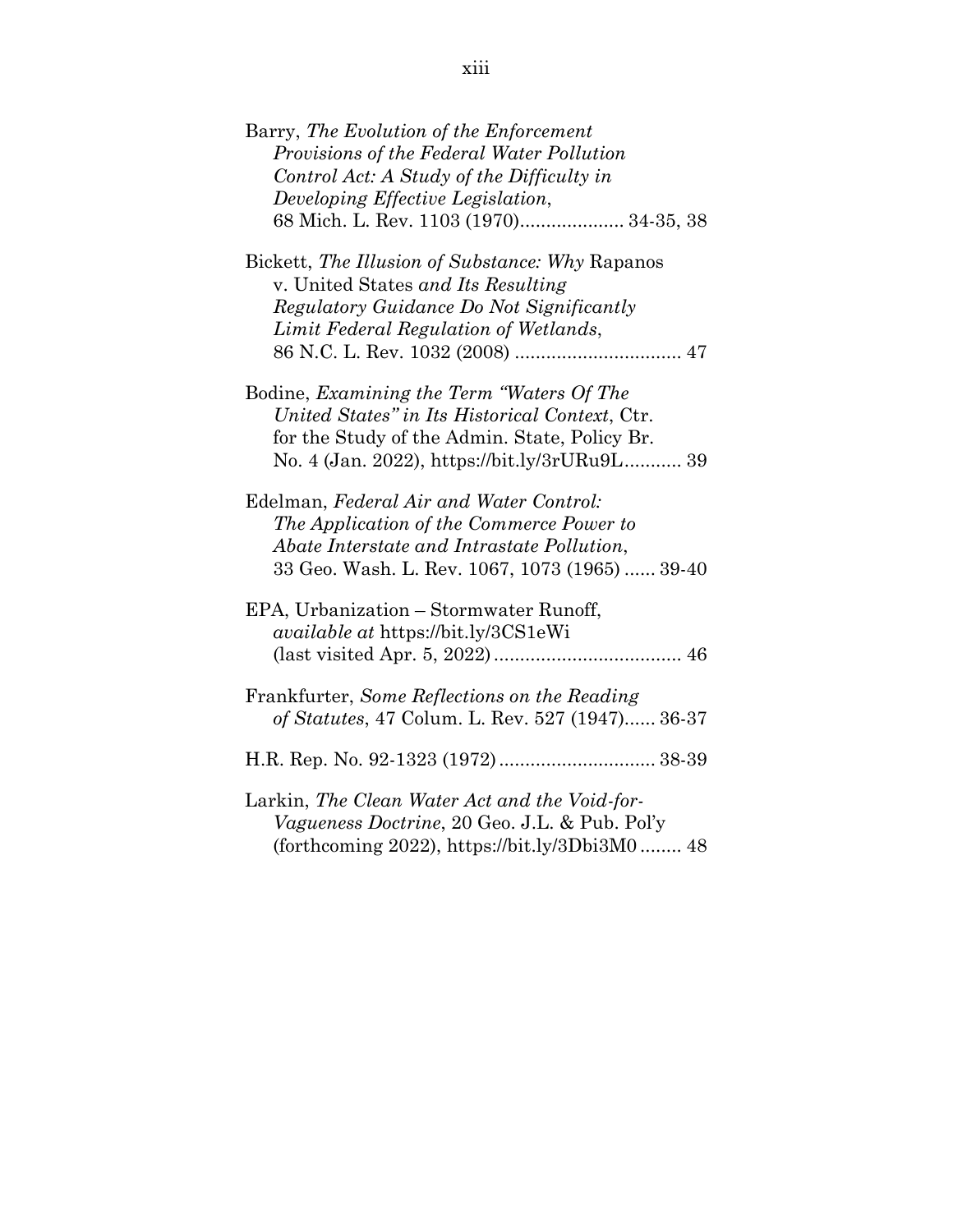Barry, *The Evolution of the Enforcement Provisions of the Federal Water Pollution Control Act: A Study of the Difficulty in Developing Effective Legislation*, 68 Mich. L. Rev. 1103 (1970).................... 34-35, 38

Bickett, *The Illusion of Substance: Why* Rapanos v. United States *and Its Resulting Regulatory Guidance Do Not Significantly Limit Federal Regulation of Wetlands*, 86 N.C. L. Rev. 1032 (2008) ................................ 47

Bodine, *Examining the Term "Waters Of The United States" in Its Historical Context*, Ctr. for the Study of the Admin. State, Policy Br. No. 4 (Jan. 2022), https://bit.ly/3rURu9L........... 39

Edelman, *Federal Air and Water Control: The Application of the Commerce Power to Abate Interstate and Intrastate Pollution*, 33 Geo. Wash. L. Rev. 1067, 1073 (1965) ...... 39-40

EPA, Urbanization – Stormwater Runoff, *available at* https://bit.ly/3CS1eWi (last visited Apr. 5, 2022).................................... 46

Frankfurter, *Some Reflections on the Reading of Statutes*, 47 Colum. L. Rev. 527 (1947)...... 36-37

H.R. Rep. No. 92-1323 (1972)............................. 38-39

Larkin, *The Clean Water Act and the Void-for-Vagueness Doctrine*, 20 Geo. J.L. & Pub. Pol'y (forthcoming 2022), https://bit.ly/3Dbi3M0 ........ 48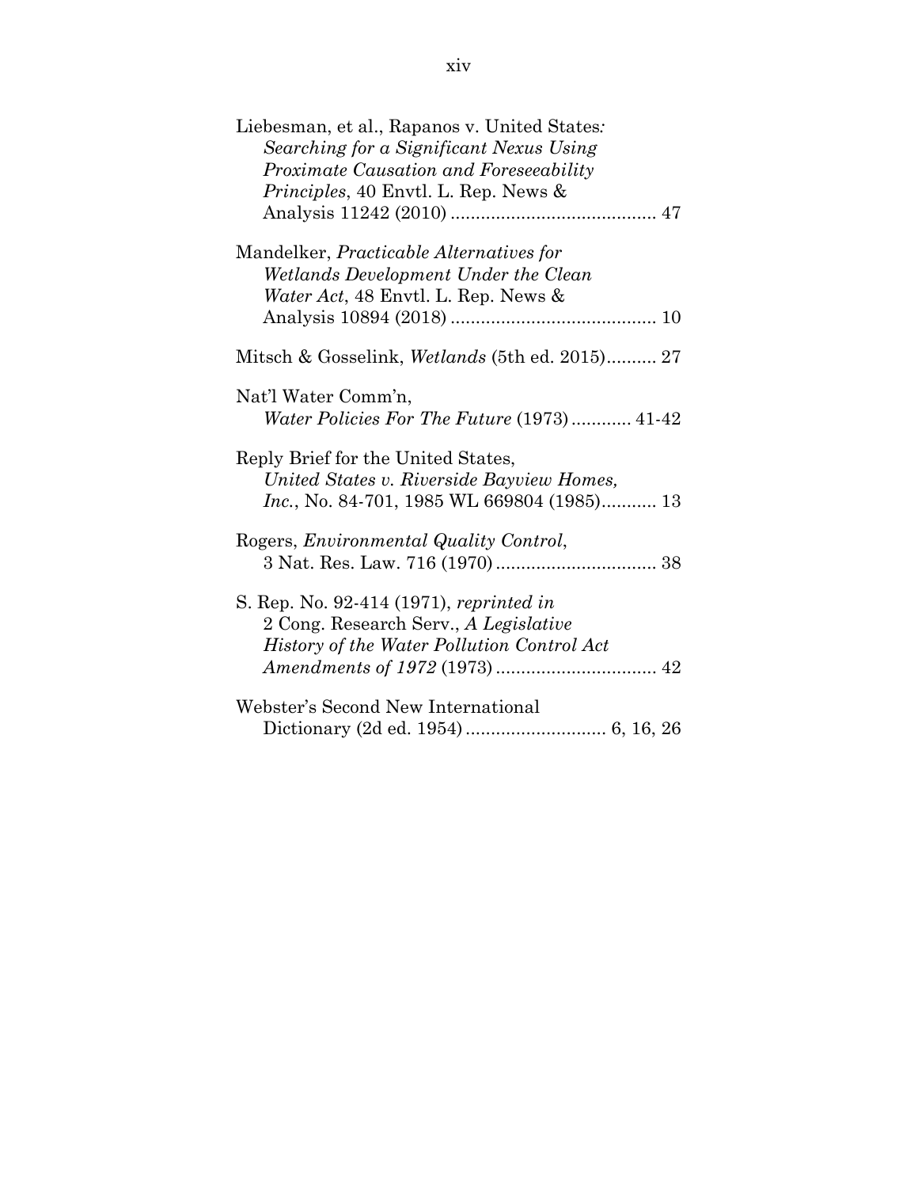Liebesman, et al., Rapanos v. United States*:* *Searching for a Significant Nexus Using Proximate Causation and Foreseeability Principles*, 40 Envtl. L. Rep. News & Analysis 11242 (2010) ........................................ 47

Mandelker, *Practicable Alternatives for Wetlands Development Under the Clean Water Act*, 48 Envtl. L. Rep. News & Analysis 10894 (2018) ........................................ 10

Mitsch & Gosselink, *Wetlands* (5th ed. 2015).......... 27

Nat'l Water Comm'n, *Water Policies For The Future* (1973)............ 41-42

Reply Brief for the United States, *United States v. Riverside Bayview Homes, Inc.*, No. 84-701, 1985 WL 669804 (1985)........... 13

Rogers, *Environmental Quality Control*, 3 Nat. Res. Law. 716 (1970)................................ 38

S. Rep. No. 92-414 (1971), *reprinted in* 2 Cong. Research Serv., *A Legislative History of the Water Pollution Control Act Amendments of 1972* (1973)................................ 42

Webster's Second New International Dictionary (2d ed. 1954)............................ 6, 16, 26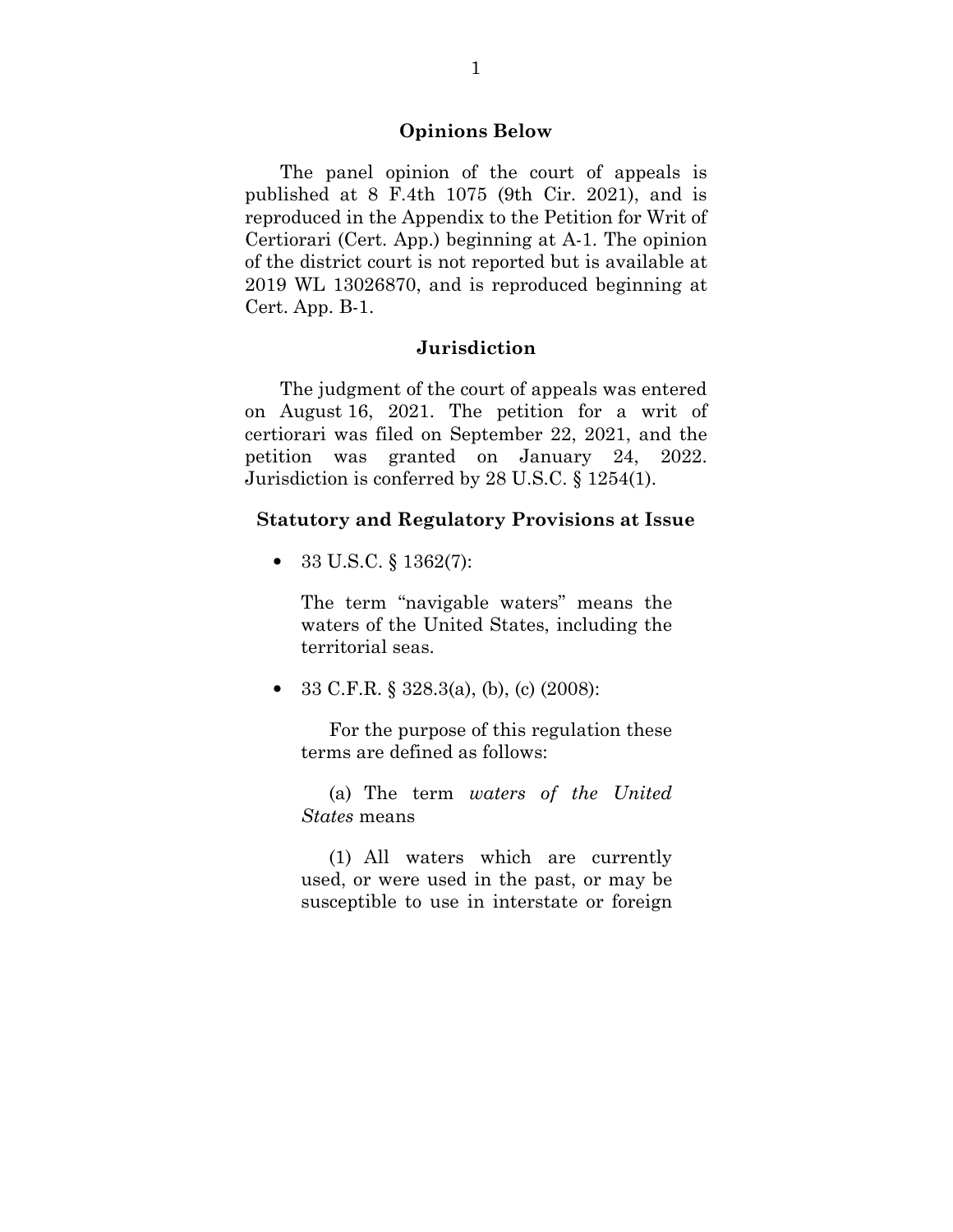## Opinions Below

The panel opinion of the court of appeals is published at 8 F.4th 1075 (9th Cir. 2021), and is reproduced in the Appendix to the Petition for Writ of Certiorari (Cert. App.) beginning at A-1. The opinion of the district court is not reported but is available at 2019 WL 13026870, and is reproduced beginning at Cert. App. B-1.

## Jurisdiction

The judgment of the court of appeals was entered on August 16, 2021. The petition for a writ of certiorari was filed on September 22, 2021, and the petition was granted on January 24, 2022. Jurisdiction is conferred by 28 U.S.C. § 1254(1).

## Statutory and Regulatory Provisions at Issue

- 33 U.S.C. § 1362(7):

  The term "navigable waters" means the waters of the United States, including the territorial seas.

- 33 C.F.R. § 328.3(a), (b), (c) (2008):

  For the purpose of this regulation these terms are defined as follows:

  (a) The term *waters of the United States* means

  (1) All waters which are currently used, or were used in the past, or may be susceptible to use in interstate or foreign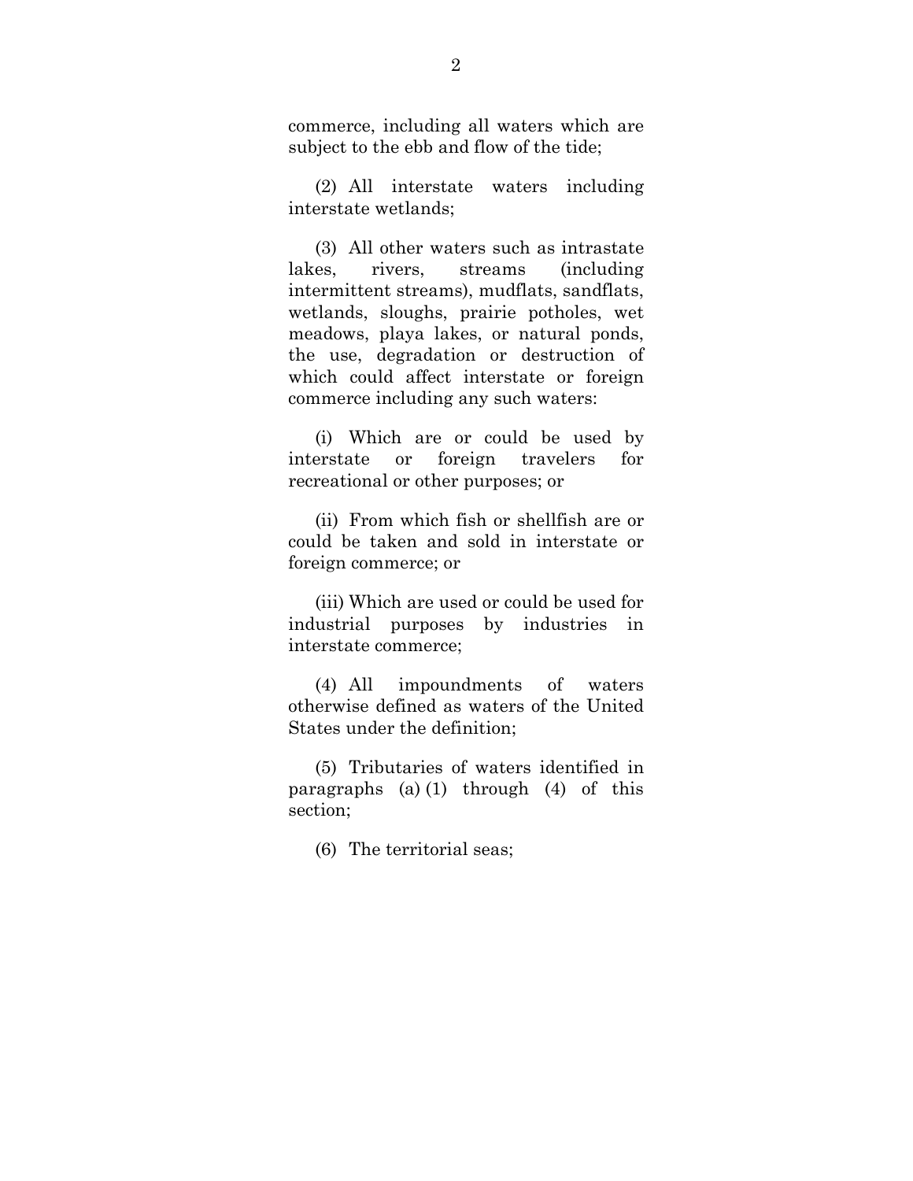commerce, including all waters which are subject to the ebb and flow of the tide;

(2) All interstate waters including interstate wetlands;

(3) All other waters such as intrastate lakes, rivers, streams (including intermittent streams), mudflats, sandflats, wetlands, sloughs, prairie potholes, wet meadows, playa lakes, or natural ponds, the use, degradation or destruction of which could affect interstate or foreign commerce including any such waters:

(i) Which are or could be used by interstate or foreign travelers for recreational or other purposes; or

(ii) From which fish or shellfish are or could be taken and sold in interstate or foreign commerce; or

(iii) Which are used or could be used for industrial purposes by industries in interstate commerce;

(4) All impoundments of waters otherwise defined as waters of the United States under the definition;

(5) Tributaries of waters identified in paragraphs (a) (1) through (4) of this section;

(6) The territorial seas;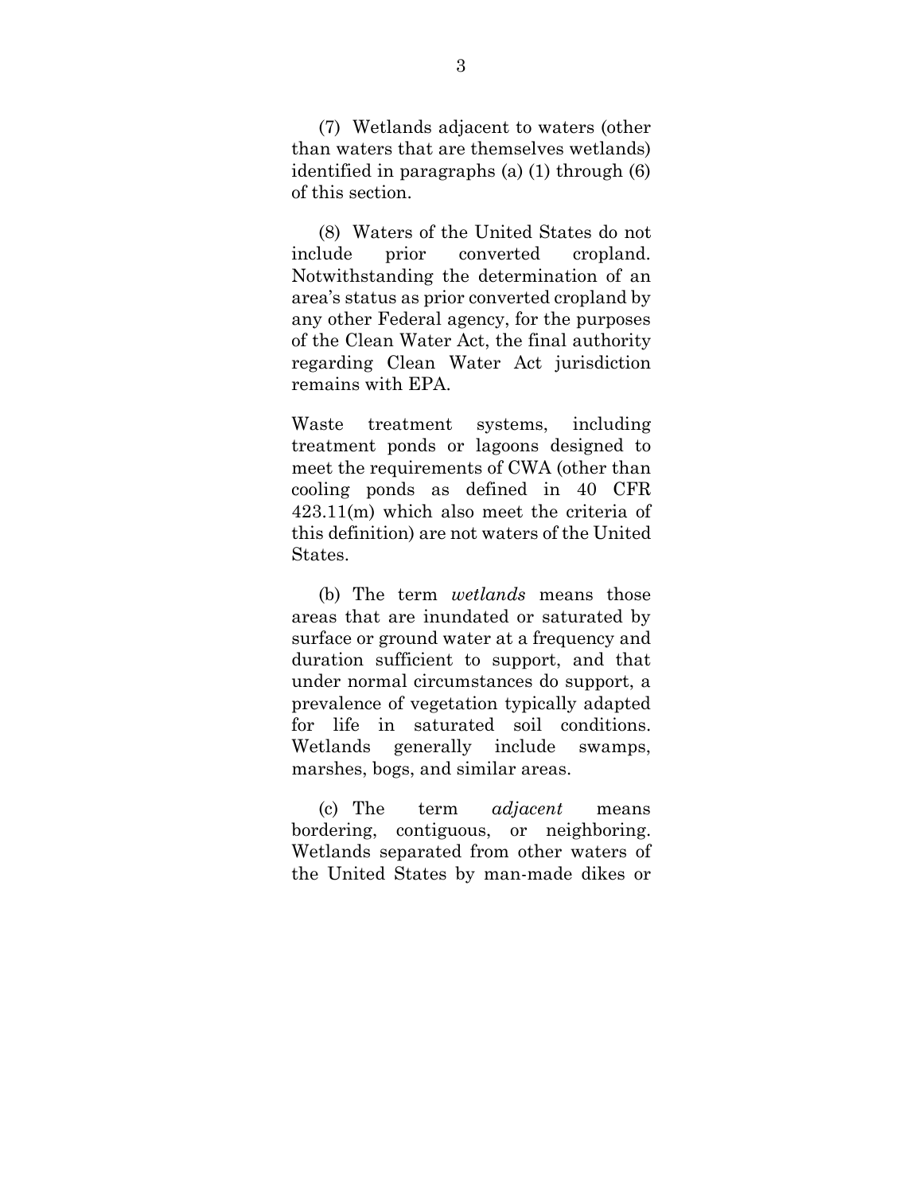(7) Wetlands adjacent to waters (other than waters that are themselves wetlands) identified in paragraphs (a) (1) through (6) of this section.

(8) Waters of the United States do not include prior converted cropland. Notwithstanding the determination of an area's status as prior converted cropland by any other Federal agency, for the purposes of the Clean Water Act, the final authority regarding Clean Water Act jurisdiction remains with EPA.

Waste treatment systems, including treatment ponds or lagoons designed to meet the requirements of CWA (other than cooling ponds as defined in 40 CFR 423.11(m) which also meet the criteria of this definition) are not waters of the United States.

(b) The term *wetlands* means those areas that are inundated or saturated by surface or ground water at a frequency and duration sufficient to support, and that under normal circumstances do support, a prevalence of vegetation typically adapted for life in saturated soil conditions. Wetlands generally include swamps, marshes, bogs, and similar areas.

(c) The term *adjacent* means bordering, contiguous, or neighboring. Wetlands separated from other waters of the United States by man-made dikes or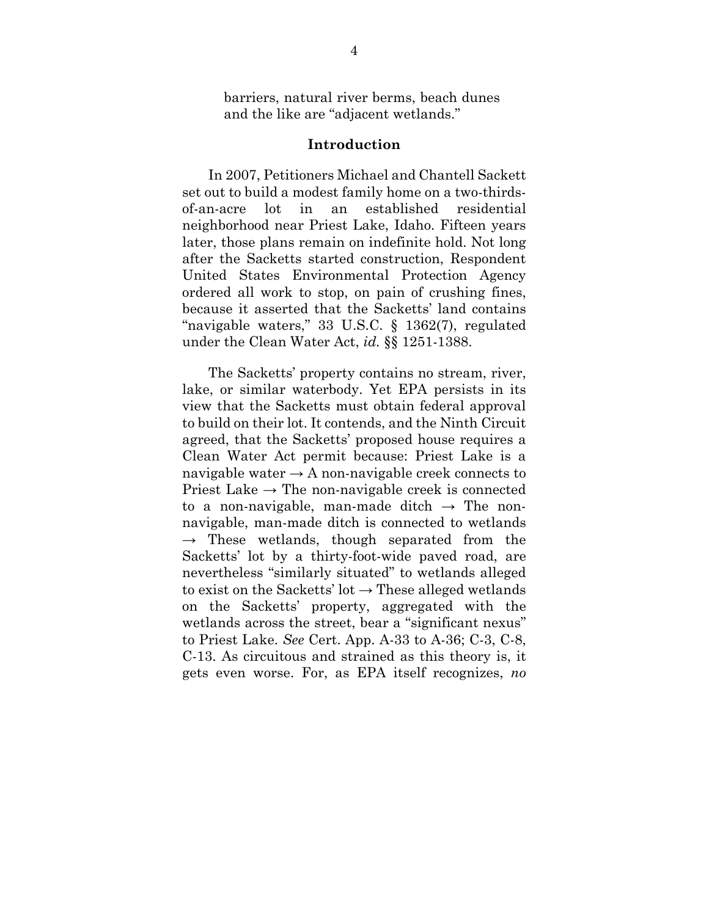barriers, natural river berms, beach dunes and the like are "adjacent wetlands."

## Introduction

In 2007, Petitioners Michael and Chantell Sackett set out to build a modest family home on a two-thirds-of-an-acre lot in an established residential neighborhood near Priest Lake, Idaho. Fifteen years later, those plans remain on indefinite hold. Not long after the Sacketts started construction, Respondent United States Environmental Protection Agency ordered all work to stop, on pain of crushing fines, because it asserted that the Sacketts' land contains "navigable waters," 33 U.S.C. § 1362(7), regulated under the Clean Water Act, *id.* §§ 1251-1388.

The Sacketts' property contains no stream, river, lake, or similar waterbody. Yet EPA persists in its view that the Sacketts must obtain federal approval to build on their lot. It contends, and the Ninth Circuit agreed, that the Sacketts' proposed house requires a Clean Water Act permit because: Priest Lake is a navigable water → A non-navigable creek connects to Priest Lake → The non-navigable creek is connected to a non-navigable, man-made ditch → The non-navigable, man-made ditch is connected to wetlands → These wetlands, though separated from the Sacketts' lot by a thirty-foot-wide paved road, are nevertheless "similarly situated" to wetlands alleged to exist on the Sacketts' lot → These alleged wetlands on the Sacketts' property, aggregated with the wetlands across the street, bear a "significant nexus" to Priest Lake. *See* Cert. App. A-33 to A-36; C-3, C-8, C-13. As circuitous and strained as this theory is, it gets even worse. For, as EPA itself recognizes, *no*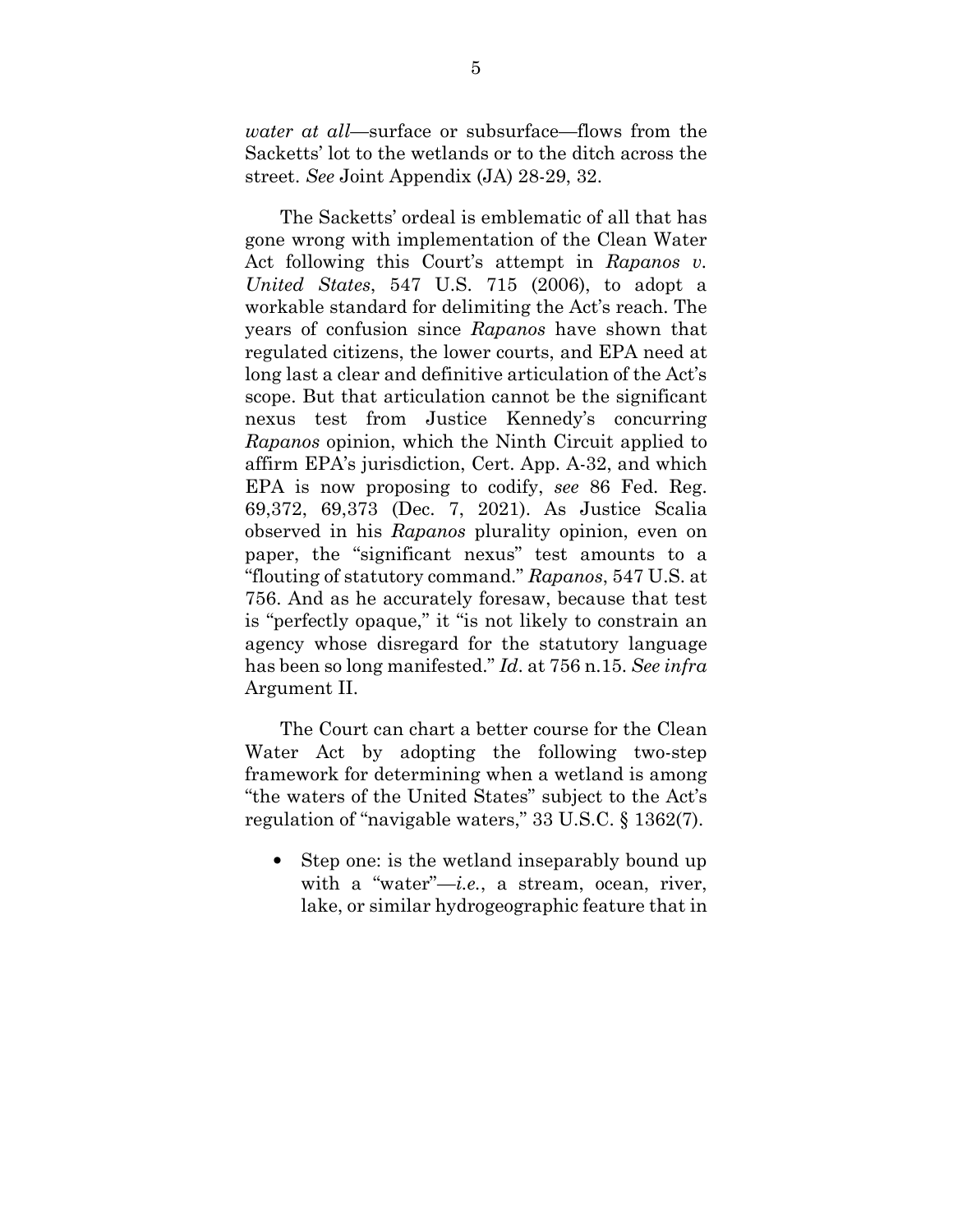*water at all*—surface or subsurface—flows from the Sacketts' lot to the wetlands or to the ditch across the street. *See* Joint Appendix (JA) 28-29, 32.

The Sacketts' ordeal is emblematic of all that has gone wrong with implementation of the Clean Water Act following this Court's attempt in *Rapanos v. United States*, 547 U.S. 715 (2006), to adopt a workable standard for delimiting the Act's reach. The years of confusion since *Rapanos* have shown that regulated citizens, the lower courts, and EPA need at long last a clear and definitive articulation of the Act's scope. But that articulation cannot be the significant nexus test from Justice Kennedy's concurring *Rapanos* opinion, which the Ninth Circuit applied to affirm EPA's jurisdiction, Cert. App. A-32, and which EPA is now proposing to codify, *see* 86 Fed. Reg. 69,372, 69,373 (Dec. 7, 2021). As Justice Scalia observed in his *Rapanos* plurality opinion, even on paper, the "significant nexus" test amounts to a "flouting of statutory command." *Rapanos*, 547 U.S. at 756. And as he accurately foresaw, because that test is "perfectly opaque," it "is not likely to constrain an agency whose disregard for the statutory language has been so long manifested." *Id*. at 756 n.15. *See infra* Argument II.

The Court can chart a better course for the Clean Water Act by adopting the following two-step framework for determining when a wetland is among "the waters of the United States" subject to the Act's regulation of "navigable waters," 33 U.S.C. § 1362(7).

- Step one: is the wetland inseparably bound up with a "water"—*i.e.*, a stream, ocean, river, lake, or similar hydrogeographic feature that in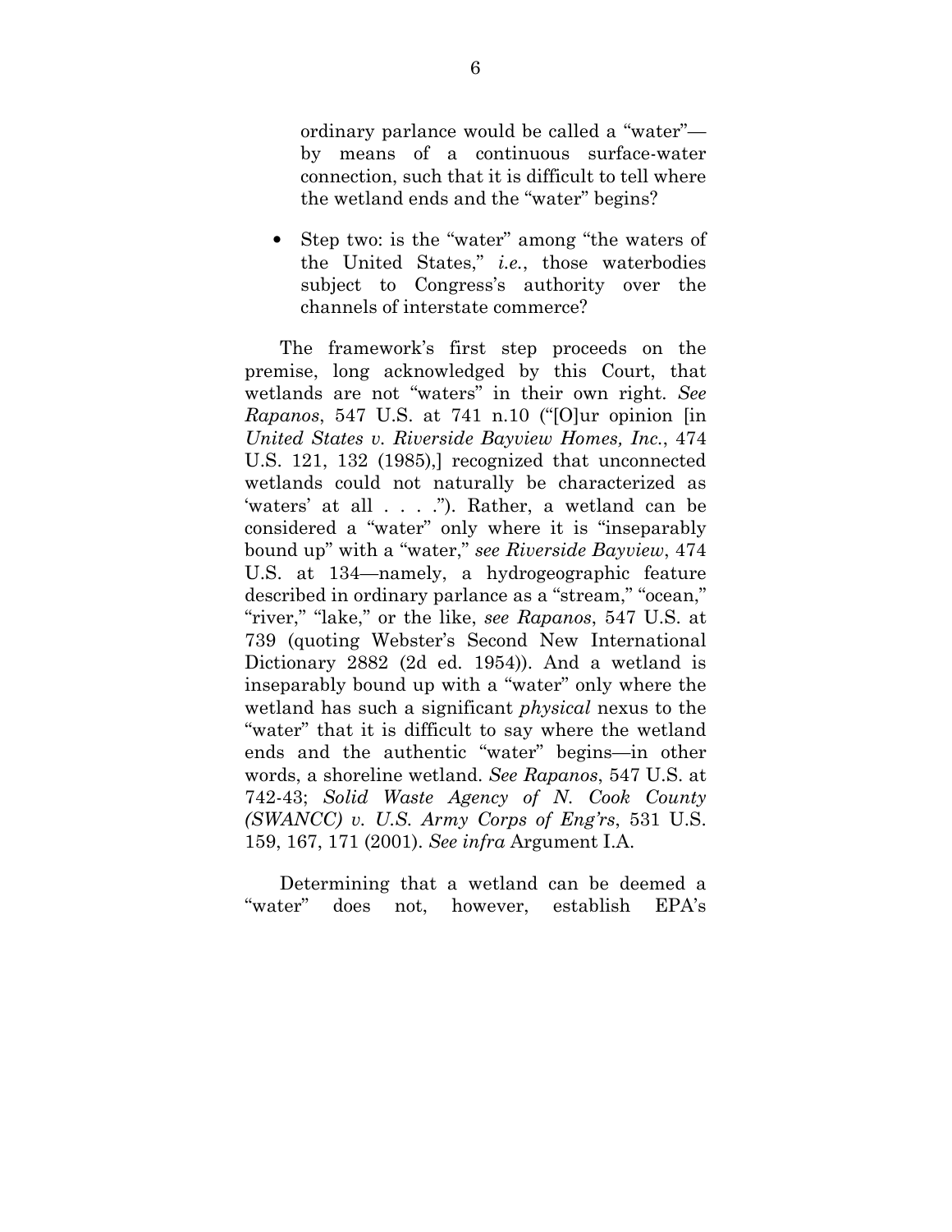ordinary parlance would be called a "water"—by means of a continuous surface-water connection, such that it is difficult to tell where the wetland ends and the "water" begins?

- Step two: is the "water" among "the waters of the United States," *i.e.*, those waterbodies subject to Congress's authority over the channels of interstate commerce?

The framework's first step proceeds on the premise, long acknowledged by this Court, that wetlands are not "waters" in their own right. *See Rapanos*, 547 U.S. at 741 n.10 ("[O]ur opinion [in *United States v. Riverside Bayview Homes, Inc.*, 474 U.S. 121, 132 (1985),] recognized that unconnected wetlands could not naturally be characterized as 'waters' at all . . . ."). Rather, a wetland can be considered a "water" only where it is "inseparably bound up" with a "water," *see Riverside Bayview*, 474 U.S. at 134—namely, a hydrogeographic feature described in ordinary parlance as a "stream," "ocean," "river," "lake," or the like, *see Rapanos*, 547 U.S. at 739 (quoting Webster's Second New International Dictionary 2882 (2d ed. 1954)). And a wetland is inseparably bound up with a "water" only where the wetland has such a significant *physical* nexus to the "water" that it is difficult to say where the wetland ends and the authentic "water" begins—in other words, a shoreline wetland. *See Rapanos*, 547 U.S. at 742-43; *Solid Waste Agency of N. Cook County (SWANCC) v. U.S. Army Corps of Eng'rs*, 531 U.S. 159, 167, 171 (2001). *See infra* Argument I.A.

Determining that a wetland can be deemed a "water" does not, however, establish EPA's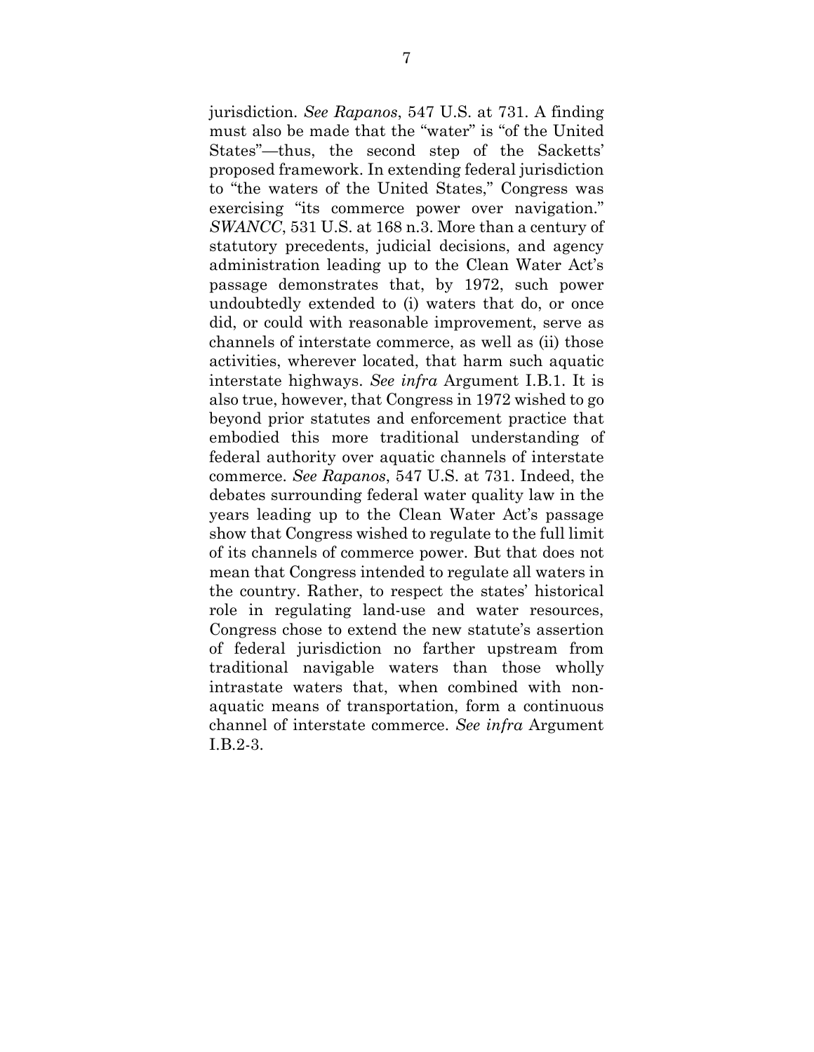jurisdiction. *See Rapanos*, 547 U.S. at 731. A finding must also be made that the "water" is "of the United States"—thus, the second step of the Sacketts' proposed framework. In extending federal jurisdiction to "the waters of the United States," Congress was exercising "its commerce power over navigation." *SWANCC*, 531 U.S. at 168 n.3. More than a century of statutory precedents, judicial decisions, and agency administration leading up to the Clean Water Act's passage demonstrates that, by 1972, such power undoubtedly extended to (i) waters that do, or once did, or could with reasonable improvement, serve as channels of interstate commerce, as well as (ii) those activities, wherever located, that harm such aquatic interstate highways. *See infra* Argument I.B.1. It is also true, however, that Congress in 1972 wished to go beyond prior statutes and enforcement practice that embodied this more traditional understanding of federal authority over aquatic channels of interstate commerce. *See Rapanos*, 547 U.S. at 731. Indeed, the debates surrounding federal water quality law in the years leading up to the Clean Water Act's passage show that Congress wished to regulate to the full limit of its channels of commerce power. But that does not mean that Congress intended to regulate all waters in the country. Rather, to respect the states' historical role in regulating land-use and water resources, Congress chose to extend the new statute's assertion of federal jurisdiction no farther upstream from traditional navigable waters than those wholly intrastate waters that, when combined with non-aquatic means of transportation, form a continuous channel of interstate commerce. *See infra* Argument I.B.2-3.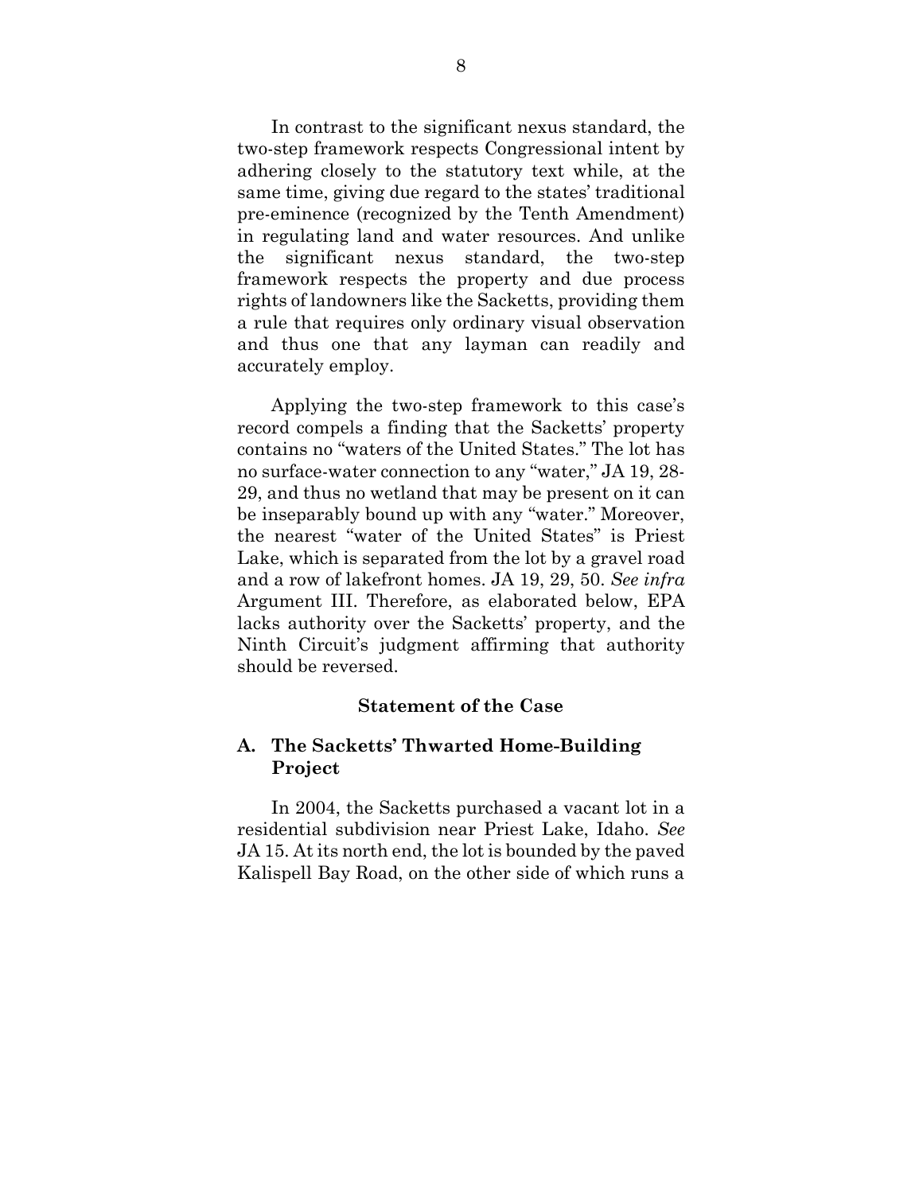In contrast to the significant nexus standard, the two-step framework respects Congressional intent by adhering closely to the statutory text while, at the same time, giving due regard to the states' traditional pre-eminence (recognized by the Tenth Amendment) in regulating land and water resources. And unlike the significant nexus standard, the two-step framework respects the property and due process rights of landowners like the Sacketts, providing them a rule that requires only ordinary visual observation and thus one that any layman can readily and accurately employ.

Applying the two-step framework to this case's record compels a finding that the Sacketts' property contains no "waters of the United States." The lot has no surface-water connection to any "water," JA 19, 28-29, and thus no wetland that may be present on it can be inseparably bound up with any "water." Moreover, the nearest "water of the United States" is Priest Lake, which is separated from the lot by a gravel road and a row of lakefront homes. JA 19, 29, 50. *See infra* Argument III. Therefore, as elaborated below, EPA lacks authority over the Sacketts' property, and the Ninth Circuit's judgment affirming that authority should be reversed.

## Statement of the Case

### A. The Sacketts' Thwarted Home-Building Project

In 2004, the Sacketts purchased a vacant lot in a residential subdivision near Priest Lake, Idaho. *See* JA 15. At its north end, the lot is bounded by the paved Kalispell Bay Road, on the other side of which runs a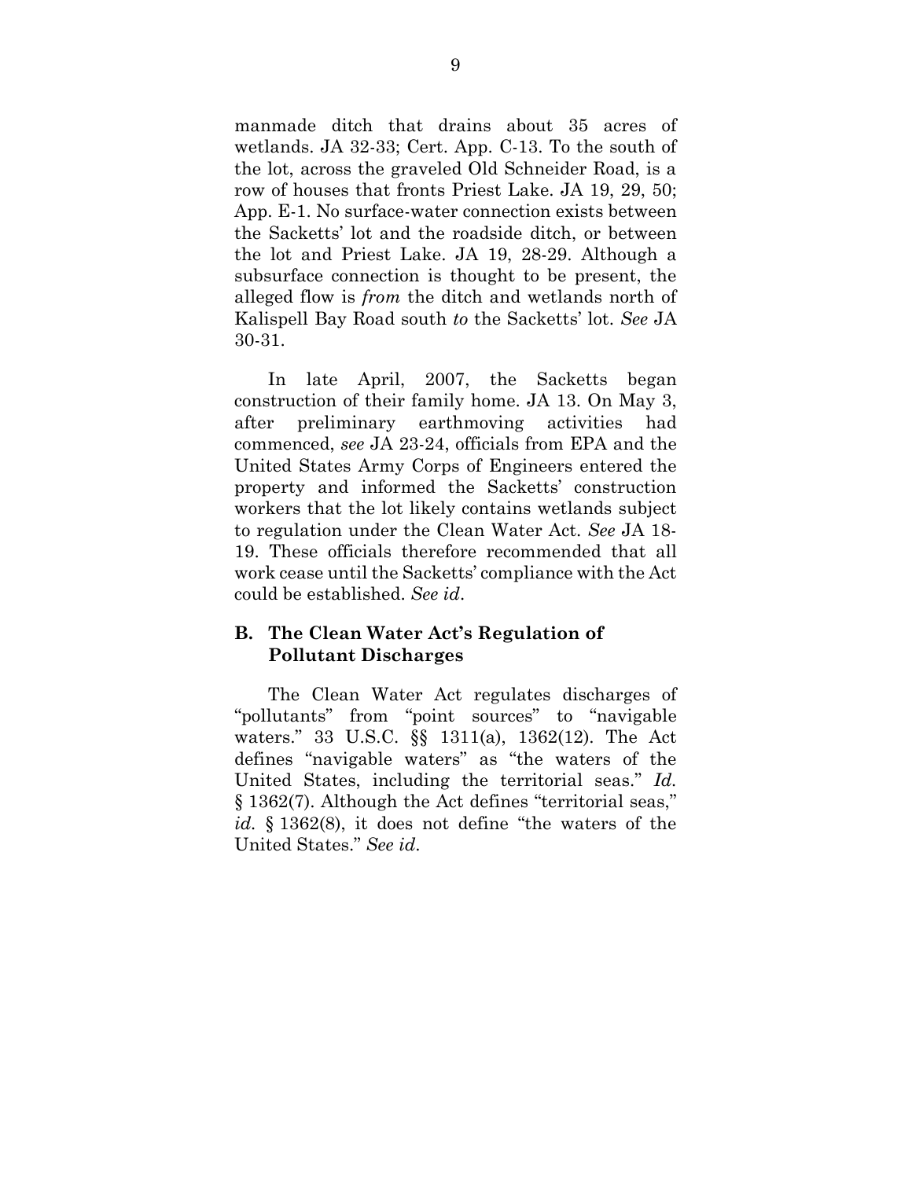manmade ditch that drains about 35 acres of wetlands. JA 32-33; Cert. App. C-13. To the south of the lot, across the graveled Old Schneider Road, is a row of houses that fronts Priest Lake. JA 19, 29, 50; App. E-1. No surface-water connection exists between the Sacketts' lot and the roadside ditch, or between the lot and Priest Lake. JA 19, 28-29. Although a subsurface connection is thought to be present, the alleged flow is *from* the ditch and wetlands north of Kalispell Bay Road south *to* the Sacketts' lot. *See* JA 30-31.

In late April, 2007, the Sacketts began construction of their family home. JA 13. On May 3, after preliminary earthmoving activities had commenced, *see* JA 23-24, officials from EPA and the United States Army Corps of Engineers entered the property and informed the Sacketts' construction workers that the lot likely contains wetlands subject to regulation under the Clean Water Act. *See* JA 18-19. These officials therefore recommended that all work cease until the Sacketts' compliance with the Act could be established. *See id*.

### B. The Clean Water Act's Regulation of Pollutant Discharges

The Clean Water Act regulates discharges of "pollutants" from "point sources" to "navigable waters." 33 U.S.C. §§ 1311(a), 1362(12). The Act defines "navigable waters" as "the waters of the United States, including the territorial seas." *Id.* § 1362(7). Although the Act defines "territorial seas," *id.* § 1362(8), it does not define "the waters of the United States." *See id.*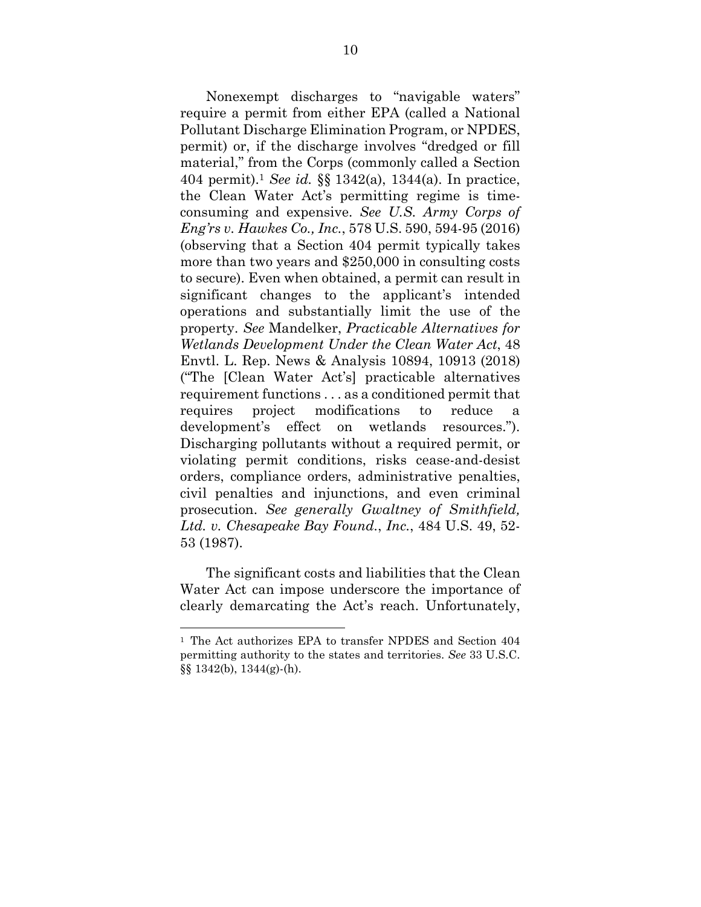Nonexempt discharges to "navigable waters" require a permit from either EPA (called a National Pollutant Discharge Elimination Program, or NPDES, permit) or, if the discharge involves "dredged or fill material," from the Corps (commonly called a Section 404 permit).[1] *See id.* §§ 1342(a), 1344(a). In practice, the Clean Water Act's permitting regime is time-consuming and expensive. *See U.S. Army Corps of Eng'rs v. Hawkes Co., Inc.*, 578 U.S. 590, 594-95 (2016) (observing that a Section 404 permit typically takes more than two years and $250,000 in consulting costs to secure). Even when obtained, a permit can result in significant changes to the applicant's intended operations and substantially limit the use of the property. *See* Mandelker, *Practicable Alternatives for Wetlands Development Under the Clean Water Act*, 48 Envtl. L. Rep. News & Analysis 10894, 10913 (2018) ("The [Clean Water Act's] practicable alternatives requirement functions . . . as a conditioned permit that requires project modifications to reduce a development's effect on wetlands resources."). Discharging pollutants without a required permit, or violating permit conditions, risks cease-and-desist orders, compliance orders, administrative penalties, civil penalties and injunctions, and even criminal prosecution. *See generally Gwaltney of Smithfield, Ltd. v. Chesapeake Bay Found., Inc.*, 484 U.S. 49, 52-53 (1987).

The significant costs and liabilities that the Clean Water Act can impose underscore the importance of clearly demarcating the Act's reach. Unfortunately,

---

[1] The Act authorizes EPA to transfer NPDES and Section 404 permitting authority to the states and territories. *See* 33 U.S.C. §§ 1342(b), 1344(g)-(h).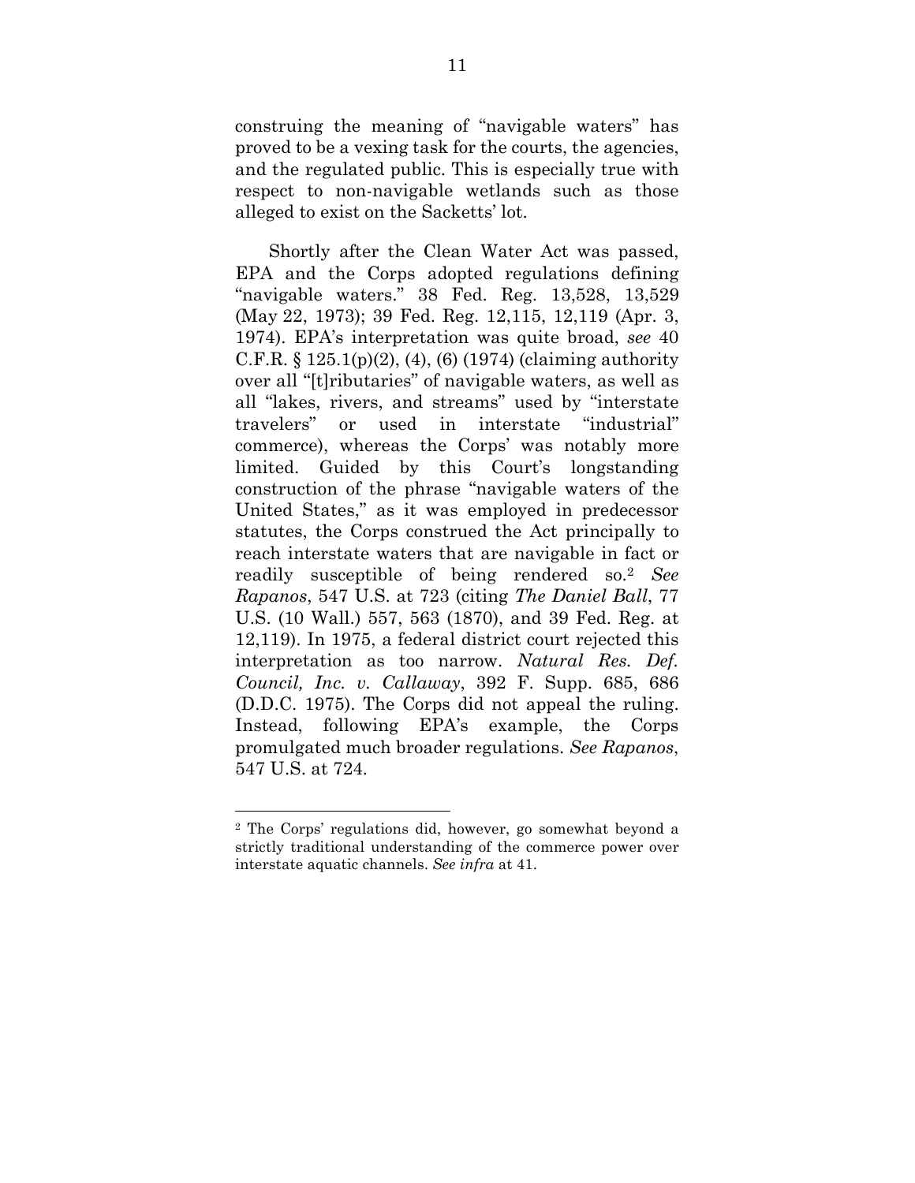construing the meaning of "navigable waters" has proved to be a vexing task for the courts, the agencies, and the regulated public. This is especially true with respect to non-navigable wetlands such as those alleged to exist on the Sacketts' lot.

Shortly after the Clean Water Act was passed, EPA and the Corps adopted regulations defining "navigable waters." 38 Fed. Reg. 13,528, 13,529 (May 22, 1973); 39 Fed. Reg. 12,115, 12,119 (Apr. 3, 1974). EPA's interpretation was quite broad, *see* 40 C.F.R. § 125.1(p)(2), (4), (6) (1974) (claiming authority over all "[t]ributaries" of navigable waters, as well as all "lakes, rivers, and streams" used by "interstate travelers" or used in interstate "industrial" commerce), whereas the Corps' was notably more limited. Guided by this Court's longstanding construction of the phrase "navigable waters of the United States," as it was employed in predecessor statutes, the Corps construed the Act principally to reach interstate waters that are navigable in fact or readily susceptible of being rendered so.[2] *See Rapanos*, 547 U.S. at 723 (citing *The Daniel Ball*, 77 U.S. (10 Wall.) 557, 563 (1870), and 39 Fed. Reg. at 12,119). In 1975, a federal district court rejected this interpretation as too narrow. *Natural Res. Def. Council, Inc. v. Callaway*, 392 F. Supp. 685, 686 (D.D.C. 1975). The Corps did not appeal the ruling. Instead, following EPA's example, the Corps promulgated much broader regulations. *See Rapanos*, 547 U.S. at 724.

---

[2] The Corps' regulations did, however, go somewhat beyond a strictly traditional understanding of the commerce power over interstate aquatic channels. *See infra* at 41.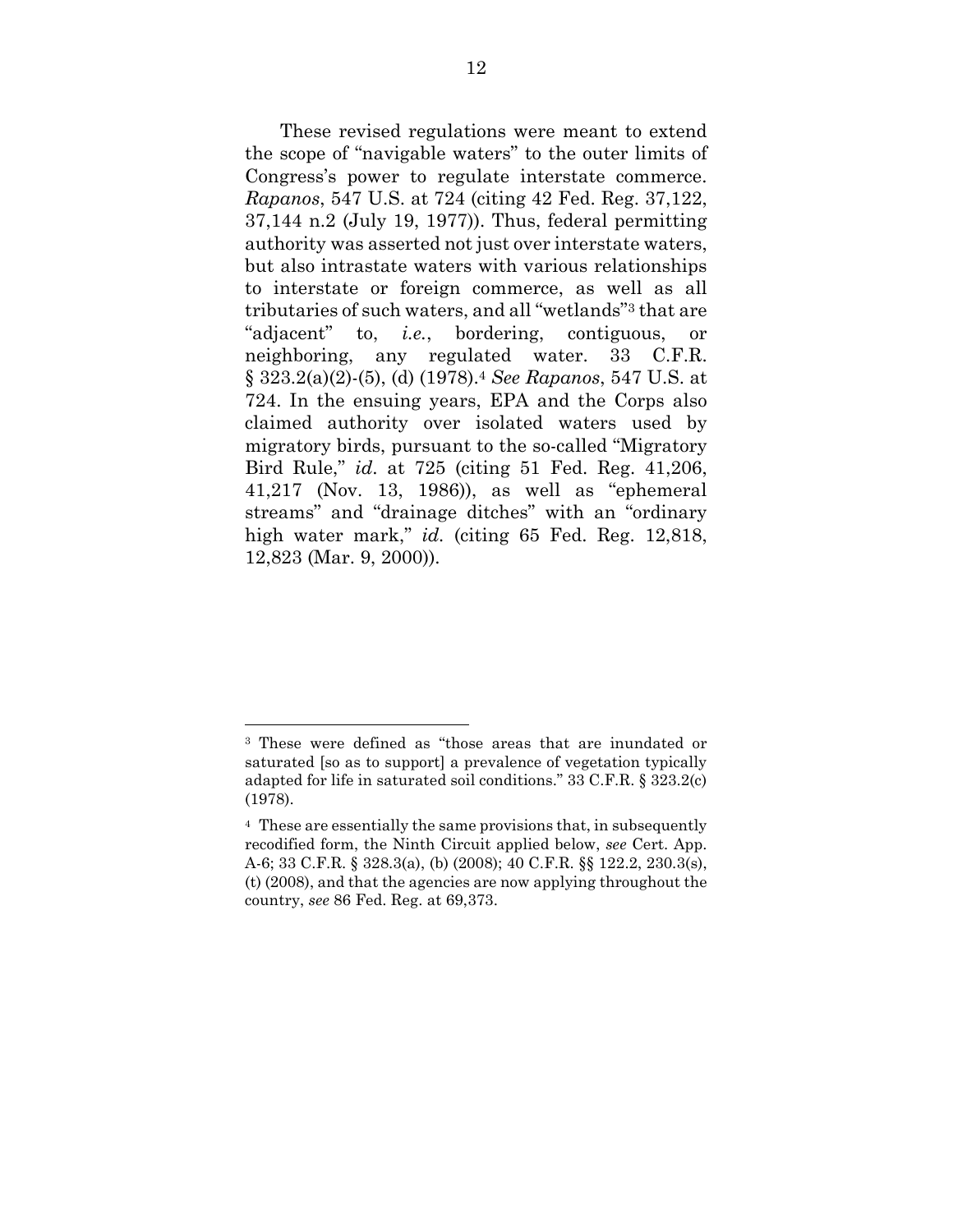These revised regulations were meant to extend the scope of "navigable waters" to the outer limits of Congress's power to regulate interstate commerce. *Rapanos*, 547 U.S. at 724 (citing 42 Fed. Reg. 37,122, 37,144 n.2 (July 19, 1977)). Thus, federal permitting authority was asserted not just over interstate waters, but also intrastate waters with various relationships to interstate or foreign commerce, as well as all tributaries of such waters, and all "wetlands"[3] that are "adjacent" to, *i.e.*, bordering, contiguous, or neighboring, any regulated water. 33 C.F.R. § 323.2(a)(2)-(5), (d) (1978).[4] *See Rapanos*, 547 U.S. at 724. In the ensuing years, EPA and the Corps also claimed authority over isolated waters used by migratory birds, pursuant to the so-called "Migratory Bird Rule," *id*. at 725 (citing 51 Fed. Reg. 41,206, 41,217 (Nov. 13, 1986)), as well as "ephemeral streams" and "drainage ditches" with an "ordinary high water mark," *id*. (citing 65 Fed. Reg. 12,818, 12,823 (Mar. 9, 2000)).

---

[3] These were defined as "those areas that are inundated or saturated [so as to support] a prevalence of vegetation typically adapted for life in saturated soil conditions." 33 C.F.R. § 323.2(c) (1978).

[4] These are essentially the same provisions that, in subsequently recodified form, the Ninth Circuit applied below, *see* Cert. App. A-6; 33 C.F.R. § 328.3(a), (b) (2008); 40 C.F.R. §§ 122.2, 230.3(s), (t) (2008), and that the agencies are now applying throughout the country, *see* 86 Fed. Reg. at 69,373.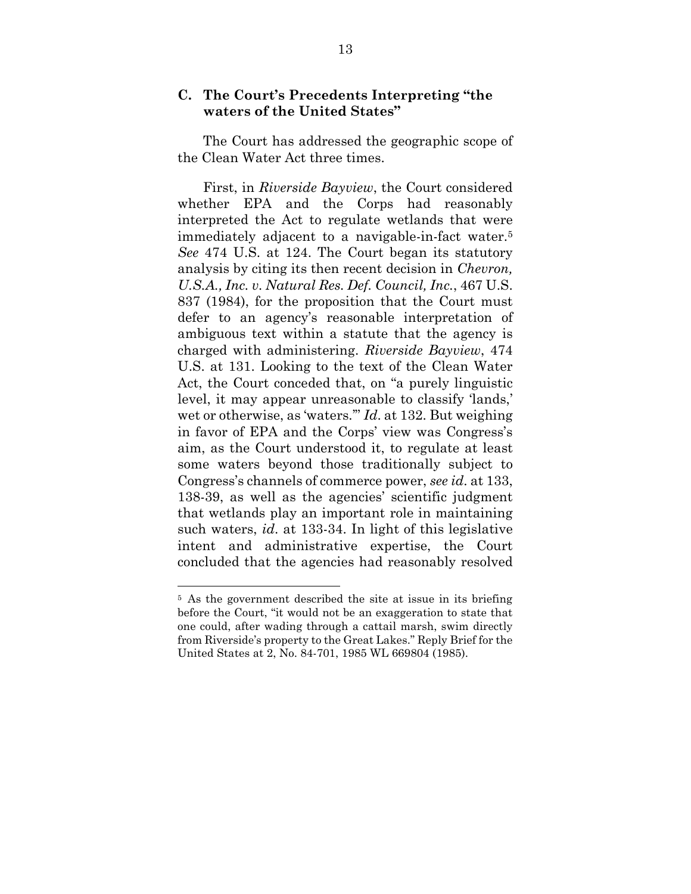### C. The Court's Precedents Interpreting "the waters of the United States"

The Court has addressed the geographic scope of the Clean Water Act three times.

First, in *Riverside Bayview*, the Court considered whether EPA and the Corps had reasonably interpreted the Act to regulate wetlands that were immediately adjacent to a navigable-in-fact water.[5] *See* 474 U.S. at 124. The Court began its statutory analysis by citing its then recent decision in *Chevron, U.S.A., Inc. v. Natural Res. Def. Council, Inc.*, 467 U.S. 837 (1984), for the proposition that the Court must defer to an agency's reasonable interpretation of ambiguous text within a statute that the agency is charged with administering. *Riverside Bayview*, 474 U.S. at 131. Looking to the text of the Clean Water Act, the Court conceded that, on "a purely linguistic level, it may appear unreasonable to classify 'lands,' wet or otherwise, as 'waters.'" *Id*. at 132. But weighing in favor of EPA and the Corps' view was Congress's aim, as the Court understood it, to regulate at least some waters beyond those traditionally subject to Congress's channels of commerce power, *see id*. at 133, 138-39, as well as the agencies' scientific judgment that wetlands play an important role in maintaining such waters, *id*. at 133-34. In light of this legislative intent and administrative expertise, the Court concluded that the agencies had reasonably resolved

---

[5] As the government described the site at issue in its briefing before the Court, "it would not be an exaggeration to state that one could, after wading through a cattail marsh, swim directly from Riverside's property to the Great Lakes." Reply Brief for the United States at 2, No. 84-701, 1985 WL 669804 (1985).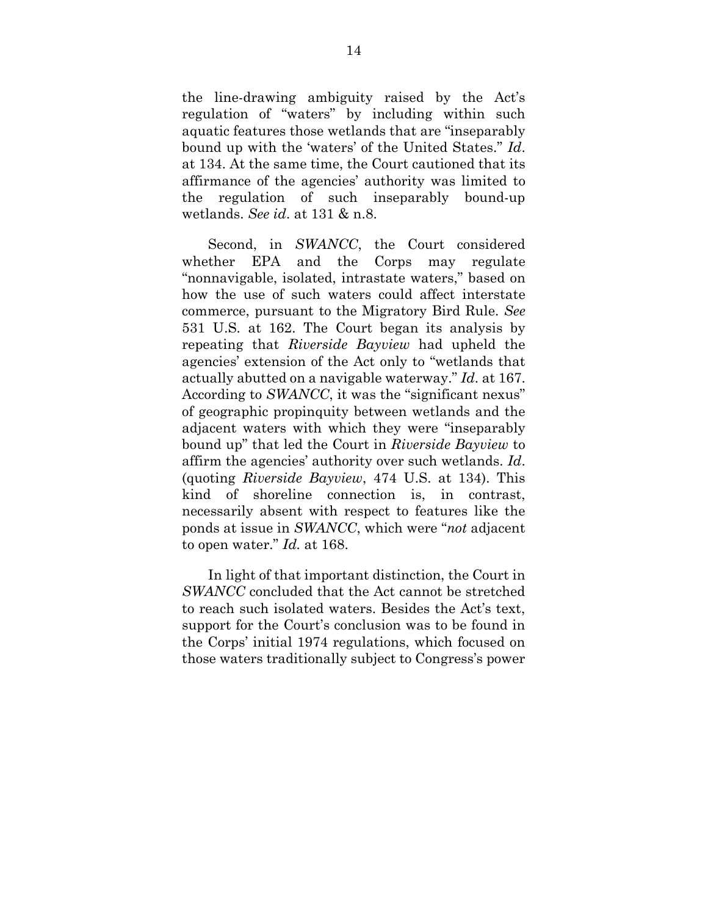the line-drawing ambiguity raised by the Act's regulation of "waters" by including within such aquatic features those wetlands that are "inseparably bound up with the 'waters' of the United States." *Id*. at 134. At the same time, the Court cautioned that its affirmance of the agencies' authority was limited to the regulation of such inseparably bound-up wetlands. *See id*. at 131 & n.8.

Second, in *SWANCC*, the Court considered whether EPA and the Corps may regulate "nonnavigable, isolated, intrastate waters," based on how the use of such waters could affect interstate commerce, pursuant to the Migratory Bird Rule. *See* 531 U.S. at 162. The Court began its analysis by repeating that *Riverside Bayview* had upheld the agencies' extension of the Act only to "wetlands that actually abutted on a navigable waterway." *Id*. at 167. According to *SWANCC*, it was the "significant nexus" of geographic propinquity between wetlands and the adjacent waters with which they were "inseparably bound up" that led the Court in *Riverside Bayview* to affirm the agencies' authority over such wetlands. *Id*. (quoting *Riverside Bayview*, 474 U.S. at 134). This kind of shoreline connection is, in contrast, necessarily absent with respect to features like the ponds at issue in *SWANCC*, which were "*not* adjacent to open water." *Id.* at 168.

In light of that important distinction, the Court in *SWANCC* concluded that the Act cannot be stretched to reach such isolated waters. Besides the Act's text, support for the Court's conclusion was to be found in the Corps' initial 1974 regulations, which focused on those waters traditionally subject to Congress's power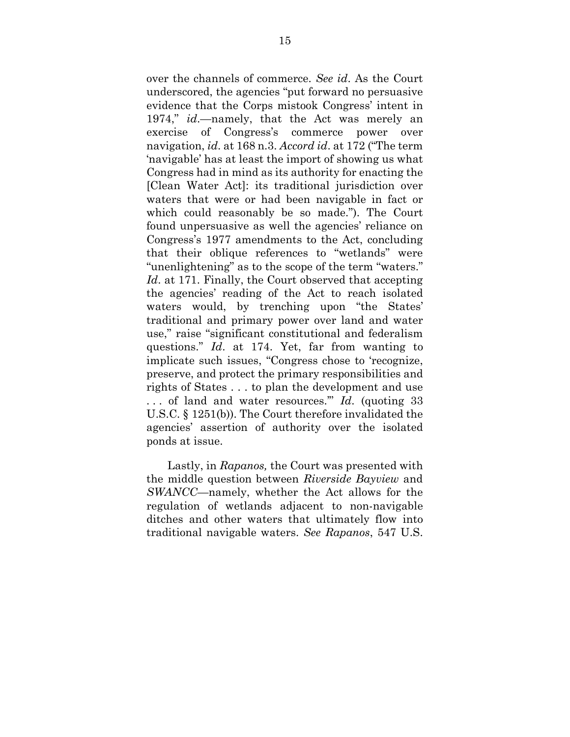over the channels of commerce. *See id*. As the Court underscored, the agencies "put forward no persuasive evidence that the Corps mistook Congress' intent in 1974," *id*.—namely, that the Act was merely an exercise of Congress's commerce power over navigation, *id*. at 168 n.3. *Accord id*. at 172 ("The term 'navigable' has at least the import of showing us what Congress had in mind as its authority for enacting the [Clean Water Act]: its traditional jurisdiction over waters that were or had been navigable in fact or which could reasonably be so made."). The Court found unpersuasive as well the agencies' reliance on Congress's 1977 amendments to the Act, concluding that their oblique references to "wetlands" were "unenlightening" as to the scope of the term "waters." *Id*. at 171. Finally, the Court observed that accepting the agencies' reading of the Act to reach isolated waters would, by trenching upon "the States' traditional and primary power over land and water use," raise "significant constitutional and federalism questions." *Id*. at 174. Yet, far from wanting to implicate such issues, "Congress chose to 'recognize, preserve, and protect the primary responsibilities and rights of States . . . to plan the development and use . . . of land and water resources.'" *Id*. (quoting 33 U.S.C. § 1251(b)). The Court therefore invalidated the agencies' assertion of authority over the isolated ponds at issue.

Lastly, in *Rapanos,* the Court was presented with the middle question between *Riverside Bayview* and *SWANCC*—namely, whether the Act allows for the regulation of wetlands adjacent to non-navigable ditches and other waters that ultimately flow into traditional navigable waters. *See Rapanos*, 547 U.S.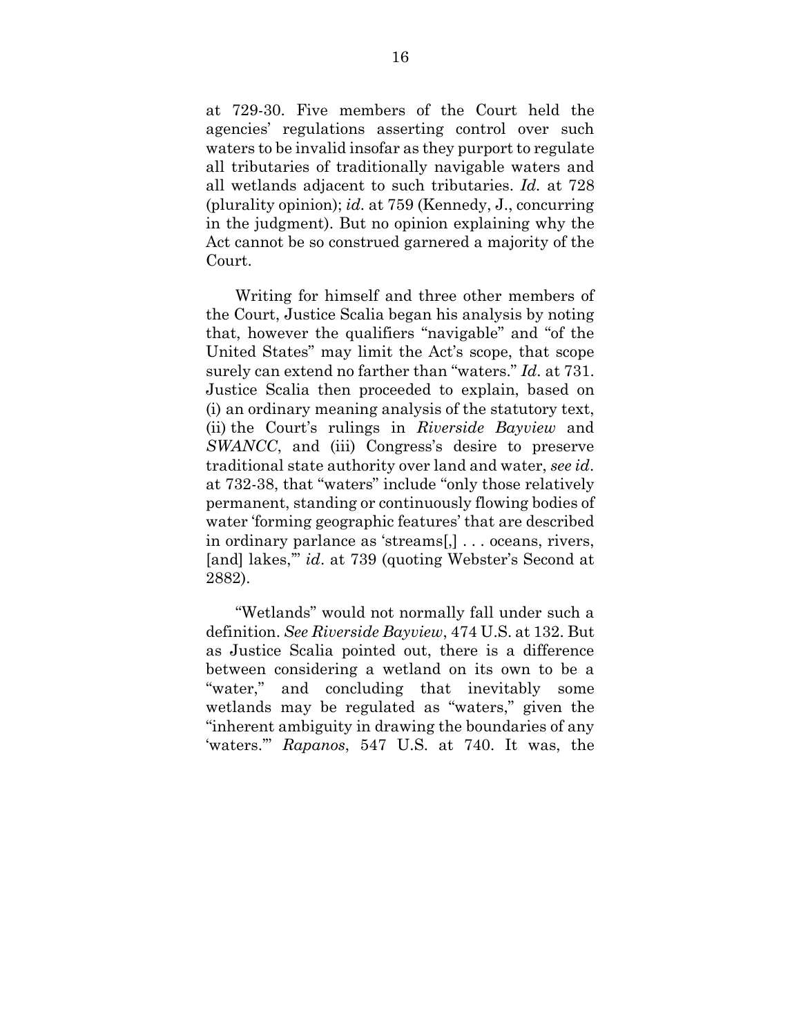at 729-30. Five members of the Court held the agencies' regulations asserting control over such waters to be invalid insofar as they purport to regulate all tributaries of traditionally navigable waters and all wetlands adjacent to such tributaries. *Id.* at 728 (plurality opinion); *id.* at 759 (Kennedy, J., concurring in the judgment). But no opinion explaining why the Act cannot be so construed garnered a majority of the Court.

Writing for himself and three other members of the Court, Justice Scalia began his analysis by noting that, however the qualifiers "navigable" and "of the United States" may limit the Act's scope, that scope surely can extend no farther than "waters." *Id*. at 731. Justice Scalia then proceeded to explain, based on (i) an ordinary meaning analysis of the statutory text, (ii) the Court's rulings in *Riverside Bayview* and *SWANCC*, and (iii) Congress's desire to preserve traditional state authority over land and water, *see id*. at 732-38, that "waters" include "only those relatively permanent, standing or continuously flowing bodies of water 'forming geographic features' that are described in ordinary parlance as 'streams[,] . . . oceans, rivers, [and] lakes,'" *id*. at 739 (quoting Webster's Second at 2882).

"Wetlands" would not normally fall under such a definition. *See Riverside Bayview*, 474 U.S. at 132. But as Justice Scalia pointed out, there is a difference between considering a wetland on its own to be a "water," and concluding that inevitably some wetlands may be regulated as "waters," given the "inherent ambiguity in drawing the boundaries of any 'waters.'" *Rapanos*, 547 U.S. at 740. It was, the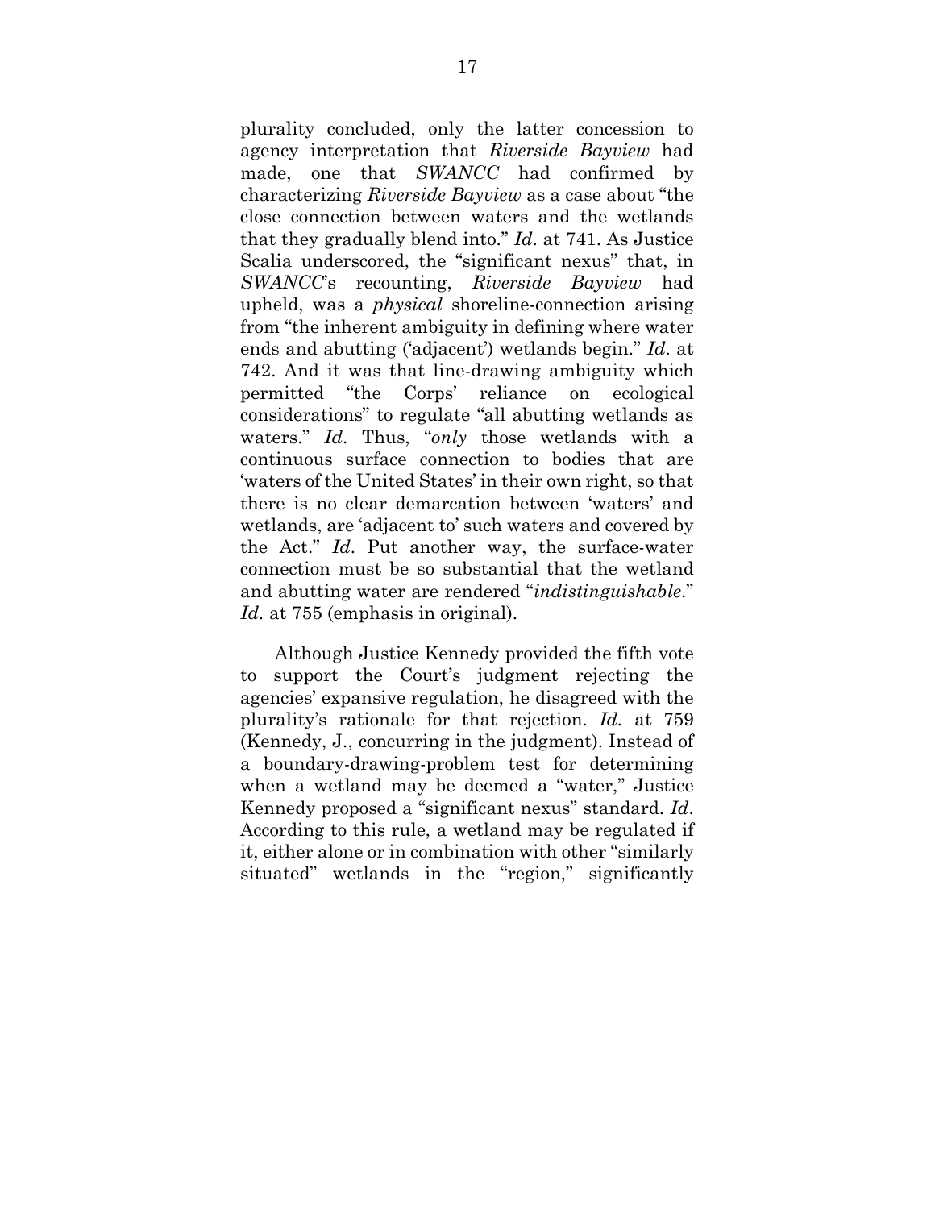plurality concluded, only the latter concession to agency interpretation that *Riverside Bayview* had made, one that *SWANCC* had confirmed by characterizing *Riverside Bayview* as a case about "the close connection between waters and the wetlands that they gradually blend into." *Id*. at 741. As Justice Scalia underscored, the "significant nexus" that, in *SWANCC*'s recounting, *Riverside Bayview* had upheld, was a *physical* shoreline-connection arising from "the inherent ambiguity in defining where water ends and abutting ('adjacent') wetlands begin." *Id*. at 742. And it was that line-drawing ambiguity which permitted "the Corps' reliance on ecological considerations" to regulate "all abutting wetlands as waters." *Id*. Thus, "*only* those wetlands with a continuous surface connection to bodies that are 'waters of the United States' in their own right, so that there is no clear demarcation between 'waters' and wetlands, are 'adjacent to' such waters and covered by the Act." *Id*. Put another way, the surface-water connection must be so substantial that the wetland and abutting water are rendered "*indistinguishable*." *Id.* at 755 (emphasis in original).

Although Justice Kennedy provided the fifth vote to support the Court's judgment rejecting the agencies' expansive regulation, he disagreed with the plurality's rationale for that rejection. *Id.* at 759 (Kennedy, J., concurring in the judgment). Instead of a boundary-drawing-problem test for determining when a wetland may be deemed a "water," Justice Kennedy proposed a "significant nexus" standard. *Id*. According to this rule, a wetland may be regulated if it, either alone or in combination with other "similarly situated" wetlands in the "region," significantly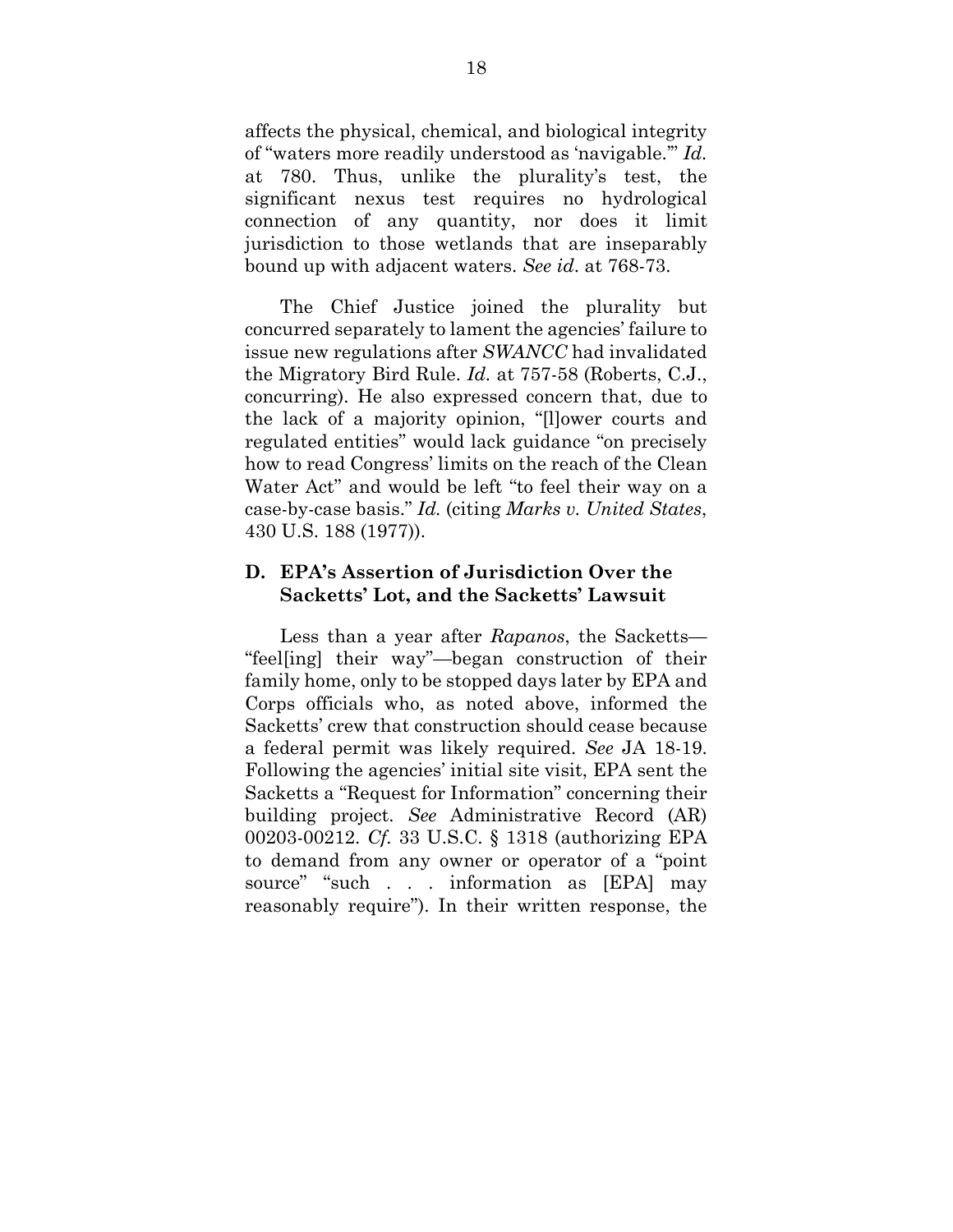affects the physical, chemical, and biological integrity of "waters more readily understood as 'navigable.'" *Id.* at 780. Thus, unlike the plurality's test, the significant nexus test requires no hydrological connection of any quantity, nor does it limit jurisdiction to those wetlands that are inseparably bound up with adjacent waters. *See id*. at 768-73.

The Chief Justice joined the plurality but concurred separately to lament the agencies' failure to issue new regulations after *SWANCC* had invalidated the Migratory Bird Rule. *Id.* at 757-58 (Roberts, C.J., concurring). He also expressed concern that, due to the lack of a majority opinion, "[l]ower courts and regulated entities" would lack guidance "on precisely how to read Congress' limits on the reach of the Clean Water Act" and would be left "to feel their way on a case-by-case basis." *Id.* (citing *Marks v. United States*, 430 U.S. 188 (1977)).

### D. EPA's Assertion of Jurisdiction Over the Sacketts' Lot, and the Sacketts' Lawsuit

Less than a year after *Rapanos*, the Sacketts—"feel[ing] their way"—began construction of their family home, only to be stopped days later by EPA and Corps officials who, as noted above, informed the Sacketts' crew that construction should cease because a federal permit was likely required. *See* JA 18-19. Following the agencies' initial site visit, EPA sent the Sacketts a "Request for Information" concerning their building project. *See* Administrative Record (AR) 00203-00212. *Cf.* 33 U.S.C. § 1318 (authorizing EPA to demand from any owner or operator of a "point source" "such . . . information as [EPA] may reasonably require"). In their written response, the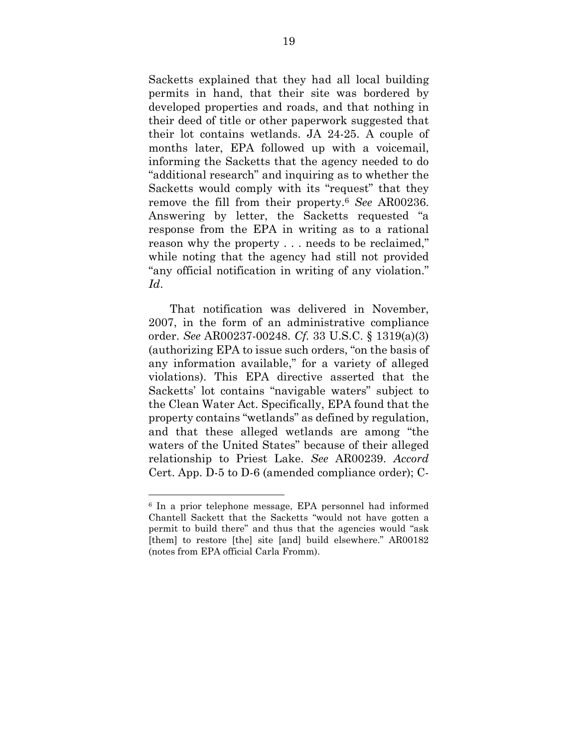Sacketts explained that they had all local building permits in hand, that their site was bordered by developed properties and roads, and that nothing in their deed of title or other paperwork suggested that their lot contains wetlands. JA 24-25. A couple of months later, EPA followed up with a voicemail, informing the Sacketts that the agency needed to do "additional research" and inquiring as to whether the Sacketts would comply with its "request" that they remove the fill from their property.[6] *See* AR00236. Answering by letter, the Sacketts requested "a response from the EPA in writing as to a rational reason why the property . . . needs to be reclaimed," while noting that the agency had still not provided "any official notification in writing of any violation." *Id*.

That notification was delivered in November, 2007, in the form of an administrative compliance order. *See* AR00237-00248. *Cf.* 33 U.S.C. § 1319(a)(3) (authorizing EPA to issue such orders, "on the basis of any information available," for a variety of alleged violations). This EPA directive asserted that the Sacketts' lot contains "navigable waters" subject to the Clean Water Act. Specifically, EPA found that the property contains "wetlands" as defined by regulation, and that these alleged wetlands are among "the waters of the United States" because of their alleged relationship to Priest Lake. *See* AR00239. *Accord* Cert. App. D-5 to D-6 (amended compliance order); C-

[6] In a prior telephone message, EPA personnel had informed Chantell Sackett that the Sacketts "would not have gotten a permit to build there" and thus that the agencies would "ask [them] to restore [the] site [and] build elsewhere." AR00182 (notes from EPA official Carla Fromm).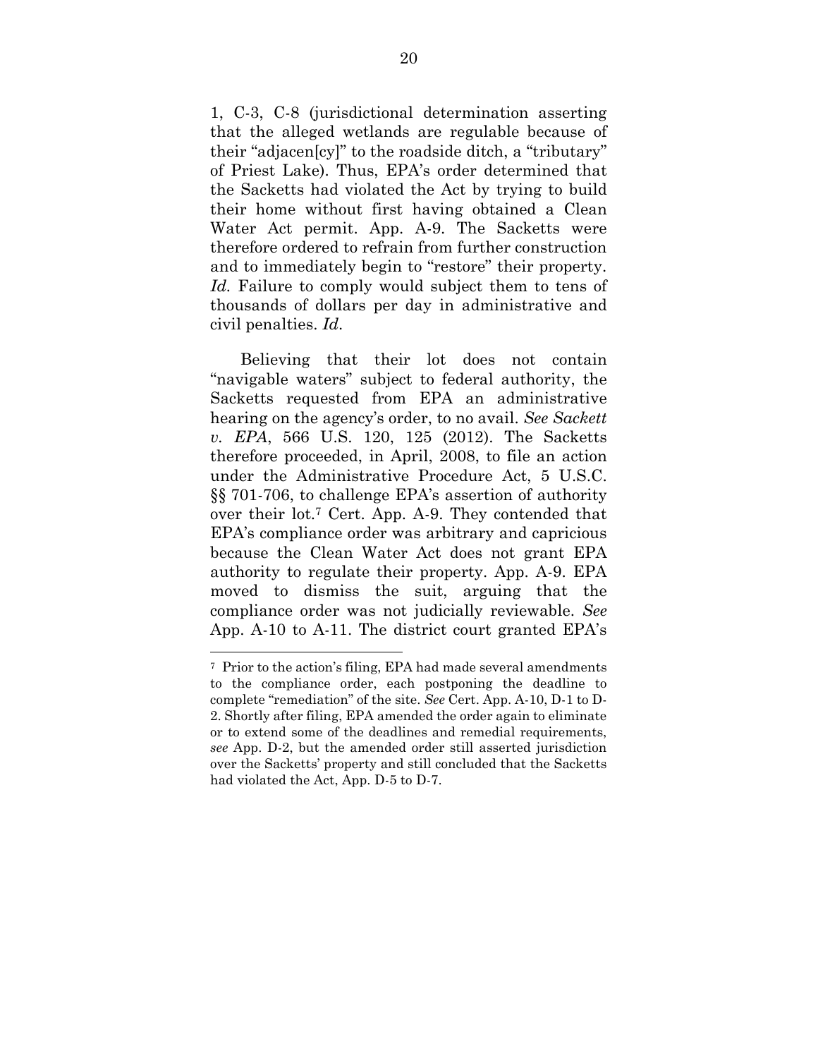1, C-3, C-8 (jurisdictional determination asserting that the alleged wetlands are regulable because of their "adjacen[cy]" to the roadside ditch, a "tributary" of Priest Lake). Thus, EPA's order determined that the Sacketts had violated the Act by trying to build their home without first having obtained a Clean Water Act permit. App. A-9. The Sacketts were therefore ordered to refrain from further construction and to immediately begin to "restore" their property. *Id.* Failure to comply would subject them to tens of thousands of dollars per day in administrative and civil penalties. *Id.*

Believing that their lot does not contain "navigable waters" subject to federal authority, the Sacketts requested from EPA an administrative hearing on the agency's order, to no avail. *See Sackett v. EPA*, 566 U.S. 120, 125 (2012). The Sacketts therefore proceeded, in April, 2008, to file an action under the Administrative Procedure Act, 5 U.S.C. §§ 701-706, to challenge EPA's assertion of authority over their lot.[7] Cert. App. A-9. They contended that EPA's compliance order was arbitrary and capricious because the Clean Water Act does not grant EPA authority to regulate their property. App. A-9. EPA moved to dismiss the suit, arguing that the compliance order was not judicially reviewable. *See* App. A-10 to A-11. The district court granted EPA's

---

[7] Prior to the action's filing, EPA had made several amendments to the compliance order, each postponing the deadline to complete "remediation" of the site. *See* Cert. App. A-10, D-1 to D-2. Shortly after filing, EPA amended the order again to eliminate or to extend some of the deadlines and remedial requirements, *see* App. D-2, but the amended order still asserted jurisdiction over the Sacketts' property and still concluded that the Sacketts had violated the Act, App. D-5 to D-7.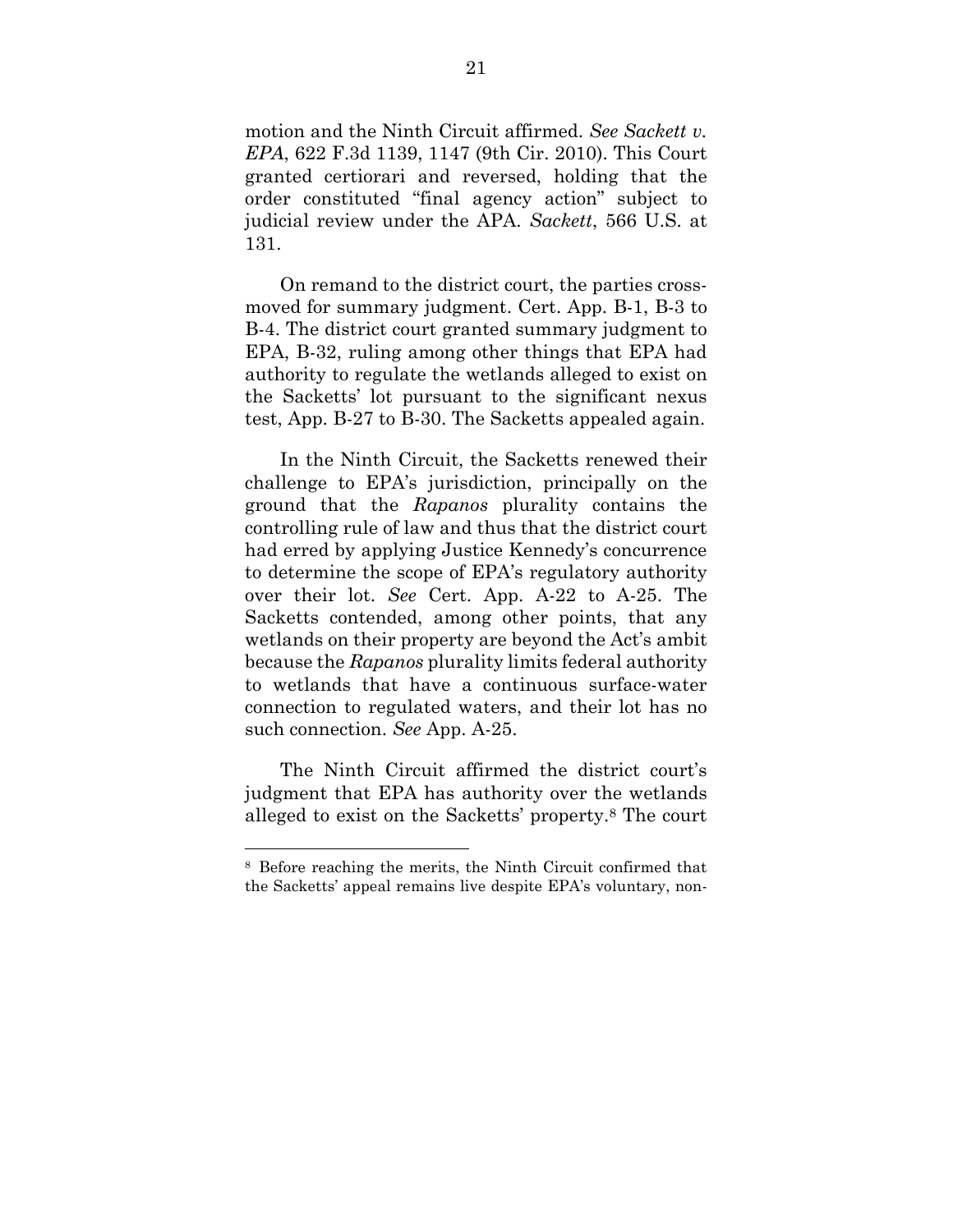motion and the Ninth Circuit affirmed. *See Sackett v. EPA*, 622 F.3d 1139, 1147 (9th Cir. 2010). This Court granted certiorari and reversed, holding that the order constituted "final agency action" subject to judicial review under the APA. *Sackett*, 566 U.S. at 131.

On remand to the district court, the parties cross-moved for summary judgment. Cert. App. B-1, B-3 to B-4. The district court granted summary judgment to EPA, B-32, ruling among other things that EPA had authority to regulate the wetlands alleged to exist on the Sacketts' lot pursuant to the significant nexus test, App. B-27 to B-30. The Sacketts appealed again.

In the Ninth Circuit, the Sacketts renewed their challenge to EPA's jurisdiction, principally on the ground that the *Rapanos* plurality contains the controlling rule of law and thus that the district court had erred by applying Justice Kennedy's concurrence to determine the scope of EPA's regulatory authority over their lot. *See* Cert. App. A-22 to A-25. The Sacketts contended, among other points, that any wetlands on their property are beyond the Act's ambit because the *Rapanos* plurality limits federal authority to wetlands that have a continuous surface-water connection to regulated waters, and their lot has no such connection. *See* App. A-25.

The Ninth Circuit affirmed the district court's judgment that EPA has authority over the wetlands alleged to exist on the Sacketts' property.[8] The court

---

[8] Before reaching the merits, the Ninth Circuit confirmed that the Sacketts' appeal remains live despite EPA's voluntary, non-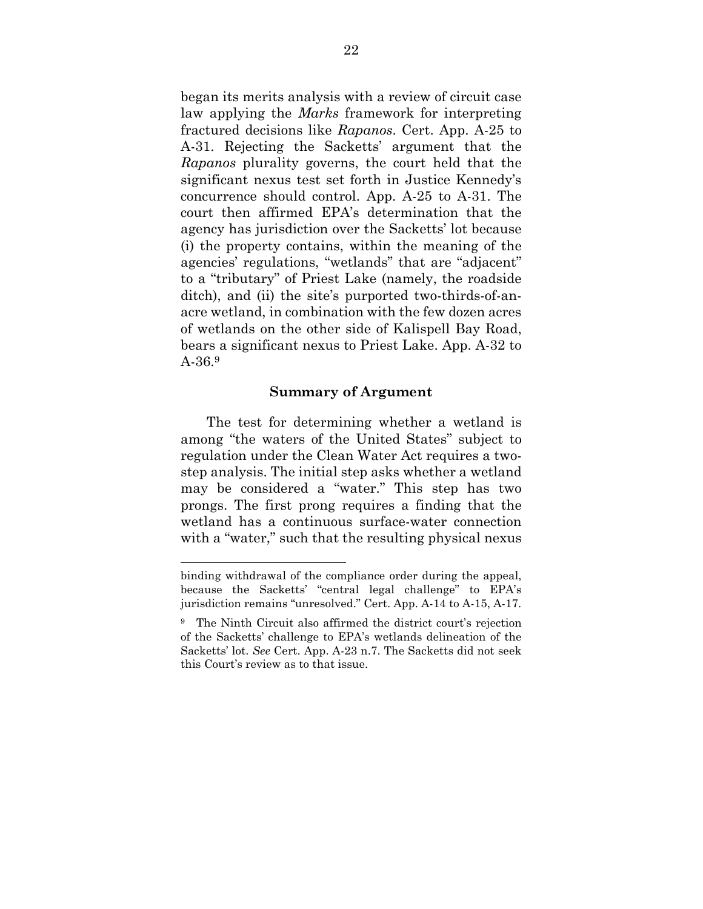began its merits analysis with a review of circuit case law applying the *Marks* framework for interpreting fractured decisions like *Rapanos*. Cert. App. A-25 to A-31. Rejecting the Sacketts' argument that the *Rapanos* plurality governs, the court held that the significant nexus test set forth in Justice Kennedy's concurrence should control. App. A-25 to A-31. The court then affirmed EPA's determination that the agency has jurisdiction over the Sacketts' lot because (i) the property contains, within the meaning of the agencies' regulations, "wetlands" that are "adjacent" to a "tributary" of Priest Lake (namely, the roadside ditch), and (ii) the site's purported two-thirds-of-an-acre wetland, in combination with the few dozen acres of wetlands on the other side of Kalispell Bay Road, bears a significant nexus to Priest Lake. App. A-32 to A-36.[9]

**Summary of Argument**

The test for determining whether a wetland is among "the waters of the United States" subject to regulation under the Clean Water Act requires a two-step analysis. The initial step asks whether a wetland may be considered a "water." This step has two prongs. The first prong requires a finding that the wetland has a continuous surface-water connection with a "water," such that the resulting physical nexus

---

binding withdrawal of the compliance order during the appeal, because the Sacketts' "central legal challenge" to EPA's jurisdiction remains "unresolved." Cert. App. A-14 to A-15, A-17.

[9] The Ninth Circuit also affirmed the district court's rejection of the Sacketts' challenge to EPA's wetlands delineation of the Sacketts' lot. *See* Cert. App. A-23 n.7. The Sacketts did not seek this Court's review as to that issue.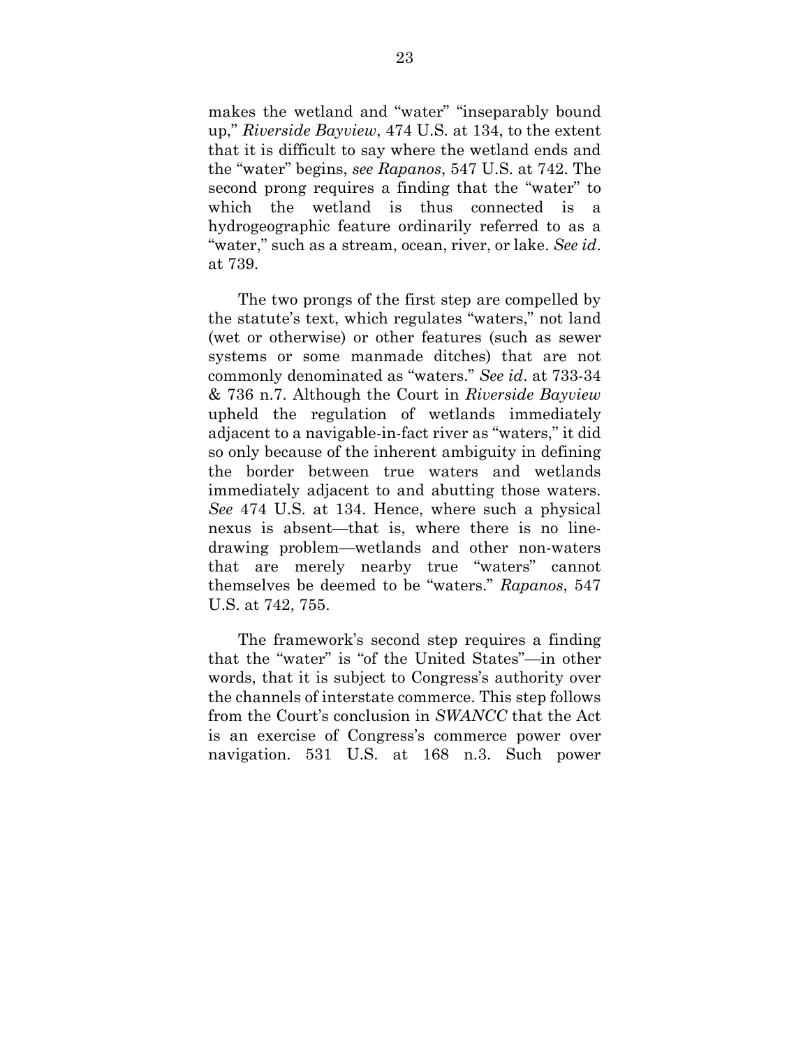makes the wetland and "water" "inseparably bound up," *Riverside Bayview*, 474 U.S. at 134, to the extent that it is difficult to say where the wetland ends and the "water" begins, *see Rapanos*, 547 U.S. at 742. The second prong requires a finding that the "water" to which the wetland is thus connected is a hydrogeographic feature ordinarily referred to as a "water," such as a stream, ocean, river, or lake. *See id*. at 739.

The two prongs of the first step are compelled by the statute's text, which regulates "waters," not land (wet or otherwise) or other features (such as sewer systems or some manmade ditches) that are not commonly denominated as "waters." *See id*. at 733-34 & 736 n.7. Although the Court in *Riverside Bayview* upheld the regulation of wetlands immediately adjacent to a navigable-in-fact river as "waters," it did so only because of the inherent ambiguity in defining the border between true waters and wetlands immediately adjacent to and abutting those waters. *See* 474 U.S. at 134. Hence, where such a physical nexus is absent—that is, where there is no line-drawing problem—wetlands and other non-waters that are merely nearby true "waters" cannot themselves be deemed to be "waters." *Rapanos*, 547 U.S. at 742, 755.

The framework's second step requires a finding that the "water" is "of the United States"—in other words, that it is subject to Congress's authority over the channels of interstate commerce. This step follows from the Court's conclusion in *SWANCC* that the Act is an exercise of Congress's commerce power over navigation. 531 U.S. at 168 n.3. Such power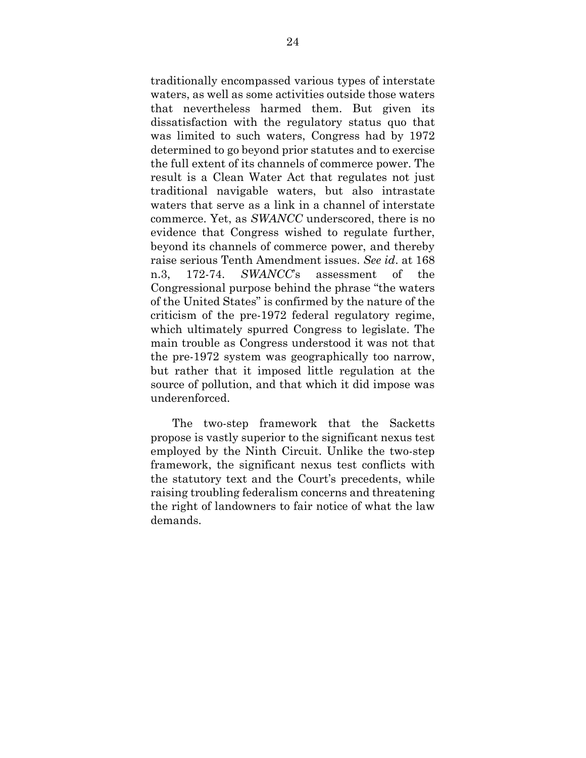traditionally encompassed various types of interstate waters, as well as some activities outside those waters that nevertheless harmed them. But given its dissatisfaction with the regulatory status quo that was limited to such waters, Congress had by 1972 determined to go beyond prior statutes and to exercise the full extent of its channels of commerce power. The result is a Clean Water Act that regulates not just traditional navigable waters, but also intrastate waters that serve as a link in a channel of interstate commerce. Yet, as *SWANCC* underscored, there is no evidence that Congress wished to regulate further, beyond its channels of commerce power, and thereby raise serious Tenth Amendment issues. *See id*. at 168 n.3, 172-74. *SWANCC*'s assessment of the Congressional purpose behind the phrase "the waters of the United States" is confirmed by the nature of the criticism of the pre-1972 federal regulatory regime, which ultimately spurred Congress to legislate. The main trouble as Congress understood it was not that the pre-1972 system was geographically too narrow, but rather that it imposed little regulation at the source of pollution, and that which it did impose was underenforced.

The two-step framework that the Sacketts propose is vastly superior to the significant nexus test employed by the Ninth Circuit. Unlike the two-step framework, the significant nexus test conflicts with the statutory text and the Court's precedents, while raising troubling federalism concerns and threatening the right of landowners to fair notice of what the law demands.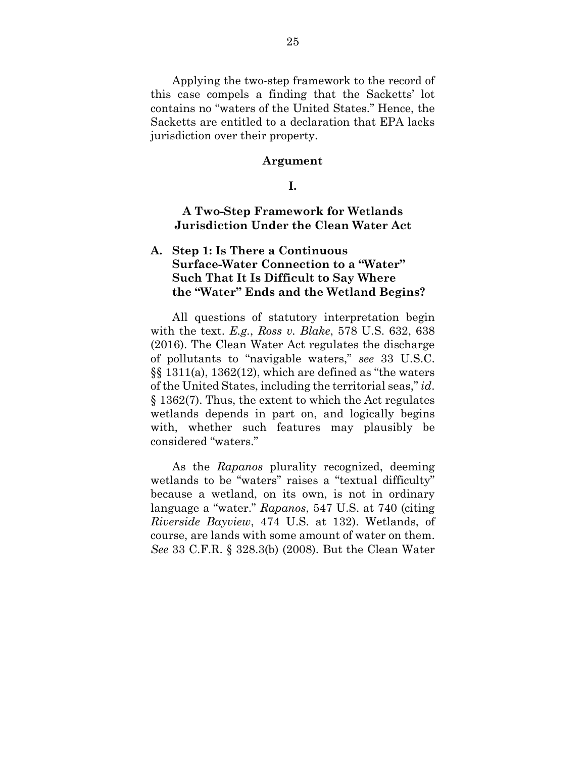Applying the two-step framework to the record of this case compels a finding that the Sacketts' lot contains no "waters of the United States." Hence, the Sacketts are entitled to a declaration that EPA lacks jurisdiction over their property.

## Argument

### I.

### A Two-Step Framework for Wetlands Jurisdiction Under the Clean Water Act

#### A. Step 1: Is There a Continuous Surface-Water Connection to a "Water" Such That It Is Difficult to Say Where the "Water" Ends and the Wetland Begins?

All questions of statutory interpretation begin with the text. *E.g.*, *Ross v. Blake*, 578 U.S. 632, 638 (2016). The Clean Water Act regulates the discharge of pollutants to "navigable waters," *see* 33 U.S.C. §§ 1311(a), 1362(12), which are defined as "the waters of the United States, including the territorial seas," *id*. § 1362(7). Thus, the extent to which the Act regulates wetlands depends in part on, and logically begins with, whether such features may plausibly be considered "waters."

As the *Rapanos* plurality recognized, deeming wetlands to be "waters" raises a "textual difficulty" because a wetland, on its own, is not in ordinary language a "water." *Rapanos*, 547 U.S. at 740 (citing *Riverside Bayview*, 474 U.S. at 132). Wetlands, of course, are lands with some amount of water on them. *See* 33 C.F.R. § 328.3(b) (2008). But the Clean Water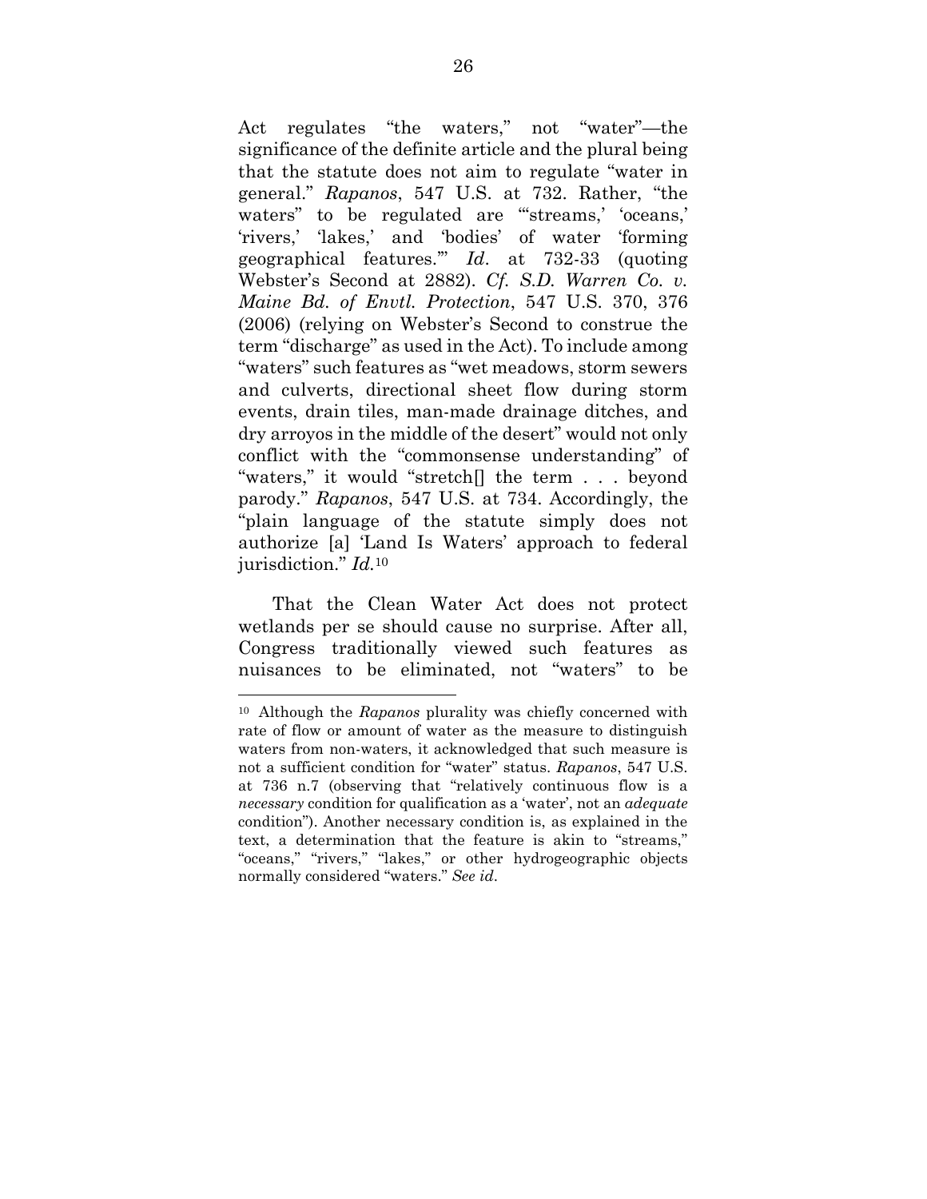Act regulates "the waters," not "water"—the significance of the definite article and the plural being that the statute does not aim to regulate "water in general." *Rapanos*, 547 U.S. at 732. Rather, "the waters" to be regulated are "'streams,' 'oceans,' 'rivers,' 'lakes,' and 'bodies' of water 'forming geographical features.'" *Id*. at 732-33 (quoting Webster's Second at 2882). *Cf. S.D. Warren Co. v. Maine Bd. of Envtl. Protection*, 547 U.S. 370, 376 (2006) (relying on Webster's Second to construe the term "discharge" as used in the Act). To include among "waters" such features as "wet meadows, storm sewers and culverts, directional sheet flow during storm events, drain tiles, man-made drainage ditches, and dry arroyos in the middle of the desert" would not only conflict with the "commonsense understanding" of "waters," it would "stretch[] the term . . . beyond parody." *Rapanos*, 547 U.S. at 734. Accordingly, the "plain language of the statute simply does not authorize [a] 'Land Is Waters' approach to federal jurisdiction." *Id.*[10]

That the Clean Water Act does not protect wetlands per se should cause no surprise. After all, Congress traditionally viewed such features as nuisances to be eliminated, not "waters" to be

---

[10] Although the *Rapanos* plurality was chiefly concerned with rate of flow or amount of water as the measure to distinguish waters from non-waters, it acknowledged that such measure is not a sufficient condition for "water" status. *Rapanos*, 547 U.S. at 736 n.7 (observing that "relatively continuous flow is a *necessary* condition for qualification as a 'water', not an *adequate* condition"). Another necessary condition is, as explained in the text, a determination that the feature is akin to "streams," "oceans," "rivers," "lakes," or other hydrogeographic objects normally considered "waters." *See id.*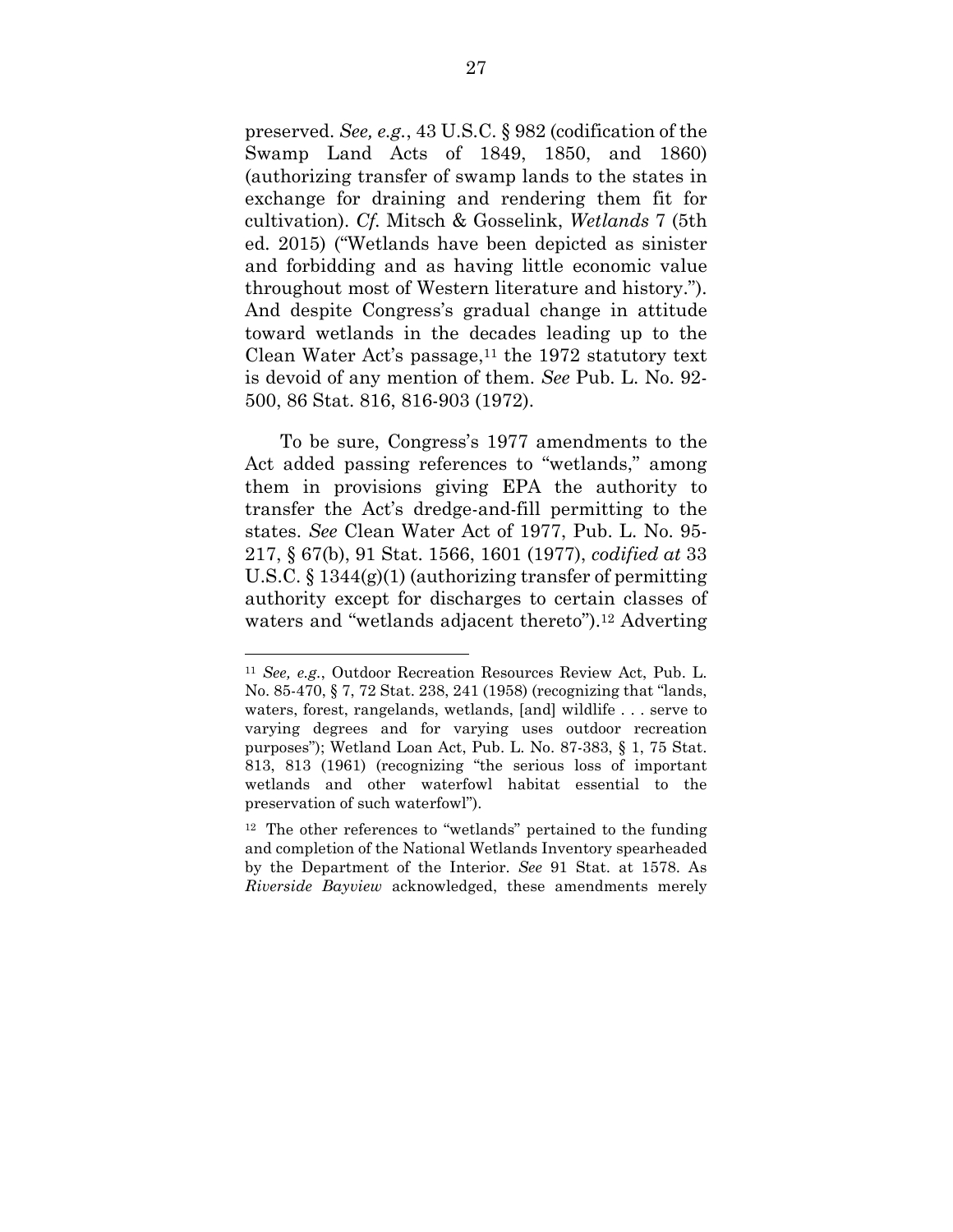preserved. *See, e.g.*, 43 U.S.C. § 982 (codification of the Swamp Land Acts of 1849, 1850, and 1860) (authorizing transfer of swamp lands to the states in exchange for draining and rendering them fit for cultivation). *Cf.* Mitsch & Gosselink, *Wetlands* 7 (5th ed. 2015) ("Wetlands have been depicted as sinister and forbidding and as having little economic value throughout most of Western literature and history."). And despite Congress's gradual change in attitude toward wetlands in the decades leading up to the Clean Water Act's passage,[11] the 1972 statutory text is devoid of any mention of them. *See* Pub. L. No. 92-500, 86 Stat. 816, 816-903 (1972).

To be sure, Congress's 1977 amendments to the Act added passing references to "wetlands," among them in provisions giving EPA the authority to transfer the Act's dredge-and-fill permitting to the states. *See* Clean Water Act of 1977, Pub. L. No. 95-217, § 67(b), 91 Stat. 1566, 1601 (1977), *codified at* 33 U.S.C. § 1344(g)(1) (authorizing transfer of permitting authority except for discharges to certain classes of waters and "wetlands adjacent thereto").[12] Adverting

---

[11] *See, e.g.*, Outdoor Recreation Resources Review Act, Pub. L. No. 85-470, § 7, 72 Stat. 238, 241 (1958) (recognizing that "lands, waters, forest, rangelands, wetlands, [and] wildlife . . . serve to varying degrees and for varying uses outdoor recreation purposes"); Wetland Loan Act, Pub. L. No. 87-383, § 1, 75 Stat. 813, 813 (1961) (recognizing "the serious loss of important wetlands and other waterfowl habitat essential to the preservation of such waterfowl").

[12] The other references to "wetlands" pertained to the funding and completion of the National Wetlands Inventory spearheaded by the Department of the Interior. *See* 91 Stat. at 1578. As *Riverside Bayview* acknowledged, these amendments merely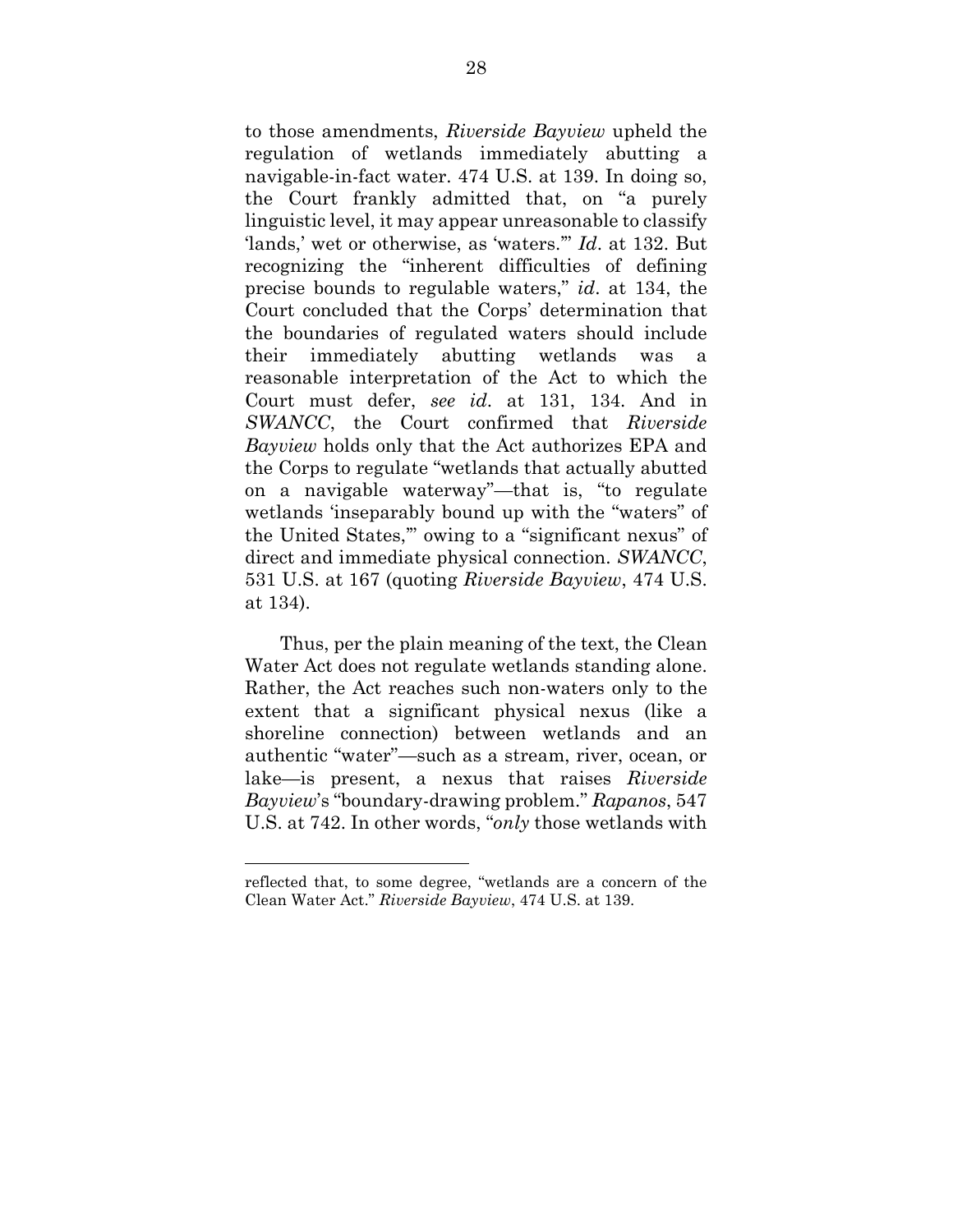to those amendments, *Riverside Bayview* upheld the regulation of wetlands immediately abutting a navigable-in-fact water. 474 U.S. at 139. In doing so, the Court frankly admitted that, on "a purely linguistic level, it may appear unreasonable to classify 'lands,' wet or otherwise, as 'waters.'" *Id*. at 132. But recognizing the "inherent difficulties of defining precise bounds to regulable waters," *id*. at 134, the Court concluded that the Corps' determination that the boundaries of regulated waters should include their immediately abutting wetlands was a reasonable interpretation of the Act to which the Court must defer, *see id*. at 131, 134. And in *SWANCC*, the Court confirmed that *Riverside Bayview* holds only that the Act authorizes EPA and the Corps to regulate "wetlands that actually abutted on a navigable waterway"—that is, "to regulate wetlands 'inseparably bound up with the "waters" of the United States,'" owing to a "significant nexus" of direct and immediate physical connection. *SWANCC*, 531 U.S. at 167 (quoting *Riverside Bayview*, 474 U.S. at 134).

Thus, per the plain meaning of the text, the Clean Water Act does not regulate wetlands standing alone. Rather, the Act reaches such non-waters only to the extent that a significant physical nexus (like a shoreline connection) between wetlands and an authentic "water"—such as a stream, river, ocean, or lake—is present, a nexus that raises *Riverside Bayview*'s "boundary-drawing problem." *Rapanos*, 547 U.S. at 742. In other words, "*only* those wetlands with

---

reflected that, to some degree, "wetlands are a concern of the Clean Water Act." *Riverside Bayview*, 474 U.S. at 139.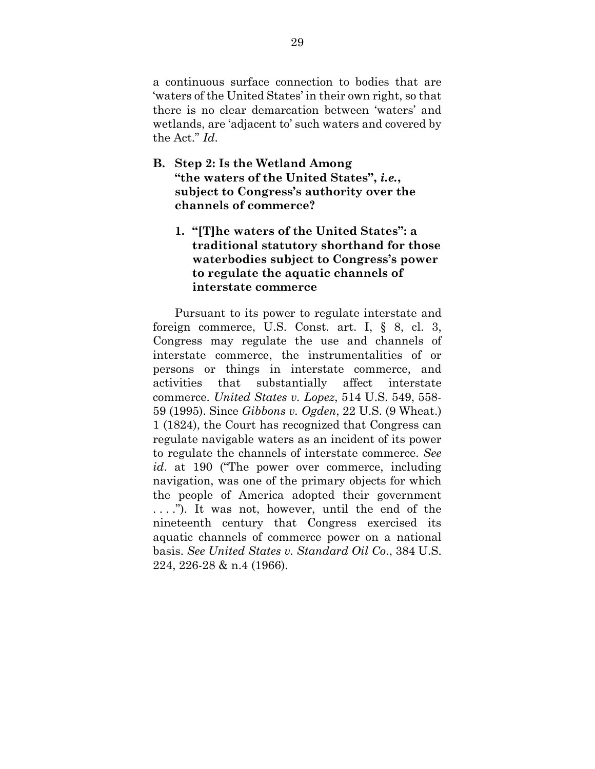a continuous surface connection to bodies that are 'waters of the United States' in their own right, so that there is no clear demarcation between 'waters' and wetlands, are 'adjacent to' such waters and covered by the Act." *Id*.

### B. Step 2: Is the Wetland Among "the waters of the United States", *i.e.*, subject to Congress's authority over the channels of commerce?

#### 1. "[T]he waters of the United States": a traditional statutory shorthand for those waterbodies subject to Congress's power to regulate the aquatic channels of interstate commerce

Pursuant to its power to regulate interstate and foreign commerce, U.S. Const. art. I, § 8, cl. 3, Congress may regulate the use and channels of interstate commerce, the instrumentalities of or persons or things in interstate commerce, and activities that substantially affect interstate commerce. *United States v. Lopez*, 514 U.S. 549, 558-59 (1995). Since *Gibbons v. Ogden*, 22 U.S. (9 Wheat.) 1 (1824), the Court has recognized that Congress can regulate navigable waters as an incident of its power to regulate the channels of interstate commerce. *See id*. at 190 ("The power over commerce, including navigation, was one of the primary objects for which the people of America adopted their government . . . ."). It was not, however, until the end of the nineteenth century that Congress exercised its aquatic channels of commerce power on a national basis. *See United States v. Standard Oil Co*., 384 U.S. 224, 226-28 & n.4 (1966).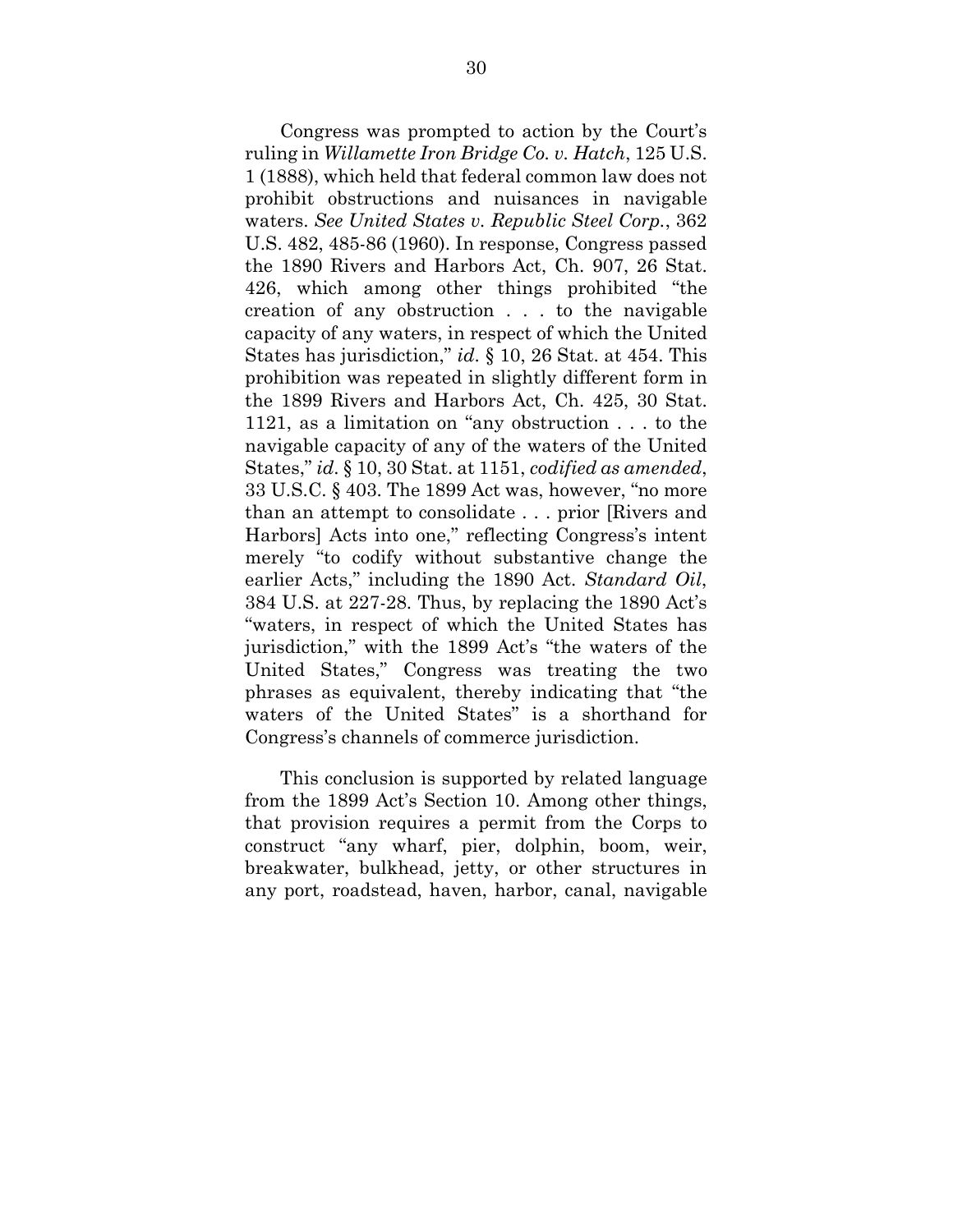Congress was prompted to action by the Court's ruling in *Willamette Iron Bridge Co. v. Hatch*, 125 U.S. 1 (1888), which held that federal common law does not prohibit obstructions and nuisances in navigable waters. *See United States v. Republic Steel Corp.*, 362 U.S. 482, 485-86 (1960). In response, Congress passed the 1890 Rivers and Harbors Act, Ch. 907, 26 Stat. 426, which among other things prohibited "the creation of any obstruction . . . to the navigable capacity of any waters, in respect of which the United States has jurisdiction," *id*. § 10, 26 Stat. at 454. This prohibition was repeated in slightly different form in the 1899 Rivers and Harbors Act, Ch. 425, 30 Stat. 1121, as a limitation on "any obstruction . . . to the navigable capacity of any of the waters of the United States," *id*. § 10, 30 Stat. at 1151, *codified as amended*, 33 U.S.C. § 403. The 1899 Act was, however, "no more than an attempt to consolidate . . . prior [Rivers and Harbors] Acts into one," reflecting Congress's intent merely "to codify without substantive change the earlier Acts," including the 1890 Act. *Standard Oil*, 384 U.S. at 227-28. Thus, by replacing the 1890 Act's "waters, in respect of which the United States has jurisdiction," with the 1899 Act's "the waters of the United States," Congress was treating the two phrases as equivalent, thereby indicating that "the waters of the United States" is a shorthand for Congress's channels of commerce jurisdiction.

This conclusion is supported by related language from the 1899 Act's Section 10. Among other things, that provision requires a permit from the Corps to construct "any wharf, pier, dolphin, boom, weir, breakwater, bulkhead, jetty, or other structures in any port, roadstead, haven, harbor, canal, navigable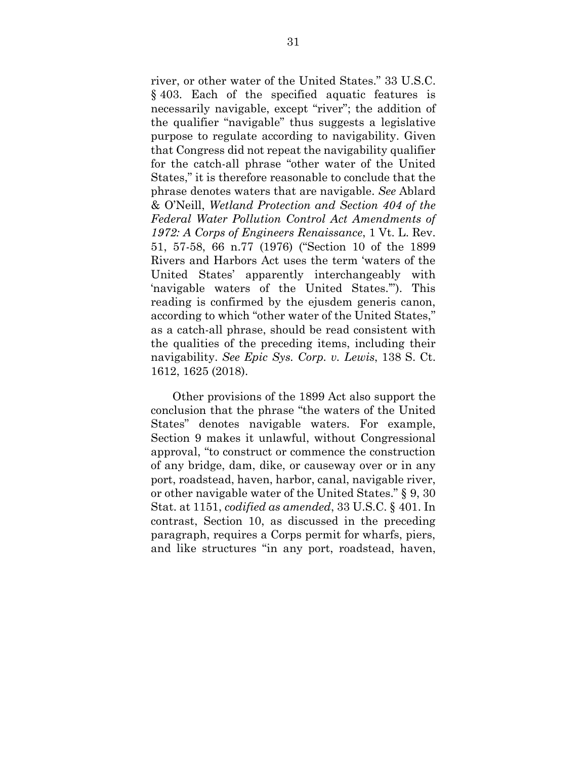river, or other water of the United States." 33 U.S.C. § 403. Each of the specified aquatic features is necessarily navigable, except "river"; the addition of the qualifier "navigable" thus suggests a legislative purpose to regulate according to navigability. Given that Congress did not repeat the navigability qualifier for the catch-all phrase "other water of the United States," it is therefore reasonable to conclude that the phrase denotes waters that are navigable. *See* Ablard & O'Neill, *Wetland Protection and Section 404 of the Federal Water Pollution Control Act Amendments of 1972: A Corps of Engineers Renaissance*, 1 Vt. L. Rev. 51, 57-58, 66 n.77 (1976) ("Section 10 of the 1899 Rivers and Harbors Act uses the term 'waters of the United States' apparently interchangeably with 'navigable waters of the United States.'"). This reading is confirmed by the ejusdem generis canon, according to which "other water of the United States," as a catch-all phrase, should be read consistent with the qualities of the preceding items, including their navigability. *See Epic Sys. Corp. v. Lewis*, 138 S. Ct. 1612, 1625 (2018).

Other provisions of the 1899 Act also support the conclusion that the phrase "the waters of the United States" denotes navigable waters. For example, Section 9 makes it unlawful, without Congressional approval, "to construct or commence the construction of any bridge, dam, dike, or causeway over or in any port, roadstead, haven, harbor, canal, navigable river, or other navigable water of the United States." § 9, 30 Stat. at 1151, *codified as amended*, 33 U.S.C. § 401. In contrast, Section 10, as discussed in the preceding paragraph, requires a Corps permit for wharfs, piers, and like structures "in any port, roadstead, haven,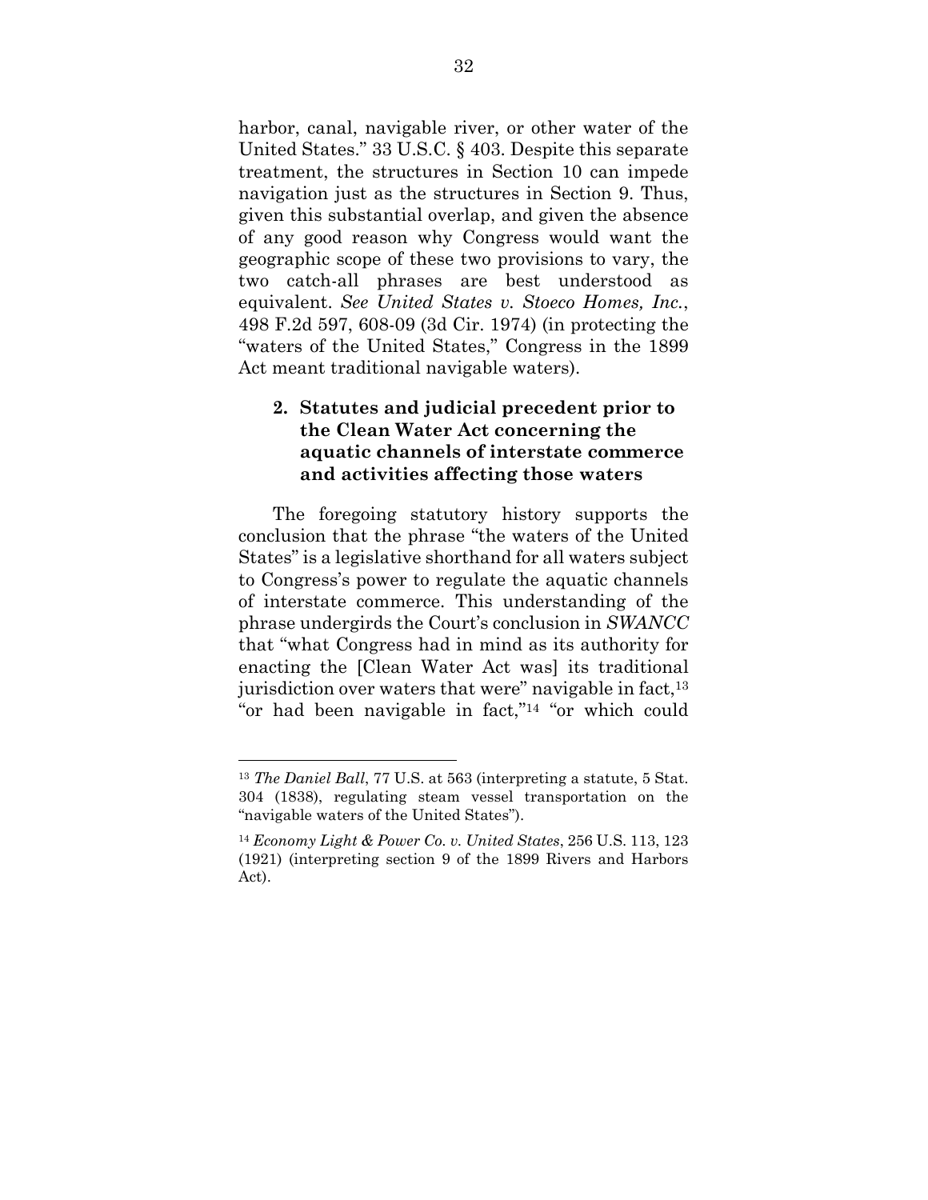harbor, canal, navigable river, or other water of the United States." 33 U.S.C. § 403. Despite this separate treatment, the structures in Section 10 can impede navigation just as the structures in Section 9. Thus, given this substantial overlap, and given the absence of any good reason why Congress would want the geographic scope of these two provisions to vary, the two catch-all phrases are best understood as equivalent. *See United States v. Stoeco Homes, Inc.*, 498 F.2d 597, 608-09 (3d Cir. 1974) (in protecting the "waters of the United States," Congress in the 1899 Act meant traditional navigable waters).

### 2. Statutes and judicial precedent prior to the Clean Water Act concerning the aquatic channels of interstate commerce and activities affecting those waters

The foregoing statutory history supports the conclusion that the phrase "the waters of the United States" is a legislative shorthand for all waters subject to Congress's power to regulate the aquatic channels of interstate commerce. This understanding of the phrase undergirds the Court's conclusion in *SWANCC* that "what Congress had in mind as its authority for enacting the [Clean Water Act was] its traditional jurisdiction over waters that were" navigable in fact,[13] "or had been navigable in fact,"[14] "or which could

---

[13] *The Daniel Ball*, 77 U.S. at 563 (interpreting a statute, 5 Stat. 304 (1838), regulating steam vessel transportation on the "navigable waters of the United States").

[14] *Economy Light & Power Co. v. United States*, 256 U.S. 113, 123 (1921) (interpreting section 9 of the 1899 Rivers and Harbors Act).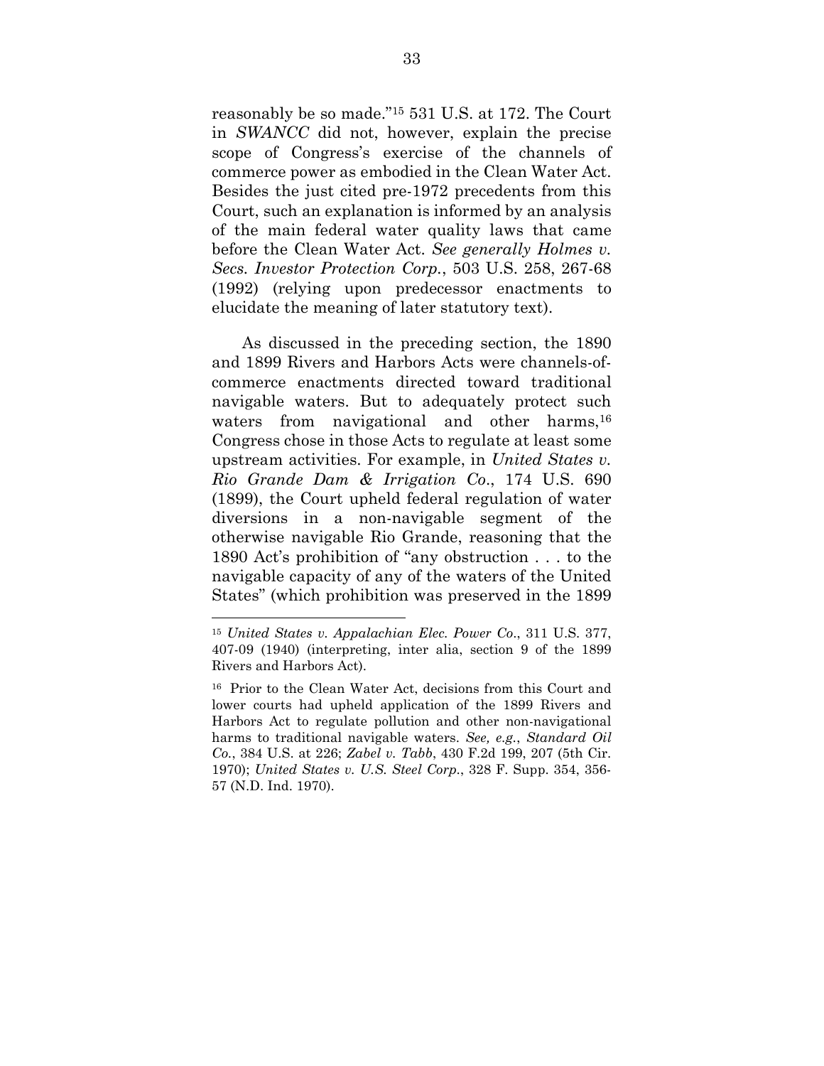reasonably be so made."[15] 531 U.S. at 172. The Court in *SWANCC* did not, however, explain the precise scope of Congress's exercise of the channels of commerce power as embodied in the Clean Water Act. Besides the just cited pre-1972 precedents from this Court, such an explanation is informed by an analysis of the main federal water quality laws that came before the Clean Water Act. *See generally Holmes v. Secs. Investor Protection Corp.*, 503 U.S. 258, 267-68 (1992) (relying upon predecessor enactments to elucidate the meaning of later statutory text).

As discussed in the preceding section, the 1890 and 1899 Rivers and Harbors Acts were channels-of-commerce enactments directed toward traditional navigable waters. But to adequately protect such waters from navigational and other harms,[16] Congress chose in those Acts to regulate at least some upstream activities. For example, in *United States v. Rio Grande Dam & Irrigation Co.*, 174 U.S. 690 (1899), the Court upheld federal regulation of water diversions in a non-navigable segment of the otherwise navigable Rio Grande, reasoning that the 1890 Act's prohibition of "any obstruction . . . to the navigable capacity of any of the waters of the United States" (which prohibition was preserved in the 1899

---

[15] *United States v. Appalachian Elec. Power Co*., 311 U.S. 377, 407-09 (1940) (interpreting, inter alia, section 9 of the 1899 Rivers and Harbors Act).

[16] Prior to the Clean Water Act, decisions from this Court and lower courts had upheld application of the 1899 Rivers and Harbors Act to regulate pollution and other non-navigational harms to traditional navigable waters. *See, e.g.*, *Standard Oil Co.*, 384 U.S. at 226; *Zabel v. Tabb*, 430 F.2d 199, 207 (5th Cir. 1970); *United States v. U.S. Steel Corp.*, 328 F. Supp. 354, 356-57 (N.D. Ind. 1970).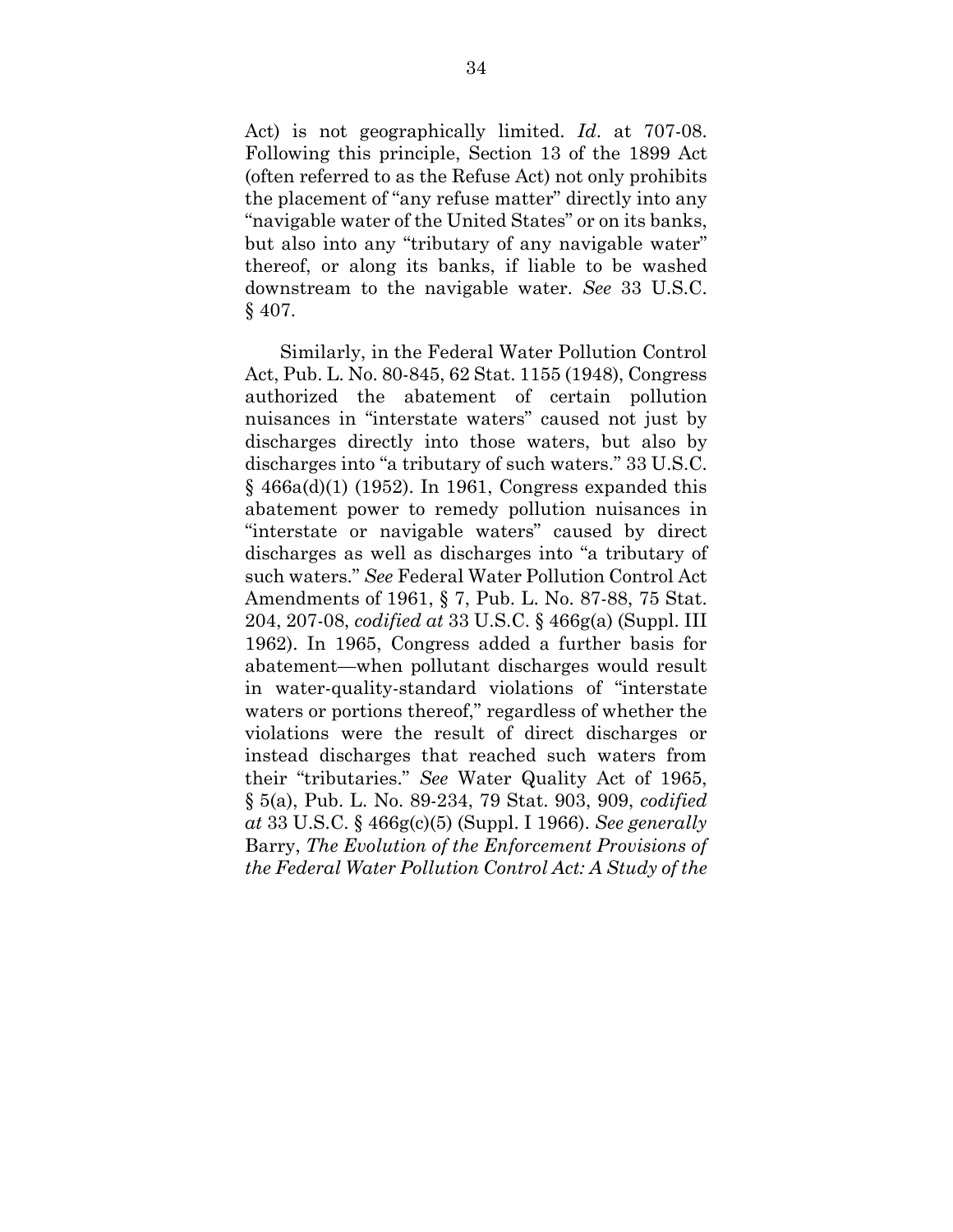Act) is not geographically limited. *Id*. at 707-08. Following this principle, Section 13 of the 1899 Act (often referred to as the Refuse Act) not only prohibits the placement of "any refuse matter" directly into any "navigable water of the United States" or on its banks, but also into any "tributary of any navigable water" thereof, or along its banks, if liable to be washed downstream to the navigable water. *See* 33 U.S.C. § 407.

Similarly, in the Federal Water Pollution Control Act, Pub. L. No. 80-845, 62 Stat. 1155 (1948), Congress authorized the abatement of certain pollution nuisances in "interstate waters" caused not just by discharges directly into those waters, but also by discharges into "a tributary of such waters." 33 U.S.C. § 466a(d)(1) (1952). In 1961, Congress expanded this abatement power to remedy pollution nuisances in "interstate or navigable waters" caused by direct discharges as well as discharges into "a tributary of such waters." *See* Federal Water Pollution Control Act Amendments of 1961, § 7, Pub. L. No. 87-88, 75 Stat. 204, 207-08, *codified at* 33 U.S.C. § 466g(a) (Suppl. III 1962). In 1965, Congress added a further basis for abatement—when pollutant discharges would result in water-quality-standard violations of "interstate waters or portions thereof," regardless of whether the violations were the result of direct discharges or instead discharges that reached such waters from their "tributaries." *See* Water Quality Act of 1965, § 5(a), Pub. L. No. 89-234, 79 Stat. 903, 909, *codified at* 33 U.S.C. § 466g(c)(5) (Suppl. I 1966). *See generally* Barry, *The Evolution of the Enforcement Provisions of the Federal Water Pollution Control Act: A Study of the*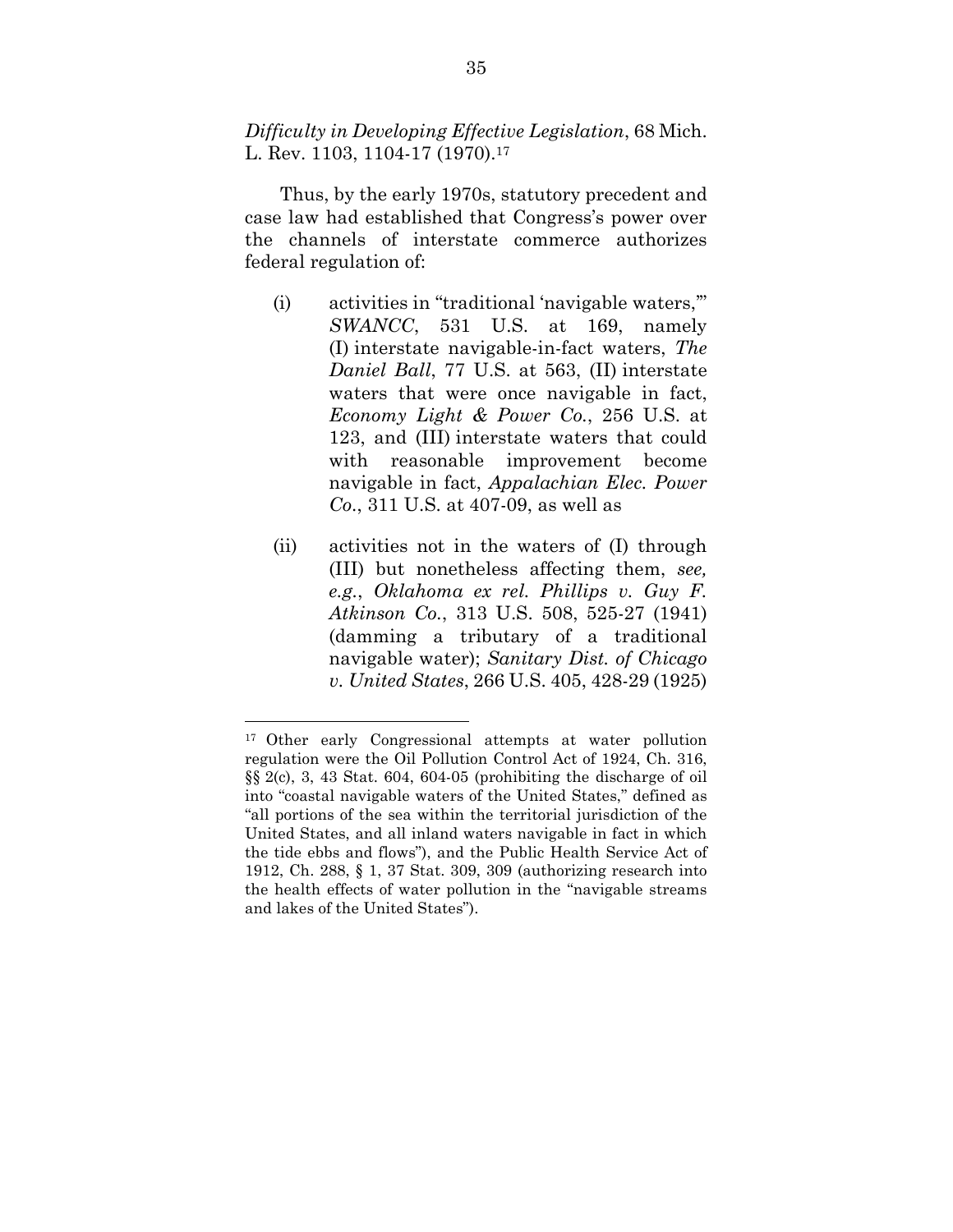*Difficulty in Developing Effective Legislation*, 68 Mich. L. Rev. 1103, 1104-17 (1970).[17]

Thus, by the early 1970s, statutory precedent and case law had established that Congress's power over the channels of interstate commerce authorizes federal regulation of:

(i) activities in "traditional 'navigable waters,'" *SWANCC*, 531 U.S. at 169, namely (I) interstate navigable-in-fact waters, *The Daniel Ball*, 77 U.S. at 563, (II) interstate waters that were once navigable in fact, *Economy Light & Power Co.*, 256 U.S. at 123, and (III) interstate waters that could with reasonable improvement become navigable in fact, *Appalachian Elec. Power Co.*, 311 U.S. at 407-09, as well as

(ii) activities not in the waters of (I) through (III) but nonetheless affecting them, *see, e.g.*, *Oklahoma ex rel. Phillips v. Guy F. Atkinson Co.*, 313 U.S. 508, 525-27 (1941) (damming a tributary of a traditional navigable water); *Sanitary Dist. of Chicago v. United States*, 266 U.S. 405, 428-29 (1925)

---

[17] Other early Congressional attempts at water pollution regulation were the Oil Pollution Control Act of 1924, Ch. 316, §§ 2(c), 3, 43 Stat. 604, 604-05 (prohibiting the discharge of oil into "coastal navigable waters of the United States," defined as "all portions of the sea within the territorial jurisdiction of the United States, and all inland waters navigable in fact in which the tide ebbs and flows"), and the Public Health Service Act of 1912, Ch. 288, § 1, 37 Stat. 309, 309 (authorizing research into the health effects of water pollution in the "navigable streams and lakes of the United States").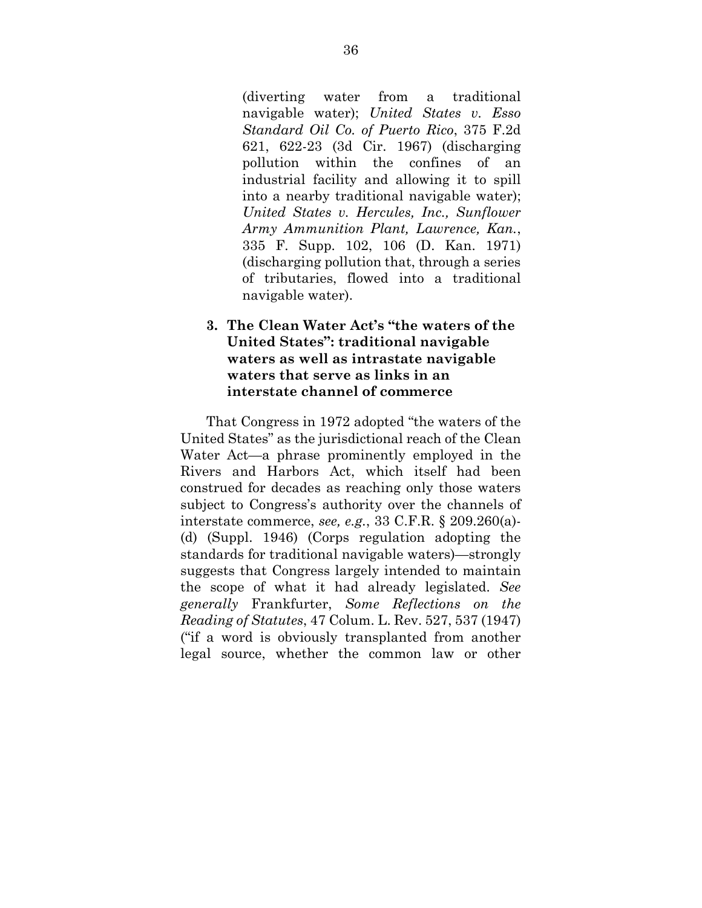(diverting water from a traditional navigable water); *United States v. Esso Standard Oil Co. of Puerto Rico*, 375 F.2d 621, 622-23 (3d Cir. 1967) (discharging pollution within the confines of an industrial facility and allowing it to spill into a nearby traditional navigable water); *United States v. Hercules, Inc., Sunflower Army Ammunition Plant, Lawrence, Kan.*, 335 F. Supp. 102, 106 (D. Kan. 1971) (discharging pollution that, through a series of tributaries, flowed into a traditional navigable water).

**3. The Clean Water Act's "the waters of the United States": traditional navigable waters as well as intrastate navigable waters that serve as links in an interstate channel of commerce**

That Congress in 1972 adopted "the waters of the United States" as the jurisdictional reach of the Clean Water Act—a phrase prominently employed in the Rivers and Harbors Act, which itself had been construed for decades as reaching only those waters subject to Congress's authority over the channels of interstate commerce, *see, e.g.*, 33 C.F.R. § 209.260(a)-(d) (Suppl. 1946) (Corps regulation adopting the standards for traditional navigable waters)—strongly suggests that Congress largely intended to maintain the scope of what it had already legislated. *See generally* Frankfurter, *Some Reflections on the Reading of Statutes*, 47 Colum. L. Rev. 527, 537 (1947) ("if a word is obviously transplanted from another legal source, whether the common law or other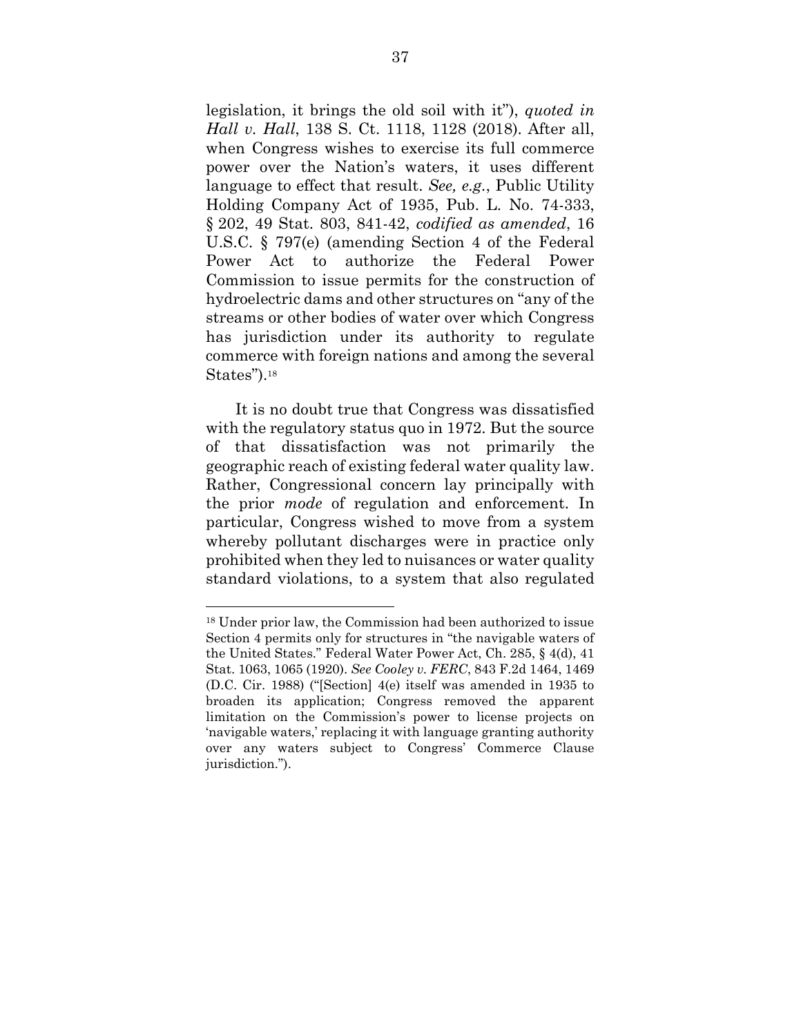legislation, it brings the old soil with it"), *quoted in Hall v. Hall*, 138 S. Ct. 1118, 1128 (2018). After all, when Congress wishes to exercise its full commerce power over the Nation's waters, it uses different language to effect that result. *See, e.g.*, Public Utility Holding Company Act of 1935, Pub. L. No. 74-333, § 202, 49 Stat. 803, 841-42, *codified as amended*, 16 U.S.C. § 797(e) (amending Section 4 of the Federal Power Act to authorize the Federal Power Commission to issue permits for the construction of hydroelectric dams and other structures on "any of the streams or other bodies of water over which Congress has jurisdiction under its authority to regulate commerce with foreign nations and among the several States").[18]

It is no doubt true that Congress was dissatisfied with the regulatory status quo in 1972. But the source of that dissatisfaction was not primarily the geographic reach of existing federal water quality law. Rather, Congressional concern lay principally with the prior *mode* of regulation and enforcement. In particular, Congress wished to move from a system whereby pollutant discharges were in practice only prohibited when they led to nuisances or water quality standard violations, to a system that also regulated

---

[18] Under prior law, the Commission had been authorized to issue Section 4 permits only for structures in "the navigable waters of the United States." Federal Water Power Act, Ch. 285, § 4(d), 41 Stat. 1063, 1065 (1920). *See Cooley v. FERC*, 843 F.2d 1464, 1469 (D.C. Cir. 1988) ("[Section] 4(e) itself was amended in 1935 to broaden its application; Congress removed the apparent limitation on the Commission's power to license projects on 'navigable waters,' replacing it with language granting authority over any waters subject to Congress' Commerce Clause jurisdiction.").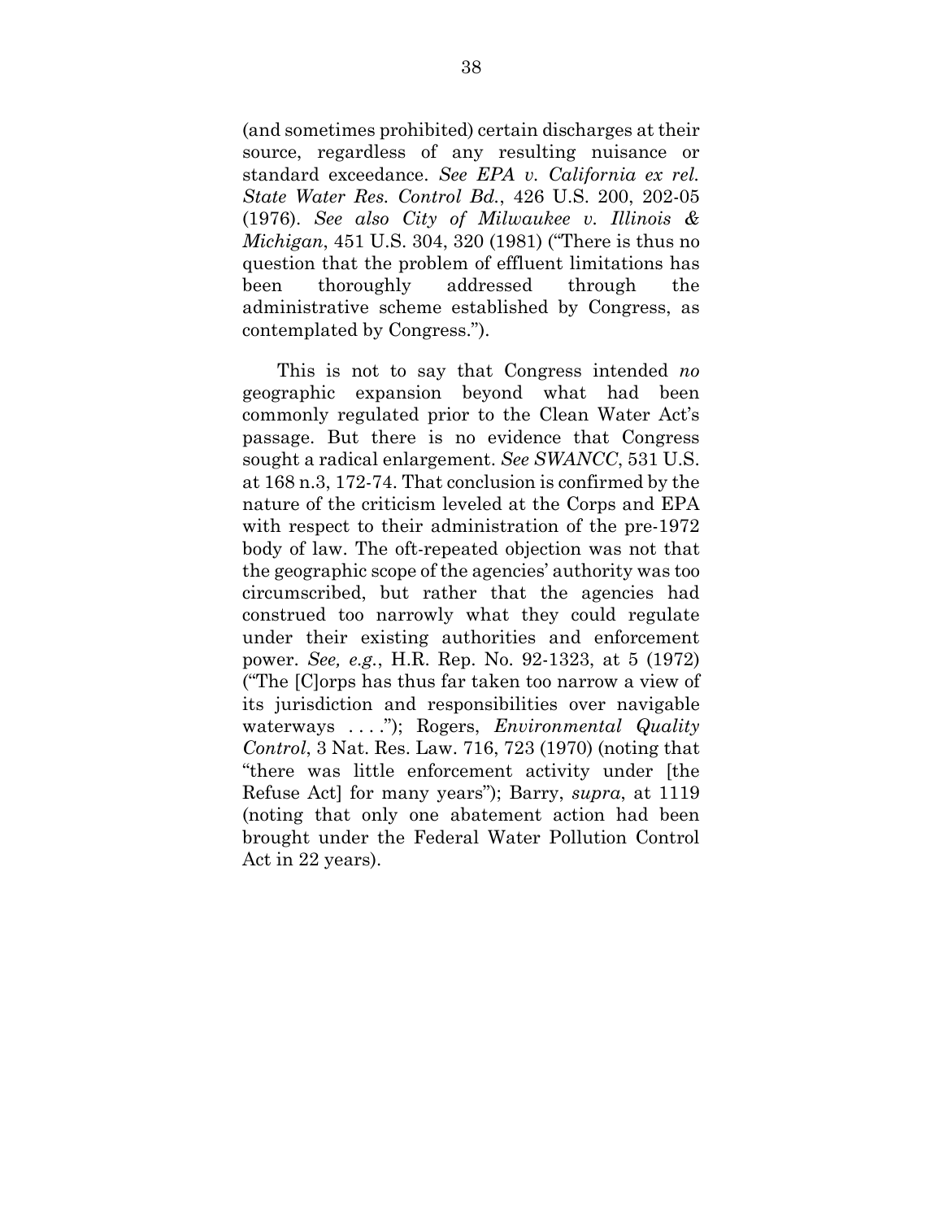(and sometimes prohibited) certain discharges at their source, regardless of any resulting nuisance or standard exceedance. *See EPA v. California ex rel. State Water Res. Control Bd.*, 426 U.S. 200, 202-05 (1976). *See also City of Milwaukee v. Illinois & Michigan*, 451 U.S. 304, 320 (1981) ("There is thus no question that the problem of effluent limitations has been thoroughly addressed through the administrative scheme established by Congress, as contemplated by Congress.").

This is not to say that Congress intended *no* geographic expansion beyond what had been commonly regulated prior to the Clean Water Act's passage. But there is no evidence that Congress sought a radical enlargement. *See SWANCC*, 531 U.S. at 168 n.3, 172-74. That conclusion is confirmed by the nature of the criticism leveled at the Corps and EPA with respect to their administration of the pre-1972 body of law. The oft-repeated objection was not that the geographic scope of the agencies' authority was too circumscribed, but rather that the agencies had construed too narrowly what they could regulate under their existing authorities and enforcement power. *See, e.g.*, H.R. Rep. No. 92-1323, at 5 (1972) ("The [C]orps has thus far taken too narrow a view of its jurisdiction and responsibilities over navigable waterways . . . ."); Rogers, *Environmental Quality Control*, 3 Nat. Res. Law. 716, 723 (1970) (noting that "there was little enforcement activity under [the Refuse Act] for many years"); Barry, *supra*, at 1119 (noting that only one abatement action had been brought under the Federal Water Pollution Control Act in 22 years).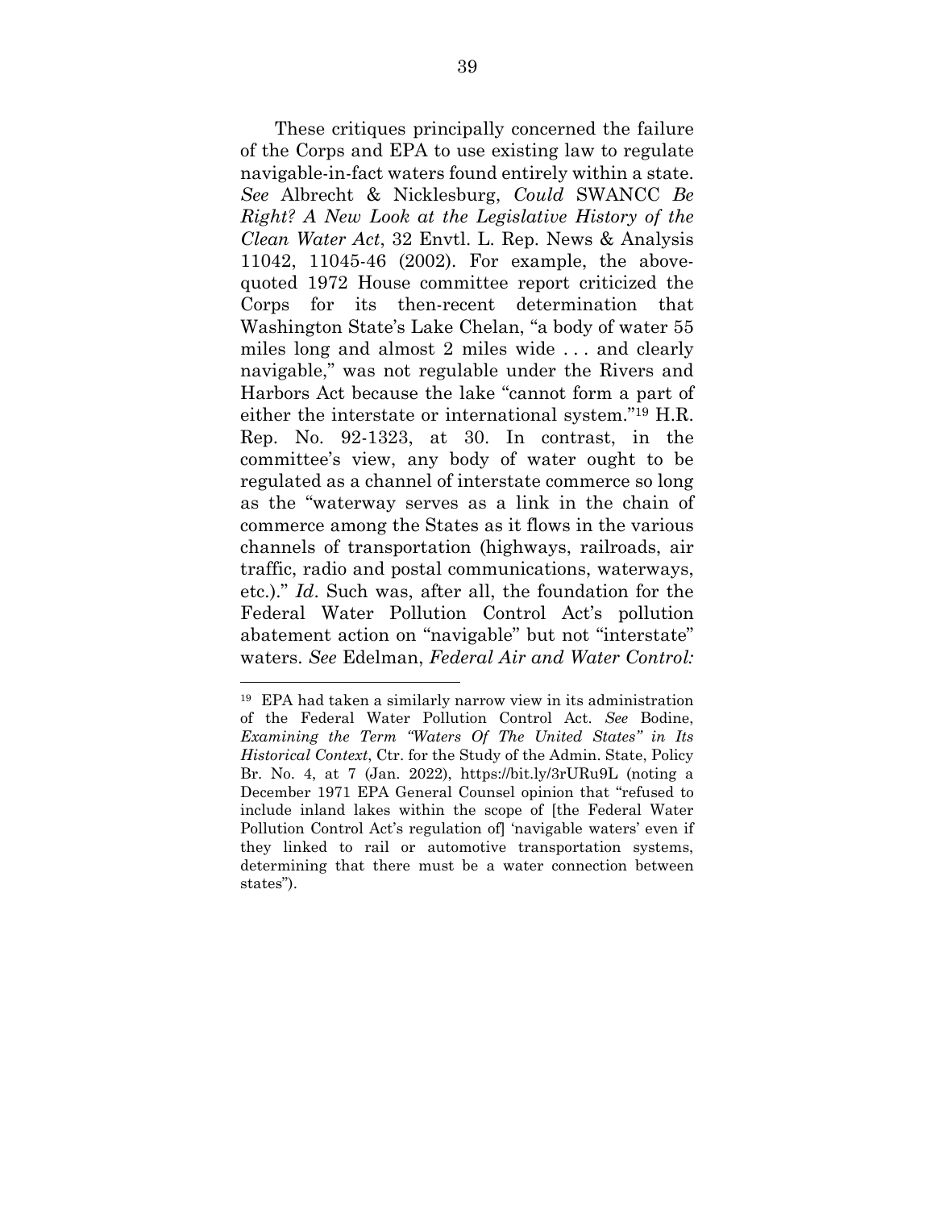These critiques principally concerned the failure of the Corps and EPA to use existing law to regulate navigable-in-fact waters found entirely within a state. *See* Albrecht & Nicklesburg, *Could* SWANCC *Be Right? A New Look at the Legislative History of the Clean Water Act*, 32 Envtl. L. Rep. News & Analysis 11042, 11045-46 (2002). For example, the above-quoted 1972 House committee report criticized the Corps for its then-recent determination that Washington State's Lake Chelan, "a body of water 55 miles long and almost 2 miles wide . . . and clearly navigable," was not regulable under the Rivers and Harbors Act because the lake "cannot form a part of either the interstate or international system."[19] H.R. Rep. No. 92-1323, at 30. In contrast, in the committee's view, any body of water ought to be regulated as a channel of interstate commerce so long as the "waterway serves as a link in the chain of commerce among the States as it flows in the various channels of transportation (highways, railroads, air traffic, radio and postal communications, waterways, etc.)." *Id*. Such was, after all, the foundation for the Federal Water Pollution Control Act's pollution abatement action on "navigable" but not "interstate" waters. *See* Edelman, *Federal Air and Water Control:*

---

[19] EPA had taken a similarly narrow view in its administration of the Federal Water Pollution Control Act. *See* Bodine, *Examining the Term "Waters Of The United States" in Its Historical Context*, Ctr. for the Study of the Admin. State, Policy Br. No. 4, at 7 (Jan. 2022), https://bit.ly/3rURu9L (noting a December 1971 EPA General Counsel opinion that "refused to include inland lakes within the scope of [the Federal Water Pollution Control Act's regulation of] 'navigable waters' even if they linked to rail or automotive transportation systems, determining that there must be a water connection between states").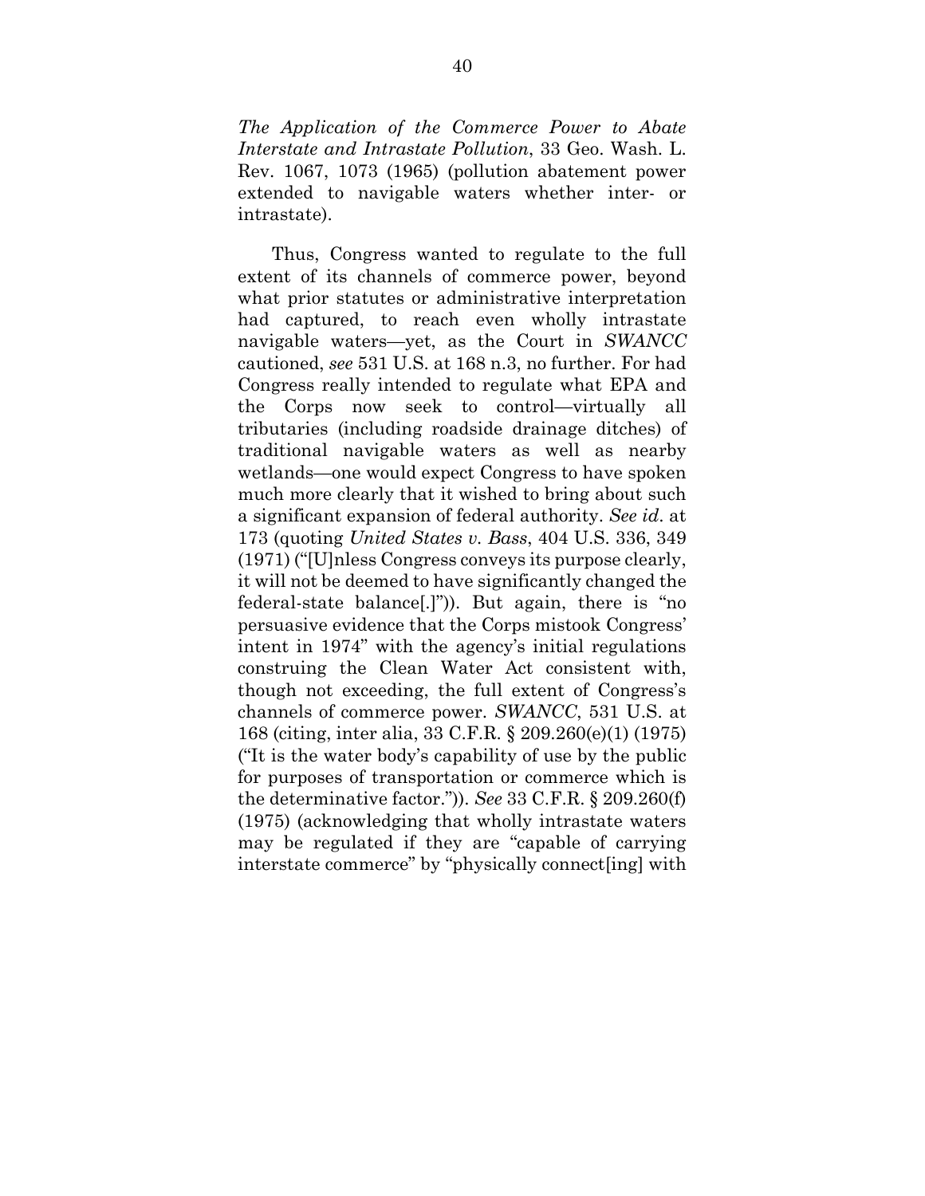*The Application of the Commerce Power to Abate Interstate and Intrastate Pollution*, 33 Geo. Wash. L. Rev. 1067, 1073 (1965) (pollution abatement power extended to navigable waters whether inter- or intrastate).

Thus, Congress wanted to regulate to the full extent of its channels of commerce power, beyond what prior statutes or administrative interpretation had captured, to reach even wholly intrastate navigable waters—yet, as the Court in *SWANCC* cautioned, *see* 531 U.S. at 168 n.3, no further. For had Congress really intended to regulate what EPA and the Corps now seek to control—virtually all tributaries (including roadside drainage ditches) of traditional navigable waters as well as nearby wetlands—one would expect Congress to have spoken much more clearly that it wished to bring about such a significant expansion of federal authority. *See id*. at 173 (quoting *United States v. Bass*, 404 U.S. 336, 349 (1971) ("[U]nless Congress conveys its purpose clearly, it will not be deemed to have significantly changed the federal-state balance[.]")). But again, there is "no persuasive evidence that the Corps mistook Congress' intent in 1974" with the agency's initial regulations construing the Clean Water Act consistent with, though not exceeding, the full extent of Congress's channels of commerce power. *SWANCC*, 531 U.S. at 168 (citing, inter alia, 33 C.F.R. § 209.260(e)(1) (1975) ("It is the water body's capability of use by the public for purposes of transportation or commerce which is the determinative factor.")). *See* 33 C.F.R. § 209.260(f) (1975) (acknowledging that wholly intrastate waters may be regulated if they are "capable of carrying interstate commerce" by "physically connect[ing] with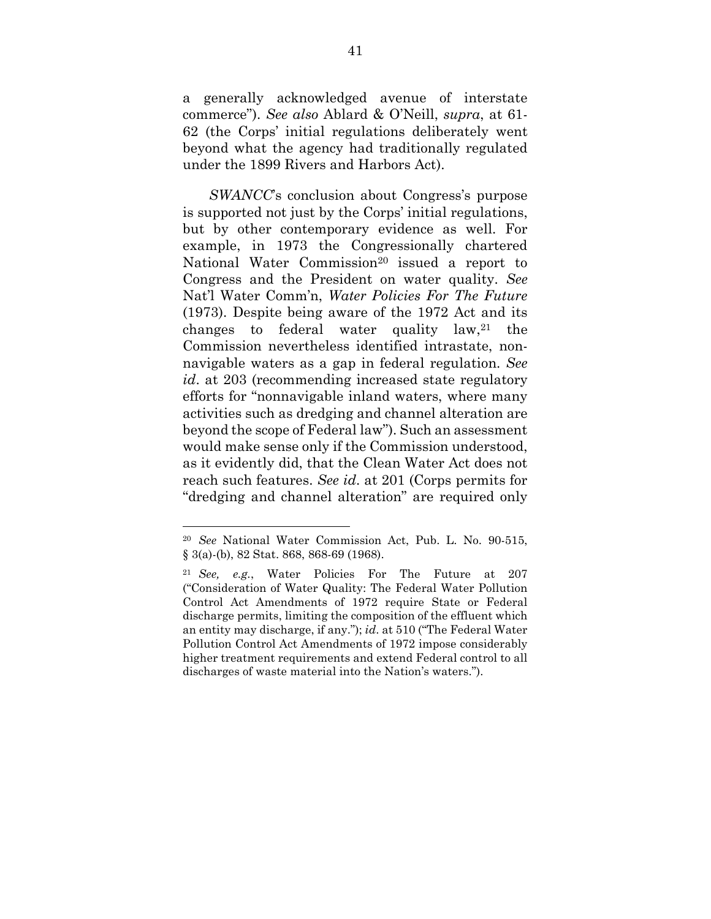a generally acknowledged avenue of interstate commerce"). *See also* Ablard & O'Neill, *supra*, at 61-62 (the Corps' initial regulations deliberately went beyond what the agency had traditionally regulated under the 1899 Rivers and Harbors Act).

*SWANCC*'s conclusion about Congress's purpose is supported not just by the Corps' initial regulations, but by other contemporary evidence as well. For example, in 1973 the Congressionally chartered National Water Commission[20] issued a report to Congress and the President on water quality. *See* Nat'l Water Comm'n, *Water Policies For The Future* (1973). Despite being aware of the 1972 Act and its changes to federal water quality law,[21] the Commission nevertheless identified intrastate, non-navigable waters as a gap in federal regulation. *See id*. at 203 (recommending increased state regulatory efforts for "nonnavigable inland waters, where many activities such as dredging and channel alteration are beyond the scope of Federal law"). Such an assessment would make sense only if the Commission understood, as it evidently did, that the Clean Water Act does not reach such features. *See id*. at 201 (Corps permits for "dredging and channel alteration" are required only

---

[20] *See* National Water Commission Act, Pub. L. No. 90-515, § 3(a)-(b), 82 Stat. 868, 868-69 (1968).

[21] *See, e.g.*, Water Policies For The Future at 207 ("Consideration of Water Quality: The Federal Water Pollution Control Act Amendments of 1972 require State or Federal discharge permits, limiting the composition of the effluent which an entity may discharge, if any."); *id*. at 510 ("The Federal Water Pollution Control Act Amendments of 1972 impose considerably higher treatment requirements and extend Federal control to all discharges of waste material into the Nation's waters.").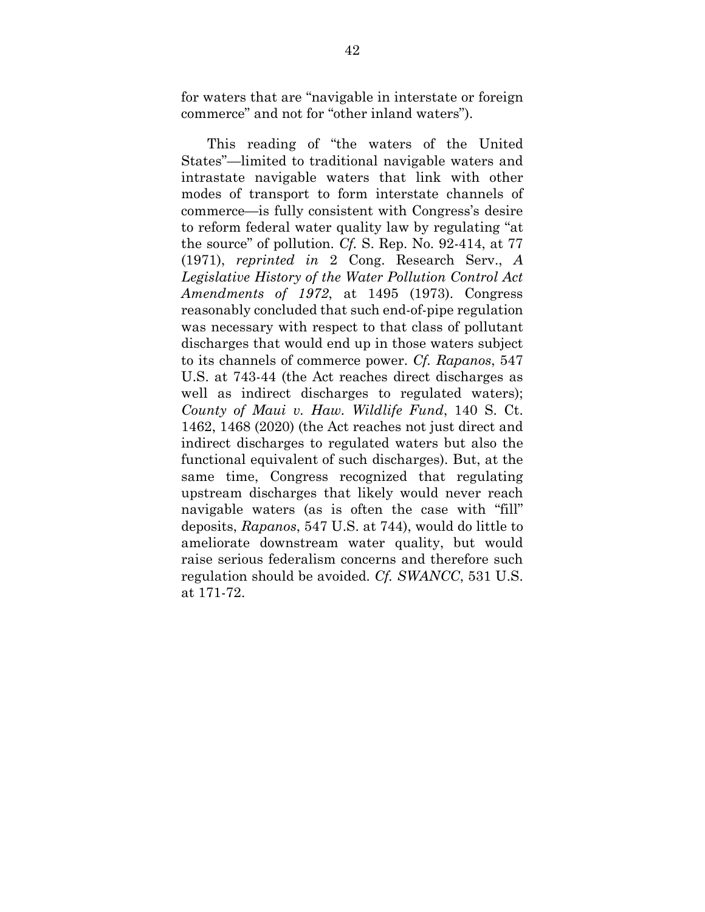for waters that are "navigable in interstate or foreign commerce" and not for "other inland waters").

This reading of "the waters of the United States"—limited to traditional navigable waters and intrastate navigable waters that link with other modes of transport to form interstate channels of commerce—is fully consistent with Congress's desire to reform federal water quality law by regulating "at the source" of pollution. *Cf.* S. Rep. No. 92-414, at 77 (1971), *reprinted in* 2 Cong. Research Serv., *A Legislative History of the Water Pollution Control Act Amendments of 1972*, at 1495 (1973). Congress reasonably concluded that such end-of-pipe regulation was necessary with respect to that class of pollutant discharges that would end up in those waters subject to its channels of commerce power. *Cf. Rapanos*, 547 U.S. at 743-44 (the Act reaches direct discharges as well as indirect discharges to regulated waters); *County of Maui v. Haw. Wildlife Fund*, 140 S. Ct. 1462, 1468 (2020) (the Act reaches not just direct and indirect discharges to regulated waters but also the functional equivalent of such discharges). But, at the same time, Congress recognized that regulating upstream discharges that likely would never reach navigable waters (as is often the case with "fill" deposits, *Rapanos*, 547 U.S. at 744), would do little to ameliorate downstream water quality, but would raise serious federalism concerns and therefore such regulation should be avoided. *Cf. SWANCC*, 531 U.S. at 171-72.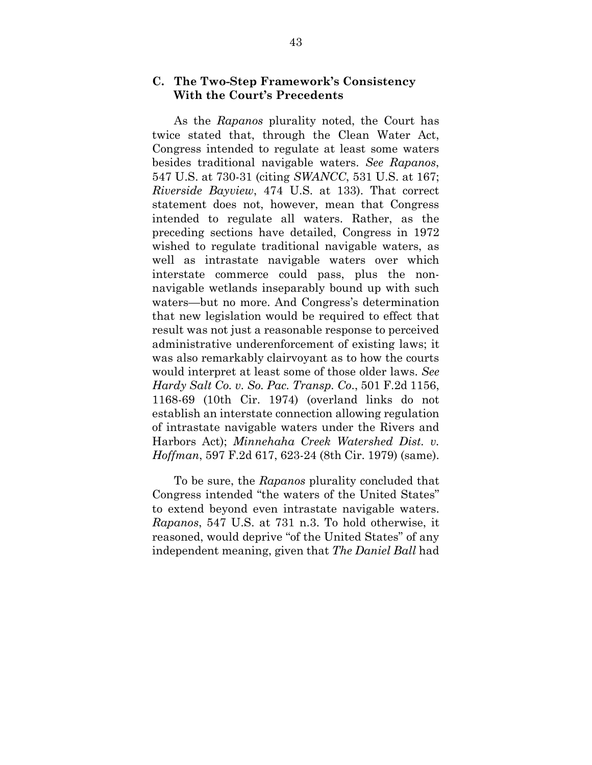### C. The Two-Step Framework's Consistency With the Court's Precedents

As the *Rapanos* plurality noted, the Court has twice stated that, through the Clean Water Act, Congress intended to regulate at least some waters besides traditional navigable waters. *See Rapanos*, 547 U.S. at 730-31 (citing *SWANCC*, 531 U.S. at 167; *Riverside Bayview*, 474 U.S. at 133). That correct statement does not, however, mean that Congress intended to regulate all waters. Rather, as the preceding sections have detailed, Congress in 1972 wished to regulate traditional navigable waters, as well as intrastate navigable waters over which interstate commerce could pass, plus the non-navigable wetlands inseparably bound up with such waters—but no more. And Congress's determination that new legislation would be required to effect that result was not just a reasonable response to perceived administrative underenforcement of existing laws; it was also remarkably clairvoyant as to how the courts would interpret at least some of those older laws. *See Hardy Salt Co. v. So. Pac. Transp. Co.*, 501 F.2d 1156, 1168-69 (10th Cir. 1974) (overland links do not establish an interstate connection allowing regulation of intrastate navigable waters under the Rivers and Harbors Act); *Minnehaha Creek Watershed Dist. v. Hoffman*, 597 F.2d 617, 623-24 (8th Cir. 1979) (same).

To be sure, the *Rapanos* plurality concluded that Congress intended "the waters of the United States" to extend beyond even intrastate navigable waters. *Rapanos*, 547 U.S. at 731 n.3. To hold otherwise, it reasoned, would deprive "of the United States" of any independent meaning, given that *The Daniel Ball* had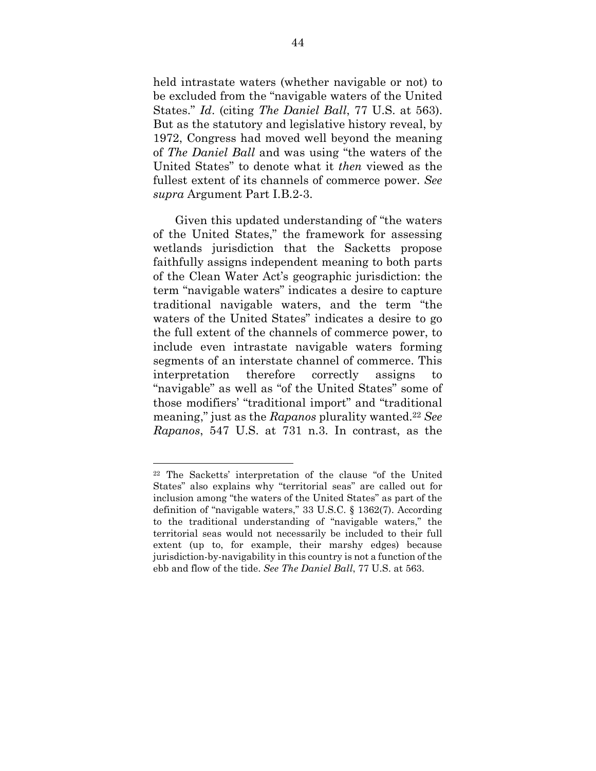held intrastate waters (whether navigable or not) to be excluded from the "navigable waters of the United States." *Id*. (citing *The Daniel Ball*, 77 U.S. at 563). But as the statutory and legislative history reveal, by 1972, Congress had moved well beyond the meaning of *The Daniel Ball* and was using "the waters of the United States" to denote what it *then* viewed as the fullest extent of its channels of commerce power. *See supra* Argument Part I.B.2-3.

Given this updated understanding of "the waters of the United States," the framework for assessing wetlands jurisdiction that the Sacketts propose faithfully assigns independent meaning to both parts of the Clean Water Act's geographic jurisdiction: the term "navigable waters" indicates a desire to capture traditional navigable waters, and the term "the waters of the United States" indicates a desire to go the full extent of the channels of commerce power, to include even intrastate navigable waters forming segments of an interstate channel of commerce. This interpretation therefore correctly assigns to "navigable" as well as "of the United States" some of those modifiers' "traditional import" and "traditional meaning," just as the *Rapanos* plurality wanted.[22] *See Rapanos*, 547 U.S. at 731 n.3. In contrast, as the

---

[22] The Sacketts' interpretation of the clause "of the United States" also explains why "territorial seas" are called out for inclusion among "the waters of the United States" as part of the definition of "navigable waters," 33 U.S.C. § 1362(7). According to the traditional understanding of "navigable waters," the territorial seas would not necessarily be included to their full extent (up to, for example, their marshy edges) because jurisdiction-by-navigability in this country is not a function of the ebb and flow of the tide. *See The Daniel Ball*, 77 U.S. at 563.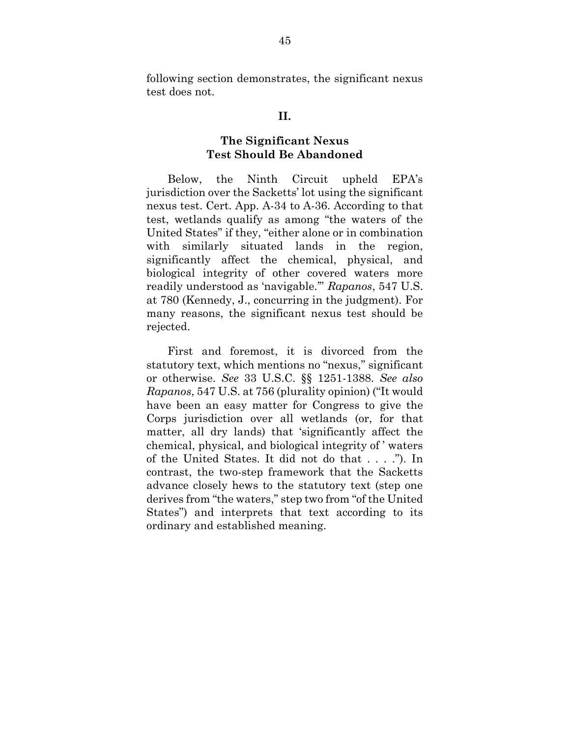following section demonstrates, the significant nexus test does not.

## II.

## The Significant Nexus Test Should Be Abandoned

Below, the Ninth Circuit upheld EPA's jurisdiction over the Sacketts' lot using the significant nexus test. Cert. App. A-34 to A-36. According to that test, wetlands qualify as among "the waters of the United States" if they, "either alone or in combination with similarly situated lands in the region, significantly affect the chemical, physical, and biological integrity of other covered waters more readily understood as 'navigable.'" *Rapanos*, 547 U.S. at 780 (Kennedy, J., concurring in the judgment). For many reasons, the significant nexus test should be rejected.

First and foremost, it is divorced from the statutory text, which mentions no "nexus," significant or otherwise. *See* 33 U.S.C. §§ 1251-1388. *See also Rapanos*, 547 U.S. at 756 (plurality opinion) ("It would have been an easy matter for Congress to give the Corps jurisdiction over all wetlands (or, for that matter, all dry lands) that 'significantly affect the chemical, physical, and biological integrity of ' waters of the United States. It did not do that . . . ."). In contrast, the two-step framework that the Sacketts advance closely hews to the statutory text (step one derives from "the waters," step two from "of the United States") and interprets that text according to its ordinary and established meaning.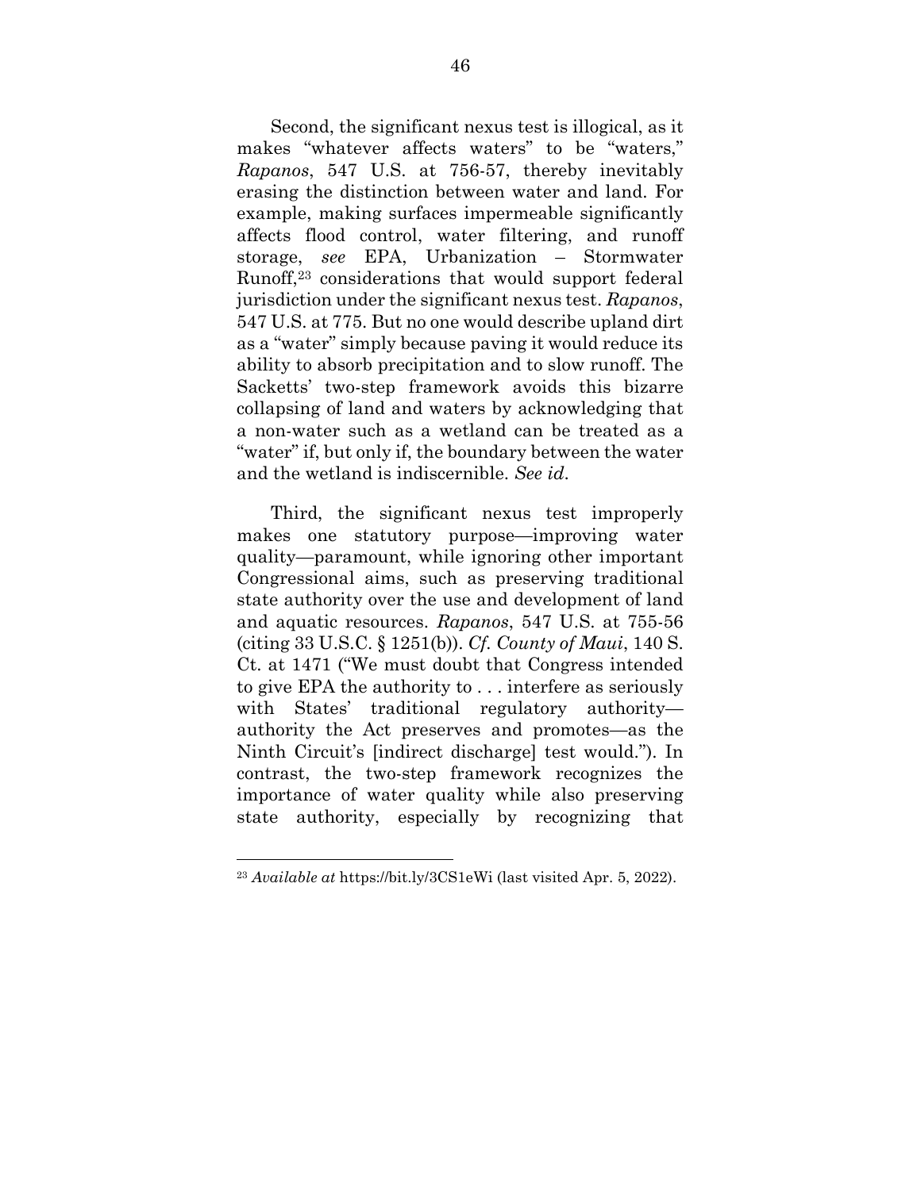Second, the significant nexus test is illogical, as it makes "whatever affects waters" to be "waters," *Rapanos*, 547 U.S. at 756-57, thereby inevitably erasing the distinction between water and land. For example, making surfaces impermeable significantly affects flood control, water filtering, and runoff storage, *see* EPA, Urbanization – Stormwater Runoff,[23] considerations that would support federal jurisdiction under the significant nexus test. *Rapanos*, 547 U.S. at 775. But no one would describe upland dirt as a "water" simply because paving it would reduce its ability to absorb precipitation and to slow runoff. The Sacketts' two-step framework avoids this bizarre collapsing of land and waters by acknowledging that a non-water such as a wetland can be treated as a "water" if, but only if, the boundary between the water and the wetland is indiscernible. *See id*.

Third, the significant nexus test improperly makes one statutory purpose—improving water quality—paramount, while ignoring other important Congressional aims, such as preserving traditional state authority over the use and development of land and aquatic resources. *Rapanos*, 547 U.S. at 755-56 (citing 33 U.S.C. § 1251(b)). *Cf. County of Maui*, 140 S. Ct. at 1471 ("We must doubt that Congress intended to give EPA the authority to . . . interfere as seriously with States' traditional regulatory authority—authority the Act preserves and promotes—as the Ninth Circuit's [indirect discharge] test would."). In contrast, the two-step framework recognizes the importance of water quality while also preserving state authority, especially by recognizing that

[23] *Available at* https://bit.ly/3CS1eWi (last visited Apr. 5, 2022).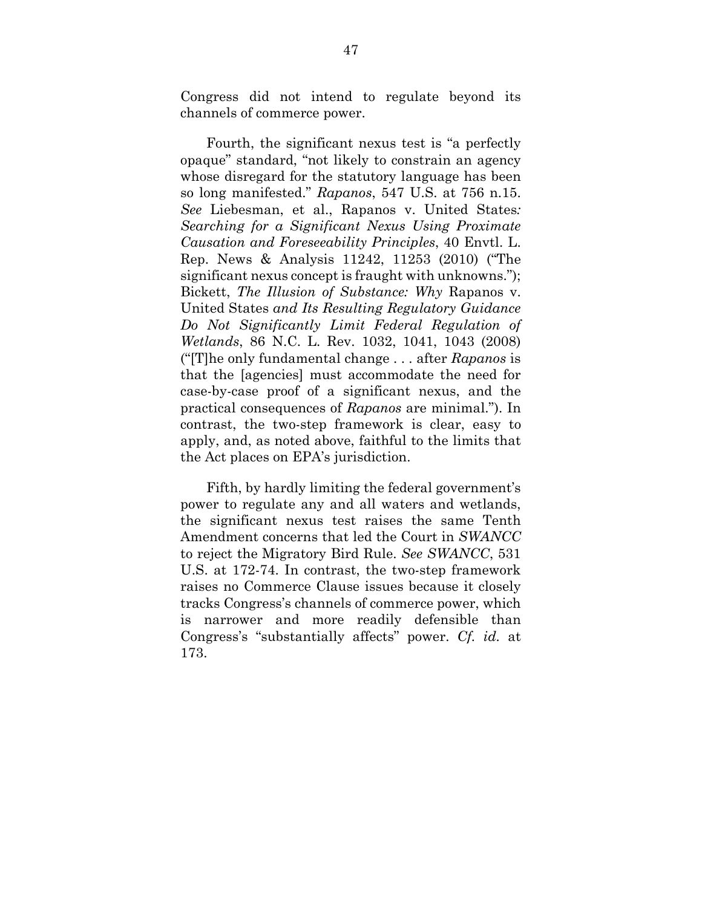Congress did not intend to regulate beyond its channels of commerce power.

Fourth, the significant nexus test is "a perfectly opaque" standard, "not likely to constrain an agency whose disregard for the statutory language has been so long manifested." *Rapanos*, 547 U.S. at 756 n.15. *See* Liebesman, et al., Rapanos v. United States*: Searching for a Significant Nexus Using Proximate Causation and Foreseeability Principles*, 40 Envtl. L. Rep. News & Analysis 11242, 11253 (2010) ("The significant nexus concept is fraught with unknowns."); Bickett, *The Illusion of Substance: Why* Rapanos v. United States *and Its Resulting Regulatory Guidance Do Not Significantly Limit Federal Regulation of Wetlands*, 86 N.C. L. Rev. 1032, 1041, 1043 (2008) ("[T]he only fundamental change . . . after *Rapanos* is that the [agencies] must accommodate the need for case-by-case proof of a significant nexus, and the practical consequences of *Rapanos* are minimal."). In contrast, the two-step framework is clear, easy to apply, and, as noted above, faithful to the limits that the Act places on EPA's jurisdiction.

Fifth, by hardly limiting the federal government's power to regulate any and all waters and wetlands, the significant nexus test raises the same Tenth Amendment concerns that led the Court in *SWANCC* to reject the Migratory Bird Rule. *See SWANCC*, 531 U.S. at 172-74. In contrast, the two-step framework raises no Commerce Clause issues because it closely tracks Congress's channels of commerce power, which is narrower and more readily defensible than Congress's "substantially affects" power. *Cf. id.* at 173.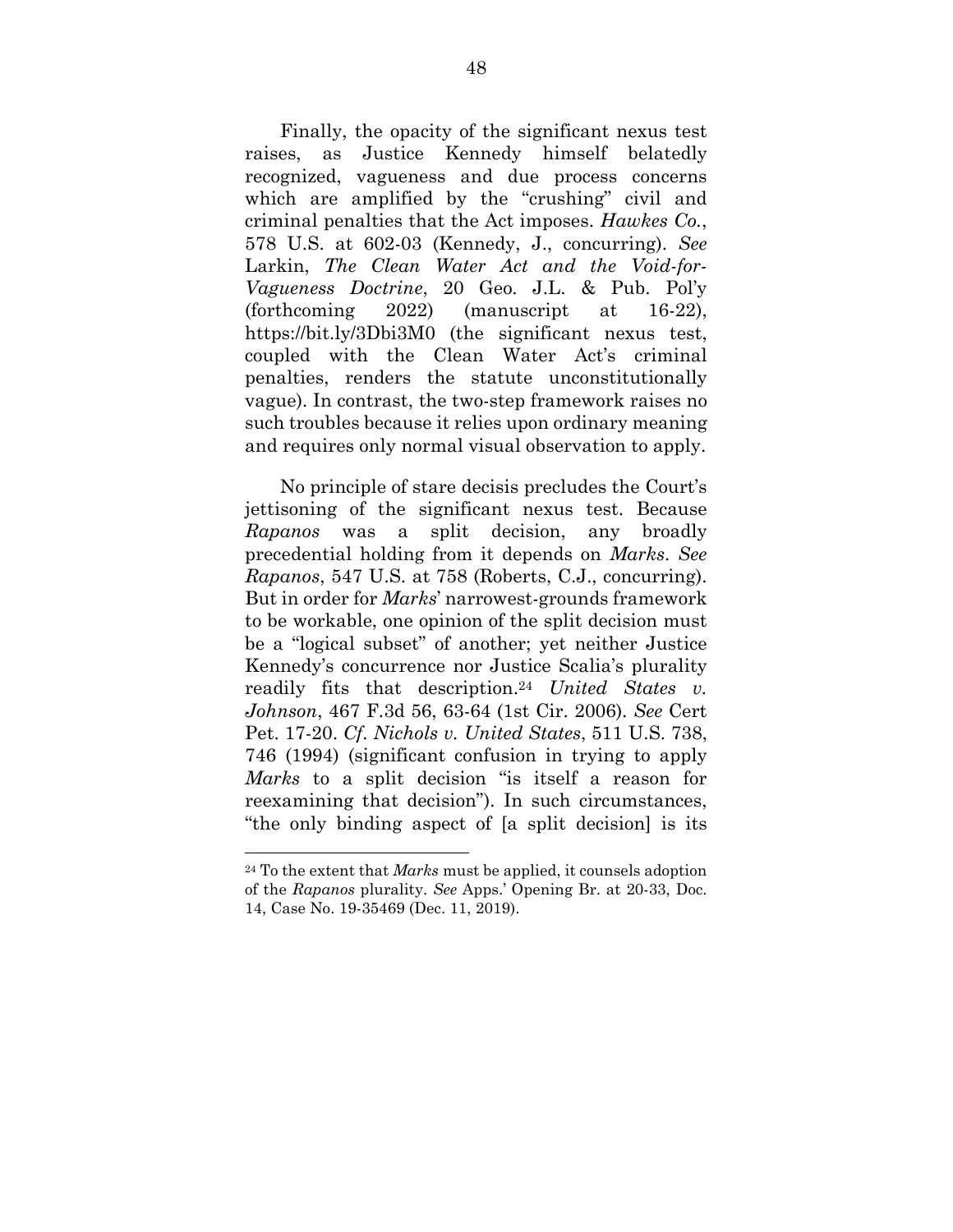Finally, the opacity of the significant nexus test raises, as Justice Kennedy himself belatedly recognized, vagueness and due process concerns which are amplified by the "crushing" civil and criminal penalties that the Act imposes. *Hawkes Co.*, 578 U.S. at 602-03 (Kennedy, J., concurring). *See* Larkin, *The Clean Water Act and the Void-for-Vagueness Doctrine*, 20 Geo. J.L. & Pub. Pol'y (forthcoming 2022) (manuscript at 16-22), https://bit.ly/3Dbi3M0 (the significant nexus test, coupled with the Clean Water Act's criminal penalties, renders the statute unconstitutionally vague). In contrast, the two-step framework raises no such troubles because it relies upon ordinary meaning and requires only normal visual observation to apply.

No principle of stare decisis precludes the Court's jettisoning of the significant nexus test. Because *Rapanos* was a split decision, any broadly precedential holding from it depends on *Marks*. *See Rapanos*, 547 U.S. at 758 (Roberts, C.J., concurring). But in order for *Marks*' narrowest-grounds framework to be workable, one opinion of the split decision must be a "logical subset" of another; yet neither Justice Kennedy's concurrence nor Justice Scalia's plurality readily fits that description.[24] *United States v. Johnson*, 467 F.3d 56, 63-64 (1st Cir. 2006). *See* Cert Pet. 17-20. *Cf. Nichols v. United States*, 511 U.S. 738, 746 (1994) (significant confusion in trying to apply *Marks* to a split decision "is itself a reason for reexamining that decision"). In such circumstances, "the only binding aspect of [a split decision] is its

---

[24] To the extent that *Marks* must be applied, it counsels adoption of the *Rapanos* plurality. *See* Apps.' Opening Br. at 20-33, Doc. 14, Case No. 19-35469 (Dec. 11, 2019).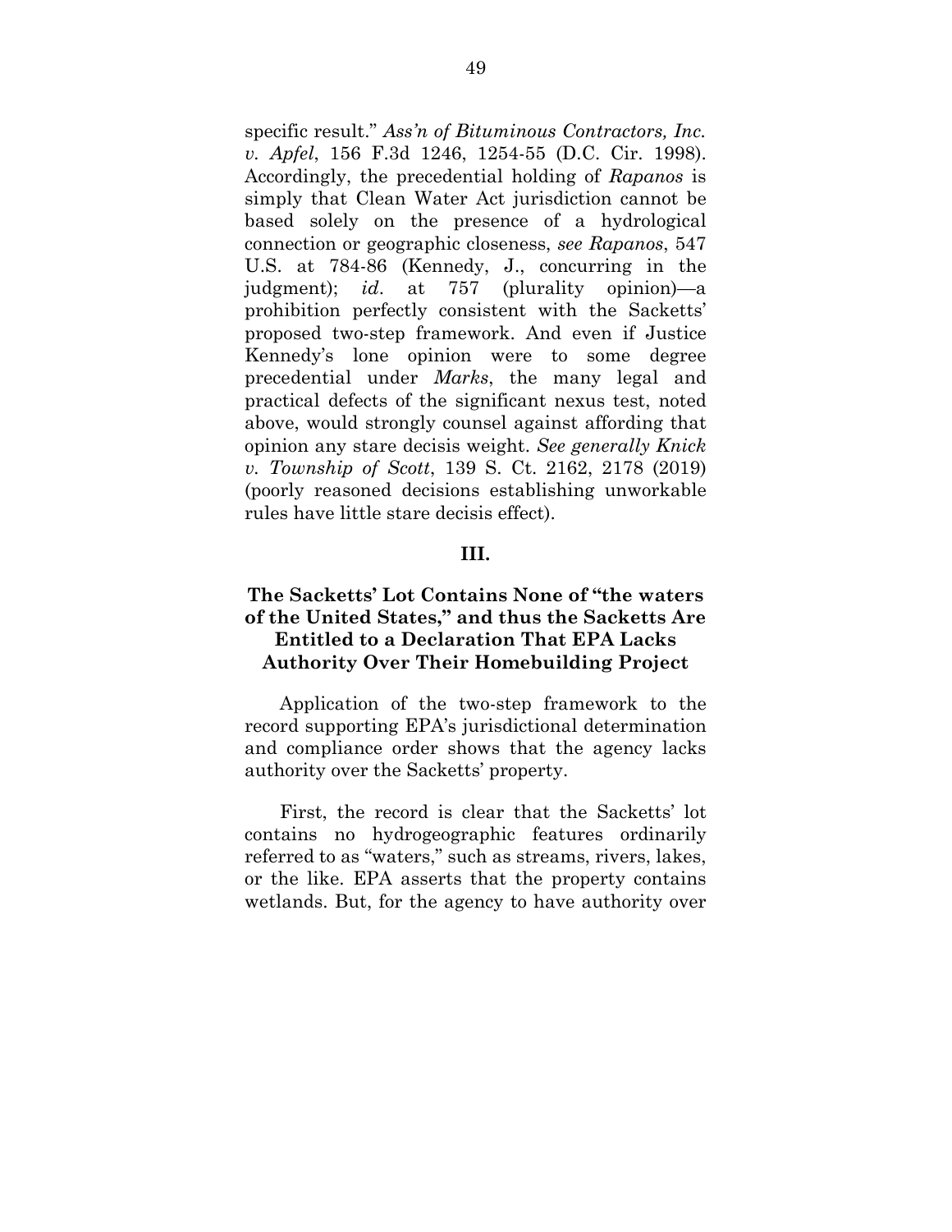specific result." *Ass'n of Bituminous Contractors, Inc. v. Apfel*, 156 F.3d 1246, 1254-55 (D.C. Cir. 1998). Accordingly, the precedential holding of *Rapanos* is simply that Clean Water Act jurisdiction cannot be based solely on the presence of a hydrological connection or geographic closeness, *see Rapanos*, 547 U.S. at 784-86 (Kennedy, J., concurring in the judgment); *id*. at 757 (plurality opinion)—a prohibition perfectly consistent with the Sacketts' proposed two-step framework. And even if Justice Kennedy's lone opinion were to some degree precedential under *Marks*, the many legal and practical defects of the significant nexus test, noted above, would strongly counsel against affording that opinion any stare decisis weight. *See generally Knick v. Township of Scott*, 139 S. Ct. 2162, 2178 (2019) (poorly reasoned decisions establishing unworkable rules have little stare decisis effect).

## III.

## The Sacketts' Lot Contains None of "the waters of the United States," and thus the Sacketts Are Entitled to a Declaration That EPA Lacks Authority Over Their Homebuilding Project

Application of the two-step framework to the record supporting EPA's jurisdictional determination and compliance order shows that the agency lacks authority over the Sacketts' property.

First, the record is clear that the Sacketts' lot contains no hydrogeographic features ordinarily referred to as "waters," such as streams, rivers, lakes, or the like. EPA asserts that the property contains wetlands. But, for the agency to have authority over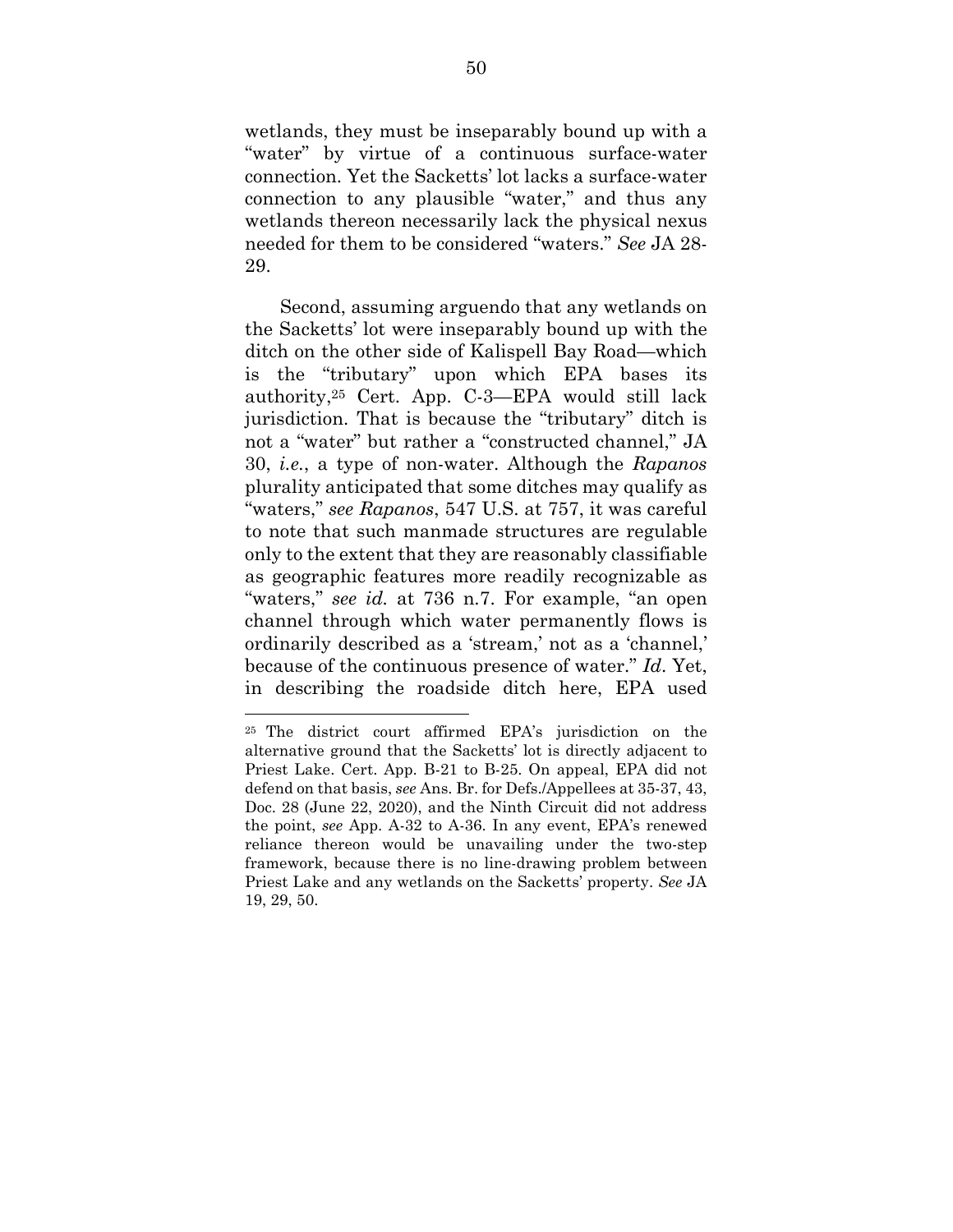wetlands, they must be inseparably bound up with a "water" by virtue of a continuous surface-water connection. Yet the Sacketts' lot lacks a surface-water connection to any plausible "water," and thus any wetlands thereon necessarily lack the physical nexus needed for them to be considered "waters." *See* JA 28-29.

Second, assuming arguendo that any wetlands on the Sacketts' lot were inseparably bound up with the ditch on the other side of Kalispell Bay Road—which is the "tributary" upon which EPA bases its authority,[25] Cert. App. C-3—EPA would still lack jurisdiction. That is because the "tributary" ditch is not a "water" but rather a "constructed channel," JA 30, *i.e.*, a type of non-water. Although the *Rapanos* plurality anticipated that some ditches may qualify as "waters," *see Rapanos*, 547 U.S. at 757, it was careful to note that such manmade structures are regulable only to the extent that they are reasonably classifiable as geographic features more readily recognizable as "waters," *see id.* at 736 n.7. For example, "an open channel through which water permanently flows is ordinarily described as a 'stream,' not as a 'channel,' because of the continuous presence of water." *Id*. Yet, in describing the roadside ditch here, EPA used

---

[25] The district court affirmed EPA's jurisdiction on the alternative ground that the Sacketts' lot is directly adjacent to Priest Lake. Cert. App. B-21 to B-25. On appeal, EPA did not defend on that basis, *see* Ans. Br. for Defs./Appellees at 35-37, 43, Doc. 28 (June 22, 2020), and the Ninth Circuit did not address the point, *see* App. A-32 to A-36. In any event, EPA's renewed reliance thereon would be unavailing under the two-step framework, because there is no line-drawing problem between Priest Lake and any wetlands on the Sacketts' property. *See* JA 19, 29, 50.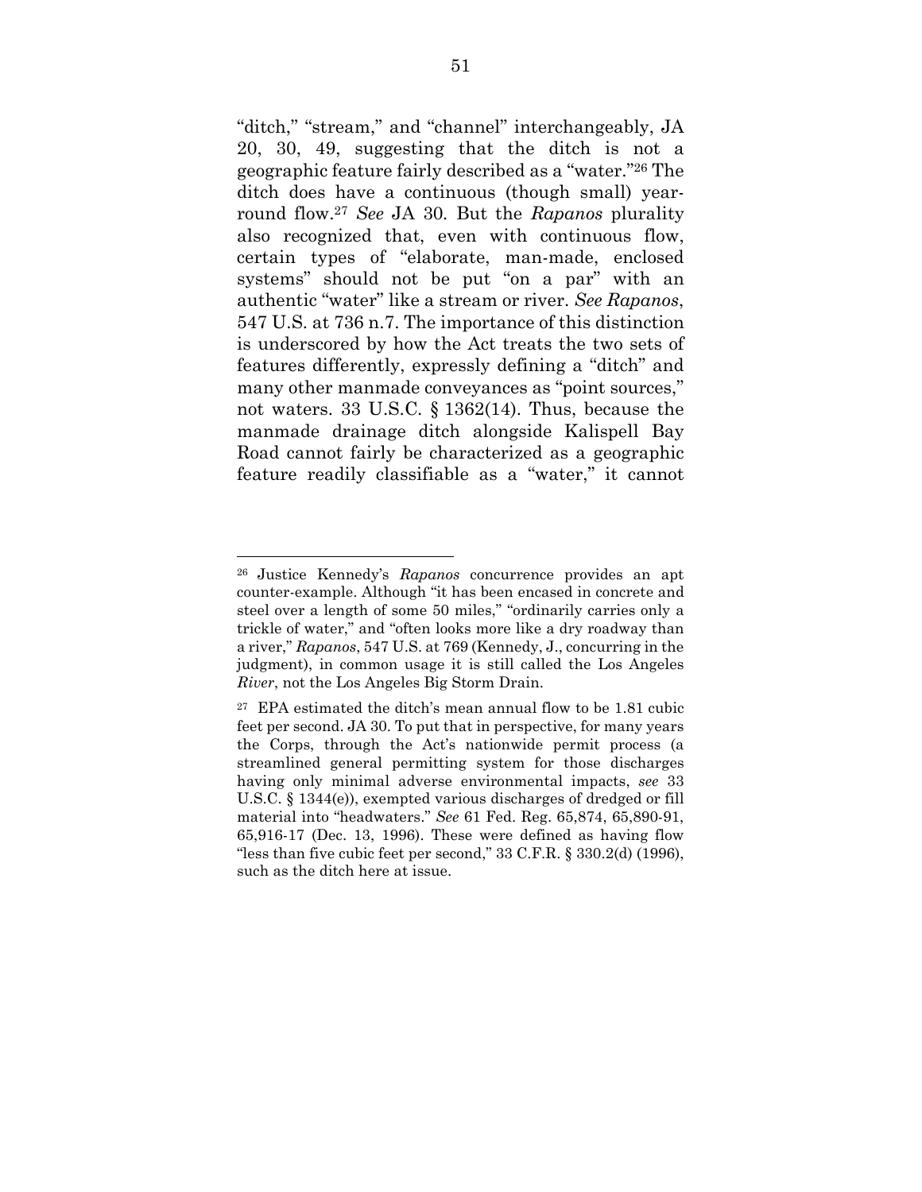"ditch," "stream," and "channel" interchangeably, JA 20, 30, 49, suggesting that the ditch is not a geographic feature fairly described as a "water."[26] The ditch does have a continuous (though small) year-round flow.[27] *See* JA 30. But the *Rapanos* plurality also recognized that, even with continuous flow, certain types of "elaborate, man-made, enclosed systems" should not be put "on a par" with an authentic "water" like a stream or river. *See Rapanos*, 547 U.S. at 736 n.7. The importance of this distinction is underscored by how the Act treats the two sets of features differently, expressly defining a "ditch" and many other manmade conveyances as "point sources," not waters. 33 U.S.C. § 1362(14). Thus, because the manmade drainage ditch alongside Kalispell Bay Road cannot fairly be characterized as a geographic feature readily classifiable as a "water," it cannot

---

[26] Justice Kennedy's *Rapanos* concurrence provides an apt counter-example. Although "it has been encased in concrete and steel over a length of some 50 miles," "ordinarily carries only a trickle of water," and "often looks more like a dry roadway than a river," *Rapanos*, 547 U.S. at 769 (Kennedy, J., concurring in the judgment), in common usage it is still called the Los Angeles *River*, not the Los Angeles Big Storm Drain.

[27] EPA estimated the ditch's mean annual flow to be 1.81 cubic feet per second. JA 30. To put that in perspective, for many years the Corps, through the Act's nationwide permit process (a streamlined general permitting system for those discharges having only minimal adverse environmental impacts, *see* 33 U.S.C. § 1344(e)), exempted various discharges of dredged or fill material into "headwaters." *See* 61 Fed. Reg. 65,874, 65,890-91, 65,916-17 (Dec. 13, 1996). These were defined as having flow "less than five cubic feet per second," 33 C.F.R. § 330.2(d) (1996), such as the ditch here at issue.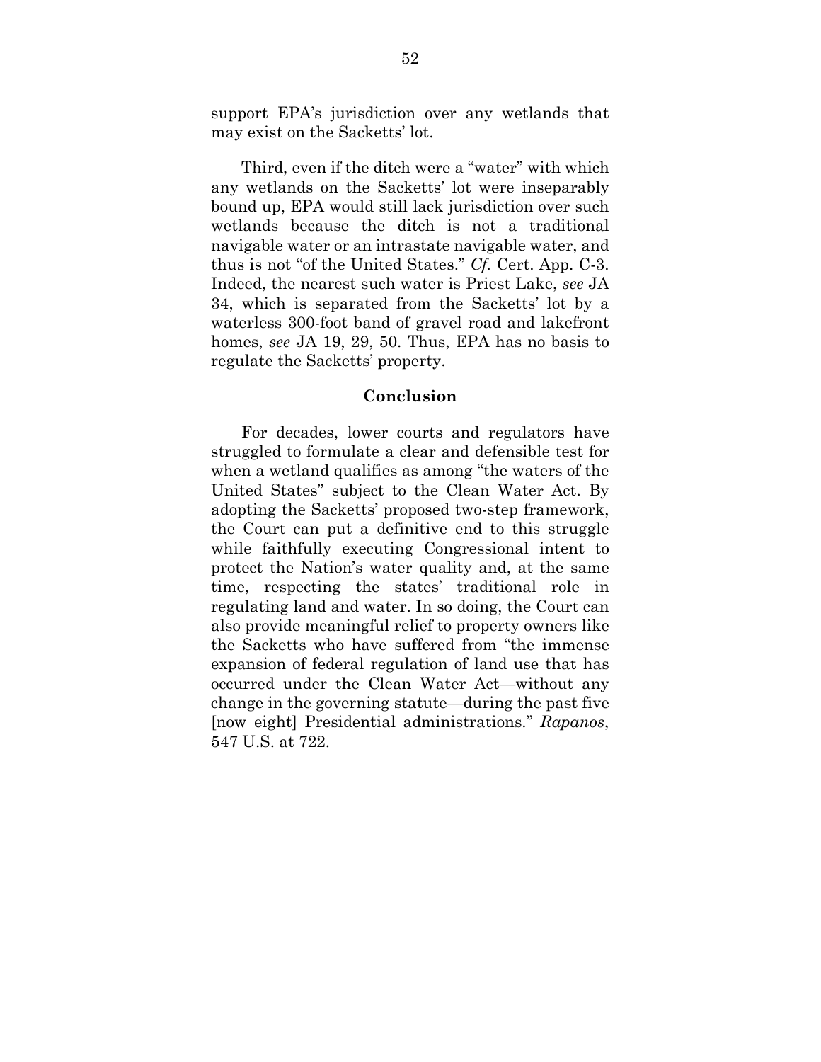support EPA's jurisdiction over any wetlands that may exist on the Sacketts' lot.

Third, even if the ditch were a "water" with which any wetlands on the Sacketts' lot were inseparably bound up, EPA would still lack jurisdiction over such wetlands because the ditch is not a traditional navigable water or an intrastate navigable water, and thus is not "of the United States." *Cf.* Cert. App. C-3. Indeed, the nearest such water is Priest Lake, *see* JA 34, which is separated from the Sacketts' lot by a waterless 300-foot band of gravel road and lakefront homes, *see* JA 19, 29, 50. Thus, EPA has no basis to regulate the Sacketts' property.

## Conclusion

For decades, lower courts and regulators have struggled to formulate a clear and defensible test for when a wetland qualifies as among "the waters of the United States" subject to the Clean Water Act. By adopting the Sacketts' proposed two-step framework, the Court can put a definitive end to this struggle while faithfully executing Congressional intent to protect the Nation's water quality and, at the same time, respecting the states' traditional role in regulating land and water. In so doing, the Court can also provide meaningful relief to property owners like the Sacketts who have suffered from "the immense expansion of federal regulation of land use that has occurred under the Clean Water Act—without any change in the governing statute—during the past five [now eight] Presidential administrations." *Rapanos*, 547 U.S. at 722.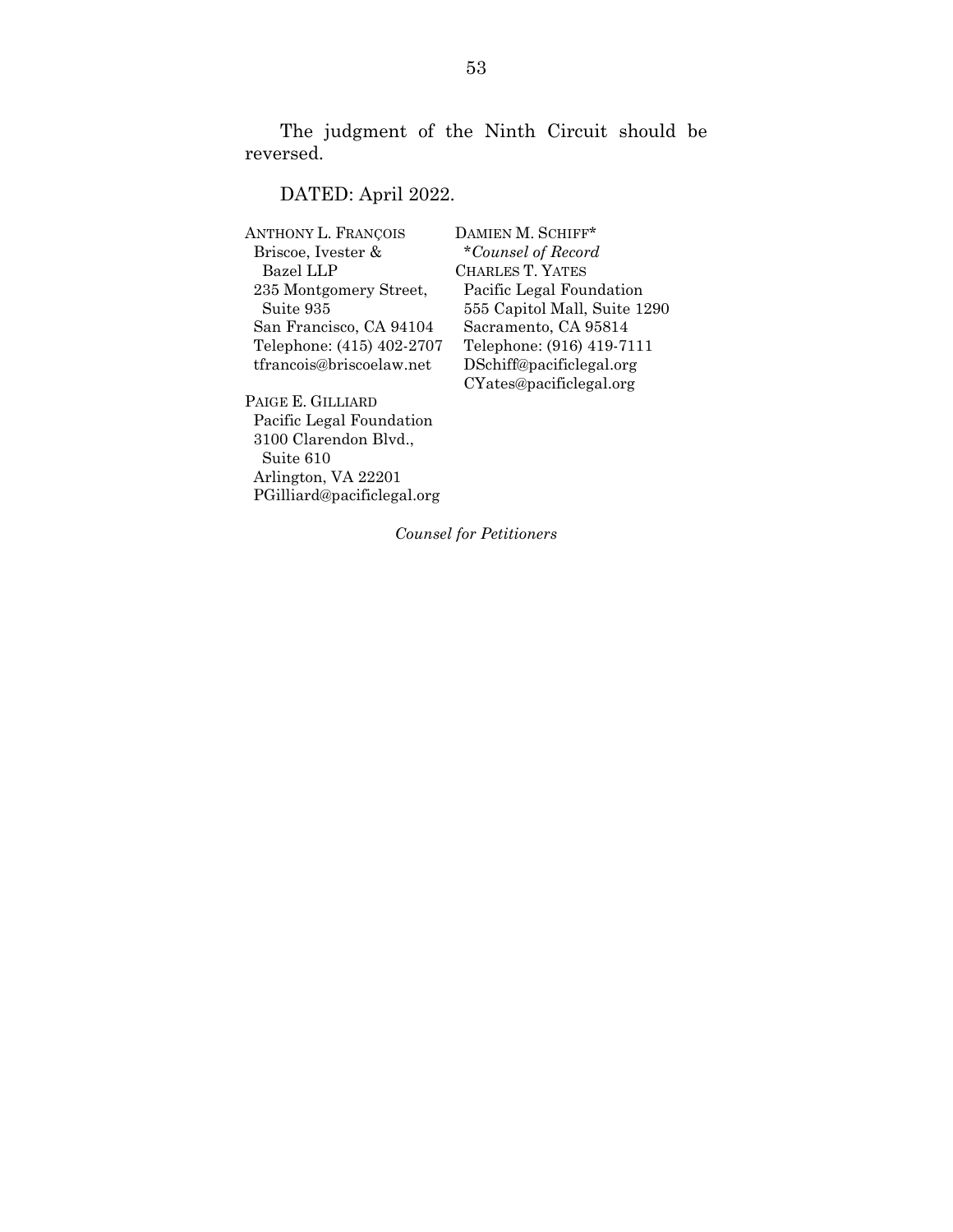The judgment of the Ninth Circuit should be reversed.

DATED: April 2022.

ANTHONY L. FRANÇOIS
Briscoe, Ivester & Bazel LLP
235 Montgomery Street, Suite 935
San Francisco, CA 94104
Telephone: (415) 402-2707
tfrancois@briscoelaw.net

PAIGE E. GILLIARD
Pacific Legal Foundation
3100 Clarendon Blvd., Suite 610
Arlington, VA 22201
PGilliard@pacificlegal.org

DAMIEN M. SCHIFF*
*Counsel of Record*
CHARLES T. YATES
Pacific Legal Foundation
555 Capitol Mall, Suite 1290
Sacramento, CA 95814
Telephone: (916) 419-7111
DSchiff@pacificlegal.org
CYates@pacificlegal.org

*Counsel for Petitioners*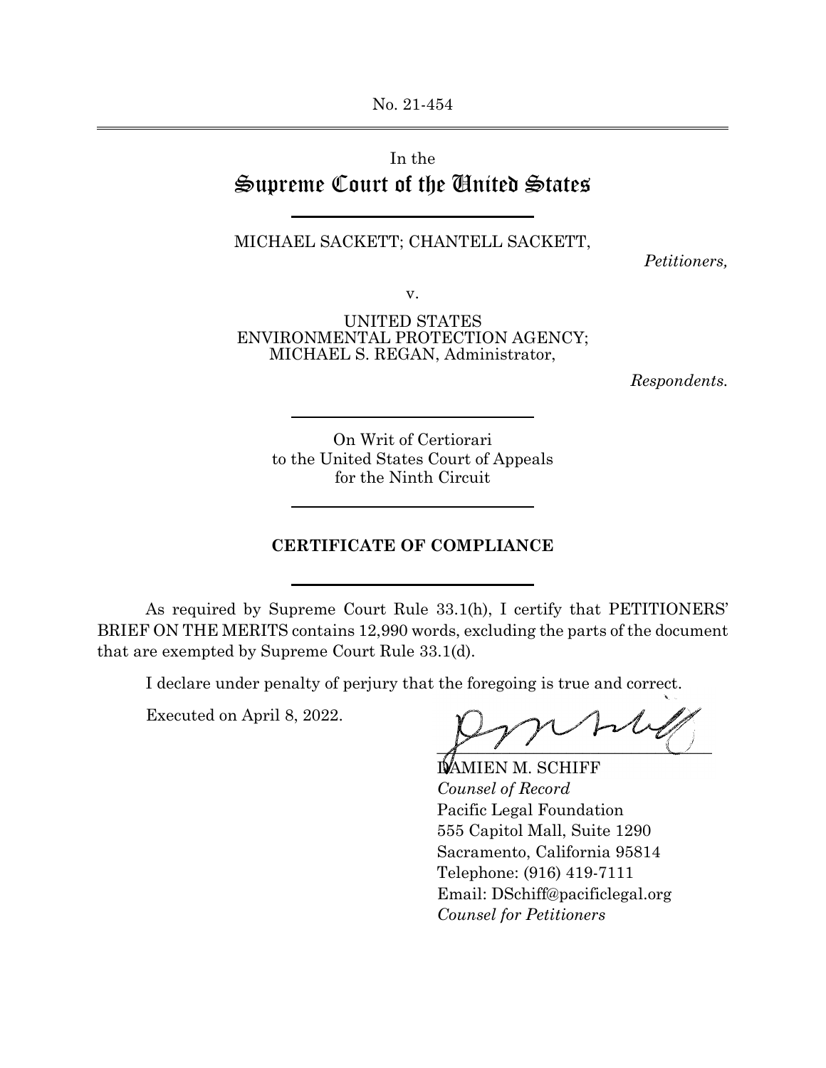No. 21-454

In the
# Supreme Court of the United States

MICHAEL SACKETT; CHANTELL SACKETT,

*Petitioners,*

v.

UNITED STATES
ENVIRONMENTAL PROTECTION AGENCY;
MICHAEL S. REGAN, Administrator,

*Respondents.*

On Writ of Certiorari
to the United States Court of Appeals
for the Ninth Circuit

**CERTIFICATE OF COMPLIANCE**

As required by Supreme Court Rule 33.1(h), I certify that PETITIONERS' BRIEF ON THE MERITS contains 12,990 words, excluding the parts of the document that are exempted by Supreme Court Rule 33.1(d).

I declare under penalty of perjury that the foregoing is true and correct.

Executed on April 8, 2022.

DAMIEN M. SCHIFF
*Counsel of Record*
Pacific Legal Foundation
555 Capitol Mall, Suite 1290
Sacramento, California 95814
Telephone: (916) 419-7111
Email: DSchiff@pacificlegal.org
*Counsel for Petitioners*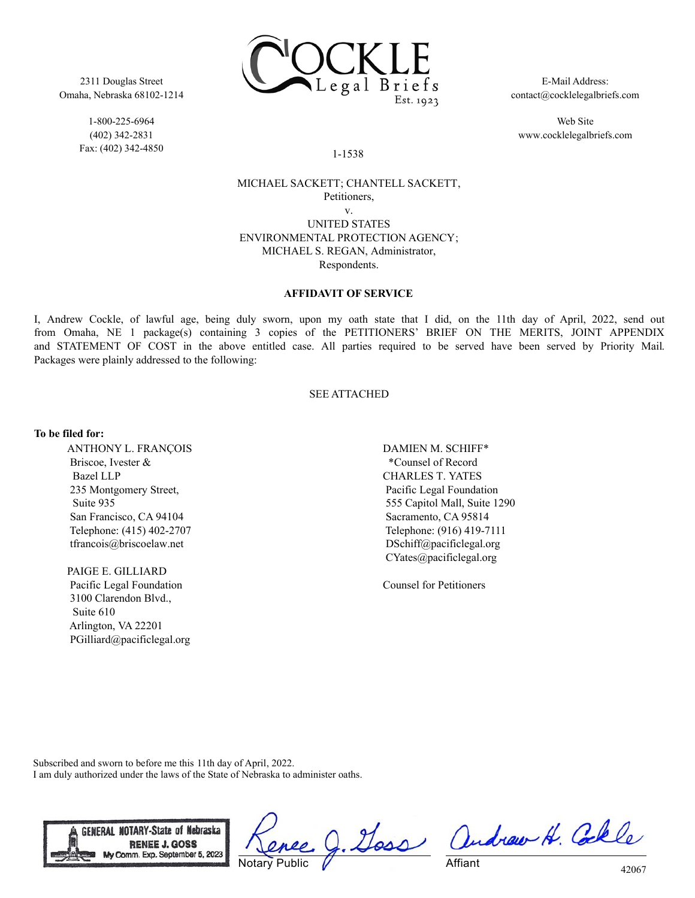2311 Douglas Street
Omaha, Nebraska 68102-1214

1-800-225-6964
(402) 342-2831
Fax: (402) 342-4850

COCKLE Legal Briefs Est. 1923

E-Mail Address:
contact@cocklelegalbriefs.com

Web Site
www.cocklelegalbriefs.com

1-1538

MICHAEL SACKETT; CHANTELL SACKETT,
Petitioners,
v.
UNITED STATES
ENVIRONMENTAL PROTECTION AGENCY;
MICHAEL S. REGAN, Administrator,
Respondents.

**AFFIDAVIT OF SERVICE**

I, Andrew Cockle, of lawful age, being duly sworn, upon my oath state that I did, on the 11th day of April, 2022, send out from Omaha, NE 1 package(s) containing 3 copies of the PETITIONERS' BRIEF ON THE MERITS, JOINT APPENDIX and STATEMENT OF COST in the above entitled case. All parties required to be served have been served by Priority Mail. Packages were plainly addressed to the following:

SEE ATTACHED

**To be filed for:**

ANTHONY L. FRANÇOIS
Briscoe, Ivester &
Bazel LLP
235 Montgomery Street,
Suite 935
San Francisco, CA 94104
Telephone: (415) 402-2707
tfrancois@briscoelaw.net

PAIGE E. GILLIARD
Pacific Legal Foundation
3100 Clarendon Blvd.,
Suite 610
Arlington, VA 22201
PGilliard@pacificlegal.org

DAMIEN M. SCHIFF*
*Counsel of Record
CHARLES T. YATES
Pacific Legal Foundation
555 Capitol Mall, Suite 1290
Sacramento, CA 95814
Telephone: (916) 419-7111
DSchiff@pacificlegal.org
CYates@pacificlegal.org

Counsel for Petitioners

Subscribed and sworn to before me this 11th day of April, 2022.
I am duly authorized under the laws of the State of Nebraska to administer oaths.

GENERAL NOTARY-State of Nebraska
RENEE J. GOSS
My Comm. Exp. September 5, 2023

Renee J. Goss
Notary Public

Andrew H. Cockle
Affiant

42067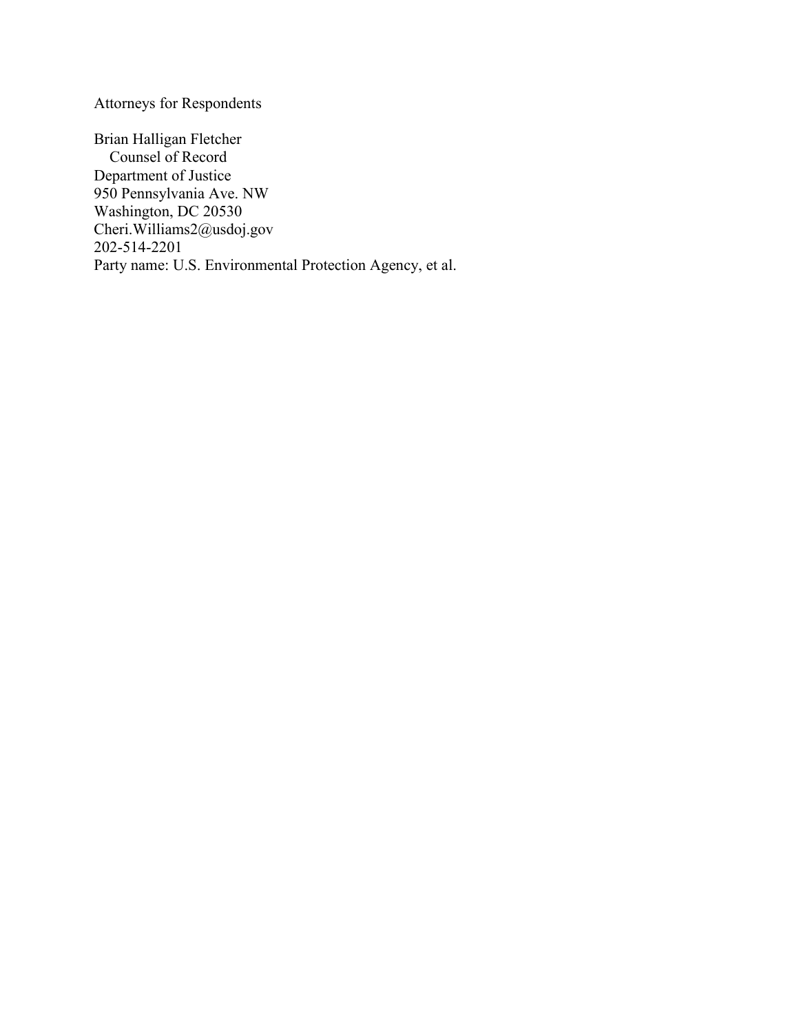Attorneys for Respondents

Brian Halligan Fletcher
Counsel of Record
Department of Justice
950 Pennsylvania Ave. NW
Washington, DC 20530
Cheri.Williams2@usdoj.gov
202-514-2201
Party name: U.S. Environmental Protection Agency, et al.